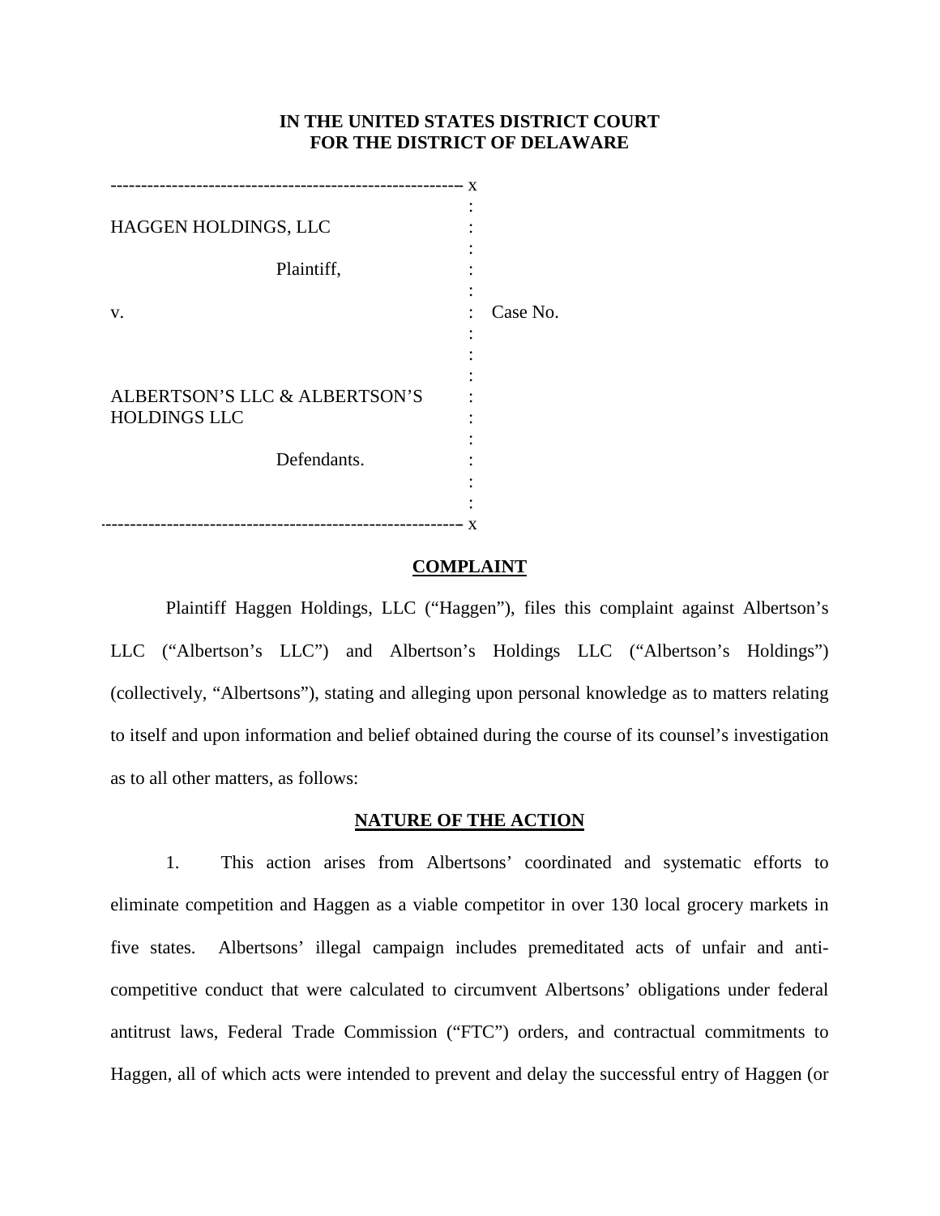**IN THE UNITED STATES DISTRICT COURT**
**FOR THE DISTRICT OF DELAWARE**

| | | |
|---|---|---|
| HAGGEN HOLDINGS, LLC | : | |
| Plaintiff, | : | |
| v. | : | Case No. |
| ALBERTSON'S LLC & ALBERTSON'S HOLDINGS LLC | : | |
| Defendants. | : | |

## COMPLAINT

Plaintiff Haggen Holdings, LLC ("Haggen"), files this complaint against Albertson's LLC ("Albertson's LLC") and Albertson's Holdings LLC ("Albertson's Holdings") (collectively, "Albertsons"), stating and alleging upon personal knowledge as to matters relating to itself and upon information and belief obtained during the course of its counsel's investigation as to all other matters, as follows:

## NATURE OF THE ACTION

1. This action arises from Albertsons' coordinated and systematic efforts to eliminate competition and Haggen as a viable competitor in over 130 local grocery markets in five states. Albertsons' illegal campaign includes premeditated acts of unfair and anti-competitive conduct that were calculated to circumvent Albertsons' obligations under federal antitrust laws, Federal Trade Commission ("FTC") orders, and contractual commitments to Haggen, all of which acts were intended to prevent and delay the successful entry of Haggen (or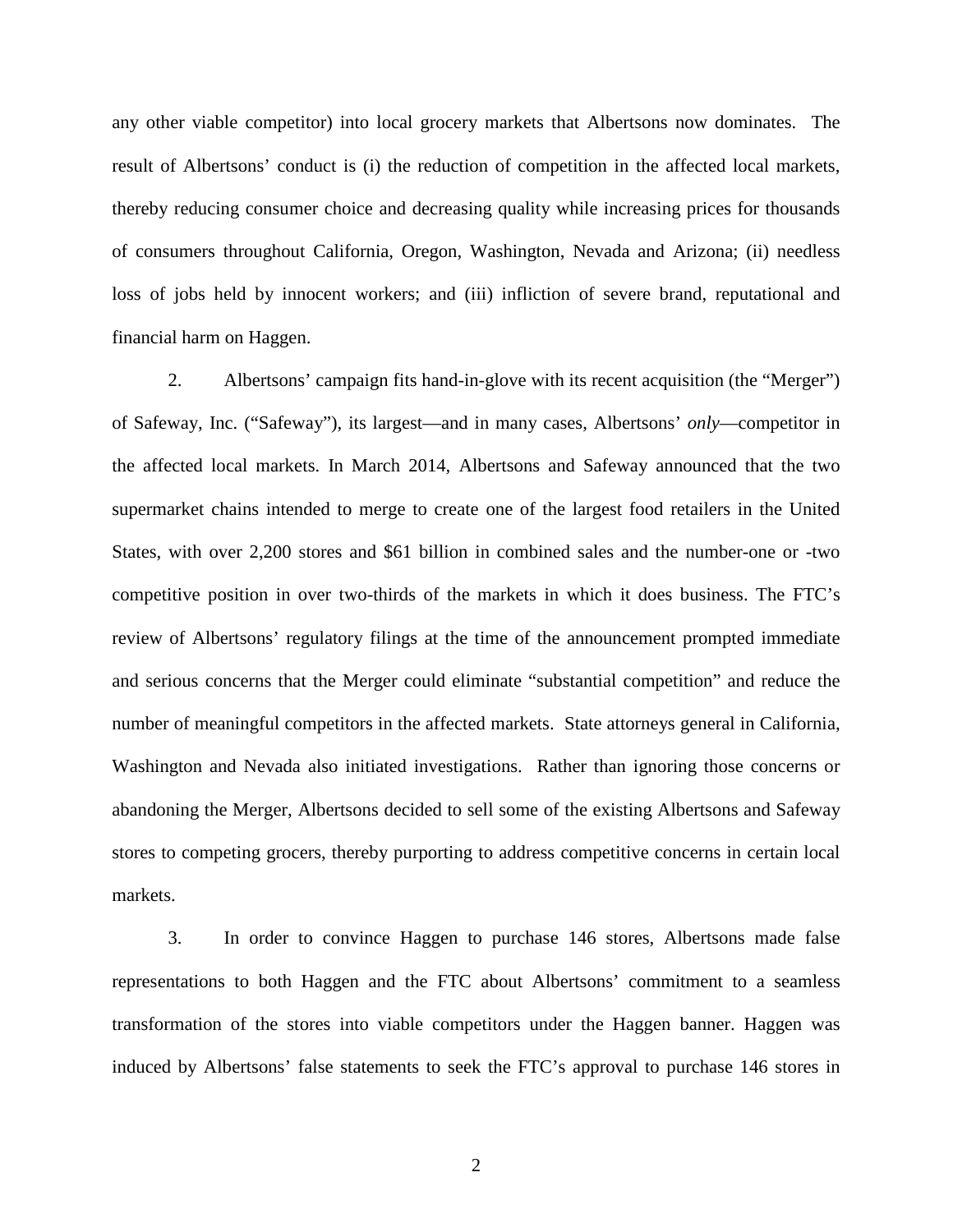any other viable competitor) into local grocery markets that Albertsons now dominates. The result of Albertsons' conduct is (i) the reduction of competition in the affected local markets, thereby reducing consumer choice and decreasing quality while increasing prices for thousands of consumers throughout California, Oregon, Washington, Nevada and Arizona; (ii) needless loss of jobs held by innocent workers; and (iii) infliction of severe brand, reputational and financial harm on Haggen.

2. Albertsons' campaign fits hand-in-glove with its recent acquisition (the "Merger") of Safeway, Inc. ("Safeway"), its largest—and in many cases, Albertsons' *only*—competitor in the affected local markets. In March 2014, Albertsons and Safeway announced that the two supermarket chains intended to merge to create one of the largest food retailers in the United States, with over 2,200 stores and $61 billion in combined sales and the number-one or -two competitive position in over two-thirds of the markets in which it does business. The FTC's review of Albertsons' regulatory filings at the time of the announcement prompted immediate and serious concerns that the Merger could eliminate "substantial competition" and reduce the number of meaningful competitors in the affected markets. State attorneys general in California, Washington and Nevada also initiated investigations. Rather than ignoring those concerns or abandoning the Merger, Albertsons decided to sell some of the existing Albertsons and Safeway stores to competing grocers, thereby purporting to address competitive concerns in certain local markets.

3. In order to convince Haggen to purchase 146 stores, Albertsons made false representations to both Haggen and the FTC about Albertsons' commitment to a seamless transformation of the stores into viable competitors under the Haggen banner. Haggen was induced by Albertsons' false statements to seek the FTC's approval to purchase 146 stores in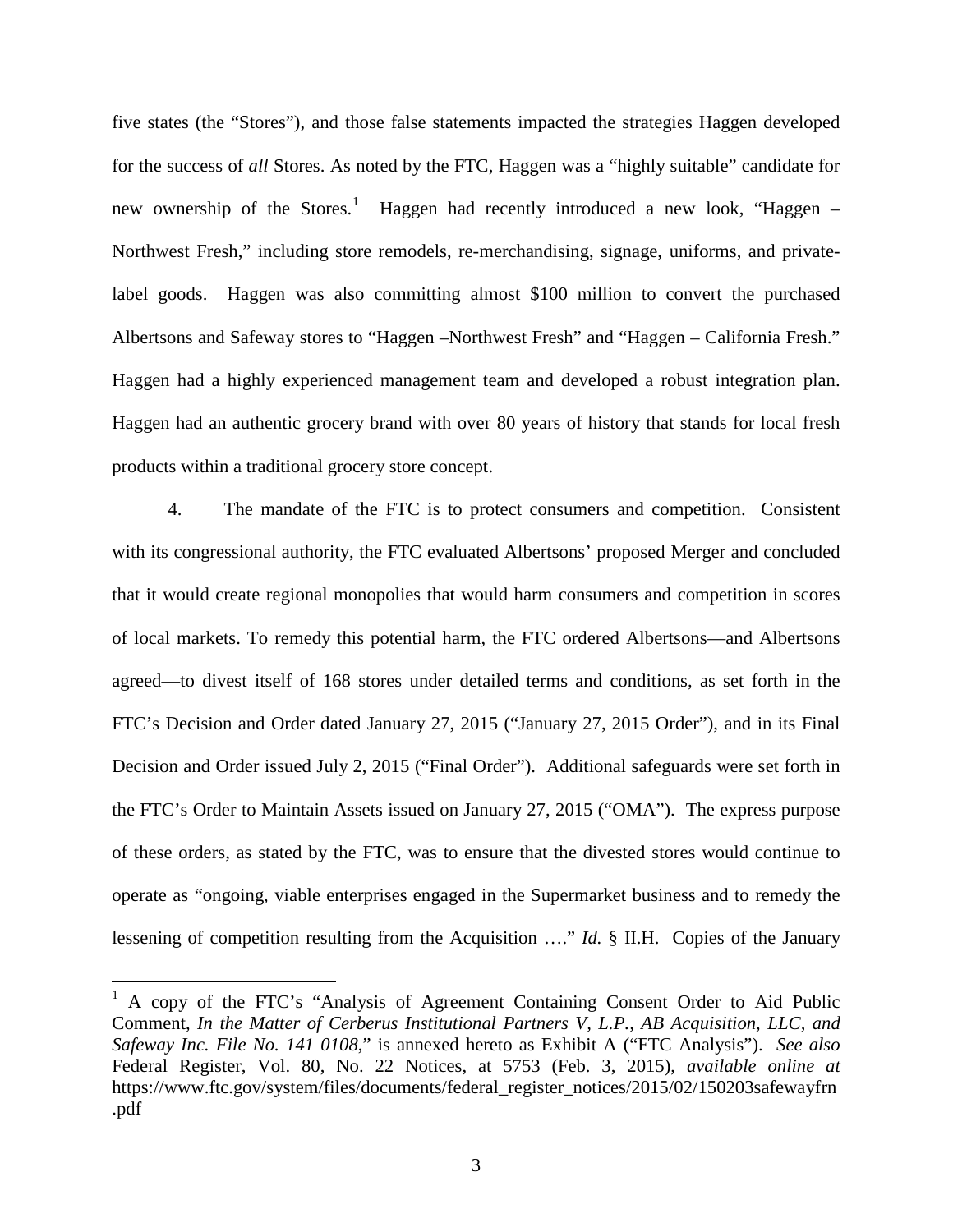five states (the "Stores"), and those false statements impacted the strategies Haggen developed for the success of *all* Stores. As noted by the FTC, Haggen was a "highly suitable" candidate for new ownership of the Stores.[1] Haggen had recently introduced a new look, "Haggen – Northwest Fresh," including store remodels, re-merchandising, signage, uniforms, and private-label goods. Haggen was also committing almost $100 million to convert the purchased Albertsons and Safeway stores to "Haggen –Northwest Fresh" and "Haggen – California Fresh." Haggen had a highly experienced management team and developed a robust integration plan. Haggen had an authentic grocery brand with over 80 years of history that stands for local fresh products within a traditional grocery store concept.

4. The mandate of the FTC is to protect consumers and competition. Consistent with its congressional authority, the FTC evaluated Albertsons' proposed Merger and concluded that it would create regional monopolies that would harm consumers and competition in scores of local markets. To remedy this potential harm, the FTC ordered Albertsons—and Albertsons agreed—to divest itself of 168 stores under detailed terms and conditions, as set forth in the FTC's Decision and Order dated January 27, 2015 ("January 27, 2015 Order"), and in its Final Decision and Order issued July 2, 2015 ("Final Order"). Additional safeguards were set forth in the FTC's Order to Maintain Assets issued on January 27, 2015 ("OMA"). The express purpose of these orders, as stated by the FTC, was to ensure that the divested stores would continue to operate as "ongoing, viable enterprises engaged in the Supermarket business and to remedy the lessening of competition resulting from the Acquisition …." *Id.* § II.H. Copies of the January

---

[1] A copy of the FTC's "Analysis of Agreement Containing Consent Order to Aid Public Comment, *In the Matter of Cerberus Institutional Partners V, L.P., AB Acquisition, LLC, and Safeway Inc. File No. 141 0108*," is annexed hereto as Exhibit A ("FTC Analysis"). *See also* Federal Register, Vol. 80, No. 22 Notices, at 5753 (Feb. 3, 2015), *available online at* https://www.ftc.gov/system/files/documents/federal_register_notices/2015/02/150203safewayfrn.pdf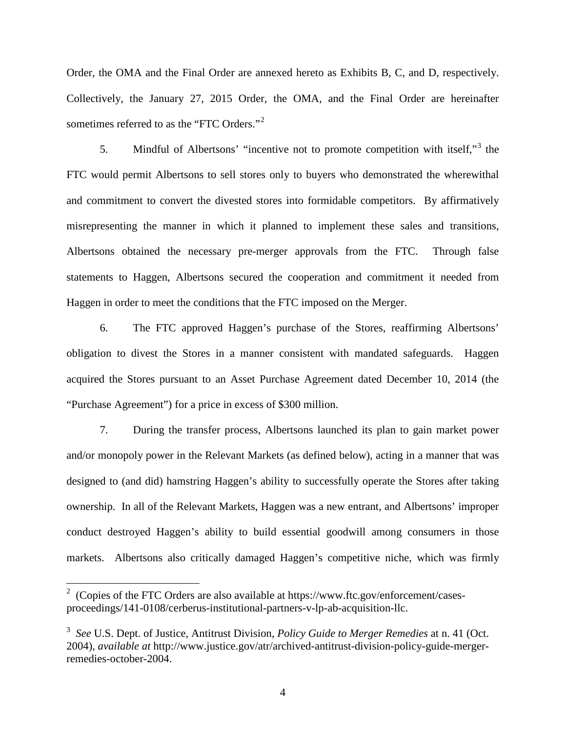Order, the OMA and the Final Order are annexed hereto as Exhibits B, C, and D, respectively. Collectively, the January 27, 2015 Order, the OMA, and the Final Order are hereinafter sometimes referred to as the "FTC Orders."[2]

5. Mindful of Albertsons' "incentive not to promote competition with itself,"[3] the FTC would permit Albertsons to sell stores only to buyers who demonstrated the wherewithal and commitment to convert the divested stores into formidable competitors. By affirmatively misrepresenting the manner in which it planned to implement these sales and transitions, Albertsons obtained the necessary pre-merger approvals from the FTC. Through false statements to Haggen, Albertsons secured the cooperation and commitment it needed from Haggen in order to meet the conditions that the FTC imposed on the Merger.

6. The FTC approved Haggen's purchase of the Stores, reaffirming Albertsons' obligation to divest the Stores in a manner consistent with mandated safeguards. Haggen acquired the Stores pursuant to an Asset Purchase Agreement dated December 10, 2014 (the "Purchase Agreement") for a price in excess of $300 million.

7. During the transfer process, Albertsons launched its plan to gain market power and/or monopoly power in the Relevant Markets (as defined below), acting in a manner that was designed to (and did) hamstring Haggen's ability to successfully operate the Stores after taking ownership. In all of the Relevant Markets, Haggen was a new entrant, and Albertsons' improper conduct destroyed Haggen's ability to build essential goodwill among consumers in those markets. Albertsons also critically damaged Haggen's competitive niche, which was firmly

---

[2] (Copies of the FTC Orders are also available at https://www.ftc.gov/enforcement/cases-proceedings/141-0108/cerberus-institutional-partners-v-lp-ab-acquisition-llc.

[3] *See* U.S. Dept. of Justice, Antitrust Division, *Policy Guide to Merger Remedies* at n. 41 (Oct. 2004), *available at* http://www.justice.gov/atr/archived-antitrust-division-policy-guide-merger-remedies-october-2004.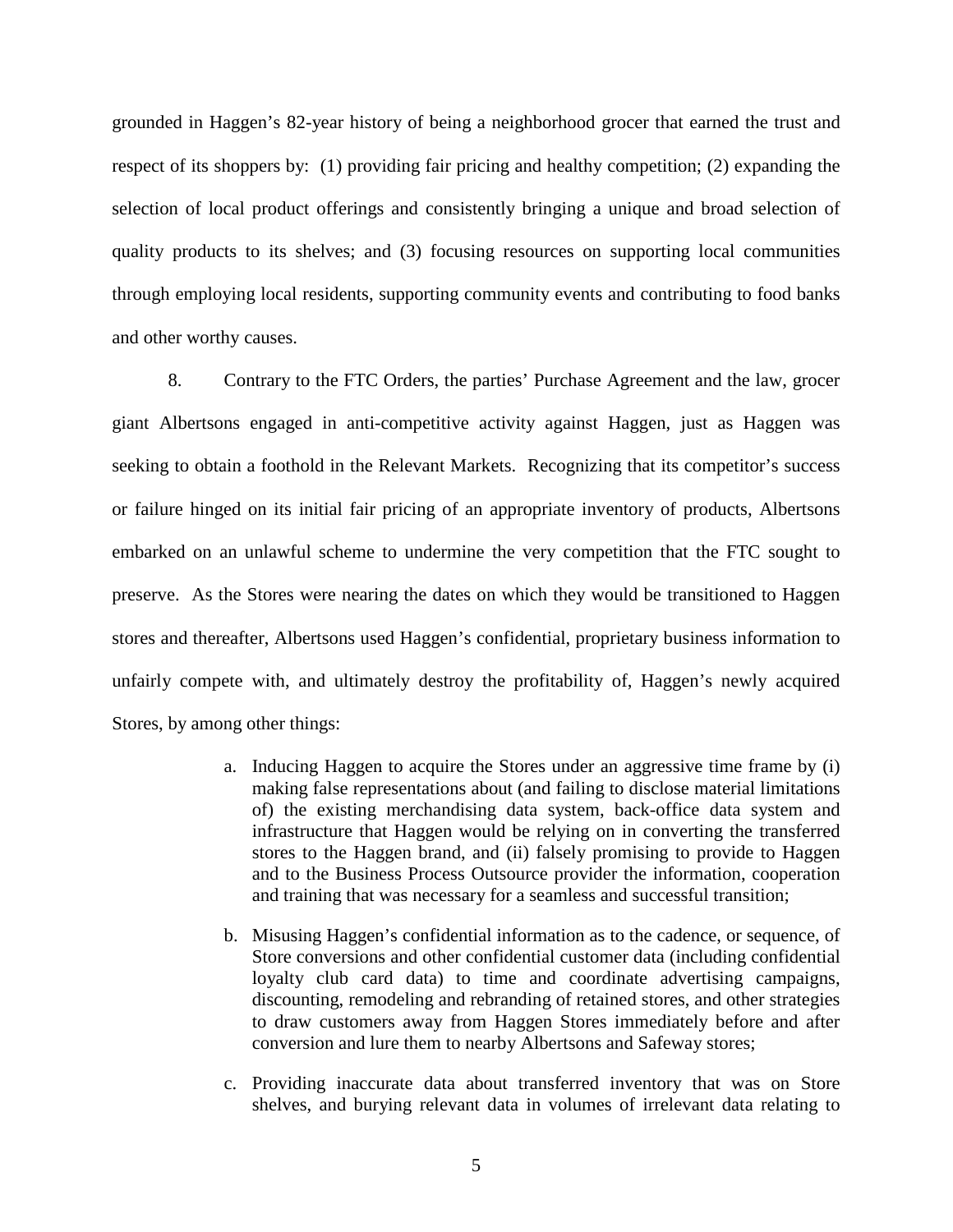grounded in Haggen's 82-year history of being a neighborhood grocer that earned the trust and respect of its shoppers by: (1) providing fair pricing and healthy competition; (2) expanding the selection of local product offerings and consistently bringing a unique and broad selection of quality products to its shelves; and (3) focusing resources on supporting local communities through employing local residents, supporting community events and contributing to food banks and other worthy causes.

8. Contrary to the FTC Orders, the parties' Purchase Agreement and the law, grocer giant Albertsons engaged in anti-competitive activity against Haggen, just as Haggen was seeking to obtain a foothold in the Relevant Markets. Recognizing that its competitor's success or failure hinged on its initial fair pricing of an appropriate inventory of products, Albertsons embarked on an unlawful scheme to undermine the very competition that the FTC sought to preserve. As the Stores were nearing the dates on which they would be transitioned to Haggen stores and thereafter, Albertsons used Haggen's confidential, proprietary business information to unfairly compete with, and ultimately destroy the profitability of, Haggen's newly acquired Stores, by among other things:

a. Inducing Haggen to acquire the Stores under an aggressive time frame by (i) making false representations about (and failing to disclose material limitations of) the existing merchandising data system, back-office data system and infrastructure that Haggen would be relying on in converting the transferred stores to the Haggen brand, and (ii) falsely promising to provide to Haggen and to the Business Process Outsource provider the information, cooperation and training that was necessary for a seamless and successful transition;

b. Misusing Haggen's confidential information as to the cadence, or sequence, of Store conversions and other confidential customer data (including confidential loyalty club card data) to time and coordinate advertising campaigns, discounting, remodeling and rebranding of retained stores, and other strategies to draw customers away from Haggen Stores immediately before and after conversion and lure them to nearby Albertsons and Safeway stores;

c. Providing inaccurate data about transferred inventory that was on Store shelves, and burying relevant data in volumes of irrelevant data relating to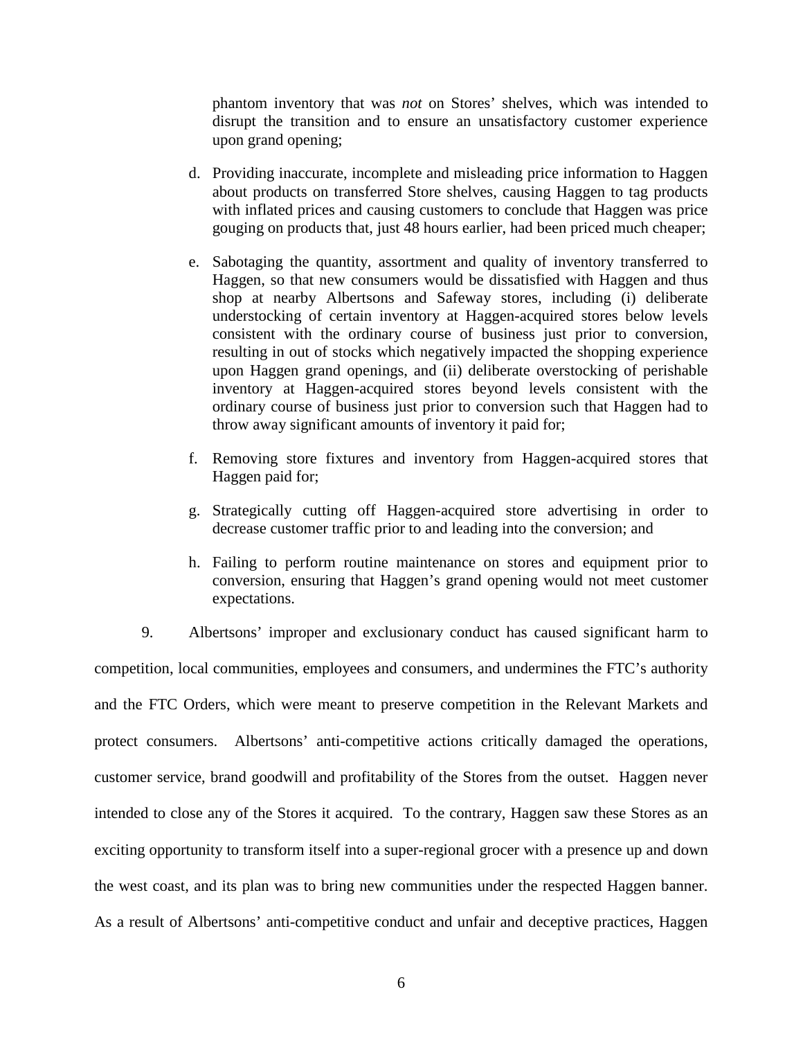phantom inventory that was *not* on Stores' shelves, which was intended to disrupt the transition and to ensure an unsatisfactory customer experience upon grand opening;

d. Providing inaccurate, incomplete and misleading price information to Haggen about products on transferred Store shelves, causing Haggen to tag products with inflated prices and causing customers to conclude that Haggen was price gouging on products that, just 48 hours earlier, had been priced much cheaper;

e. Sabotaging the quantity, assortment and quality of inventory transferred to Haggen, so that new consumers would be dissatisfied with Haggen and thus shop at nearby Albertsons and Safeway stores, including (i) deliberate understocking of certain inventory at Haggen-acquired stores below levels consistent with the ordinary course of business just prior to conversion, resulting in out of stocks which negatively impacted the shopping experience upon Haggen grand openings, and (ii) deliberate overstocking of perishable inventory at Haggen-acquired stores beyond levels consistent with the ordinary course of business just prior to conversion such that Haggen had to throw away significant amounts of inventory it paid for;

f. Removing store fixtures and inventory from Haggen-acquired stores that Haggen paid for;

g. Strategically cutting off Haggen-acquired store advertising in order to decrease customer traffic prior to and leading into the conversion; and

h. Failing to perform routine maintenance on stores and equipment prior to conversion, ensuring that Haggen's grand opening would not meet customer expectations.

9. Albertsons' improper and exclusionary conduct has caused significant harm to competition, local communities, employees and consumers, and undermines the FTC's authority and the FTC Orders, which were meant to preserve competition in the Relevant Markets and protect consumers. Albertsons' anti-competitive actions critically damaged the operations, customer service, brand goodwill and profitability of the Stores from the outset. Haggen never intended to close any of the Stores it acquired. To the contrary, Haggen saw these Stores as an exciting opportunity to transform itself into a super-regional grocer with a presence up and down the west coast, and its plan was to bring new communities under the respected Haggen banner. As a result of Albertsons' anti-competitive conduct and unfair and deceptive practices, Haggen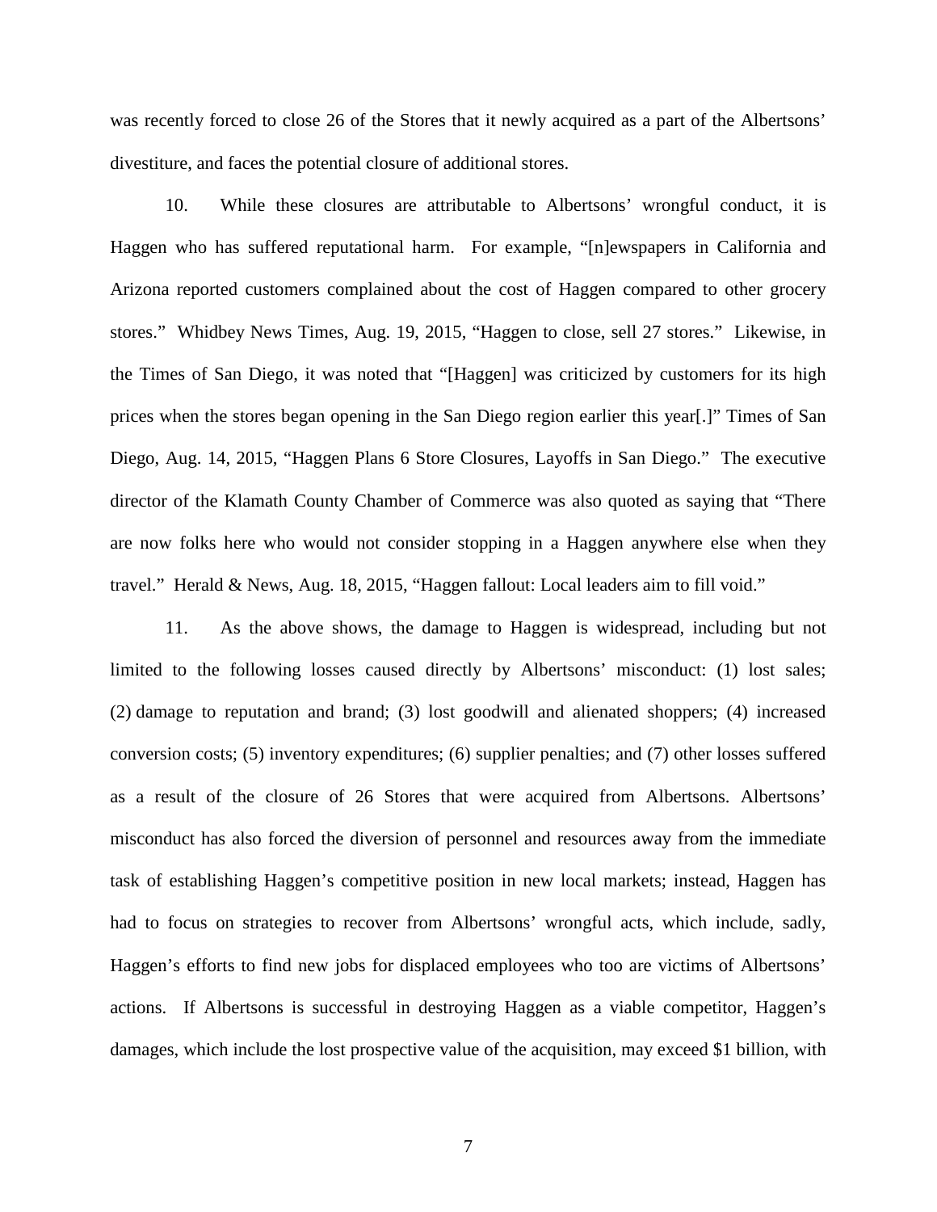was recently forced to close 26 of the Stores that it newly acquired as a part of the Albertsons' divestiture, and faces the potential closure of additional stores.

10. While these closures are attributable to Albertsons' wrongful conduct, it is Haggen who has suffered reputational harm. For example, "[n]ewspapers in California and Arizona reported customers complained about the cost of Haggen compared to other grocery stores." Whidbey News Times, Aug. 19, 2015, "Haggen to close, sell 27 stores." Likewise, in the Times of San Diego, it was noted that "[Haggen] was criticized by customers for its high prices when the stores began opening in the San Diego region earlier this year[.]" Times of San Diego, Aug. 14, 2015, "Haggen Plans 6 Store Closures, Layoffs in San Diego." The executive director of the Klamath County Chamber of Commerce was also quoted as saying that "There are now folks here who would not consider stopping in a Haggen anywhere else when they travel." Herald & News, Aug. 18, 2015, "Haggen fallout: Local leaders aim to fill void."

11. As the above shows, the damage to Haggen is widespread, including but not limited to the following losses caused directly by Albertsons' misconduct: (1) lost sales; (2) damage to reputation and brand; (3) lost goodwill and alienated shoppers; (4) increased conversion costs; (5) inventory expenditures; (6) supplier penalties; and (7) other losses suffered as a result of the closure of 26 Stores that were acquired from Albertsons. Albertsons' misconduct has also forced the diversion of personnel and resources away from the immediate task of establishing Haggen's competitive position in new local markets; instead, Haggen has had to focus on strategies to recover from Albertsons' wrongful acts, which include, sadly, Haggen's efforts to find new jobs for displaced employees who too are victims of Albertsons' actions. If Albertsons is successful in destroying Haggen as a viable competitor, Haggen's damages, which include the lost prospective value of the acquisition, may exceed $1 billion, with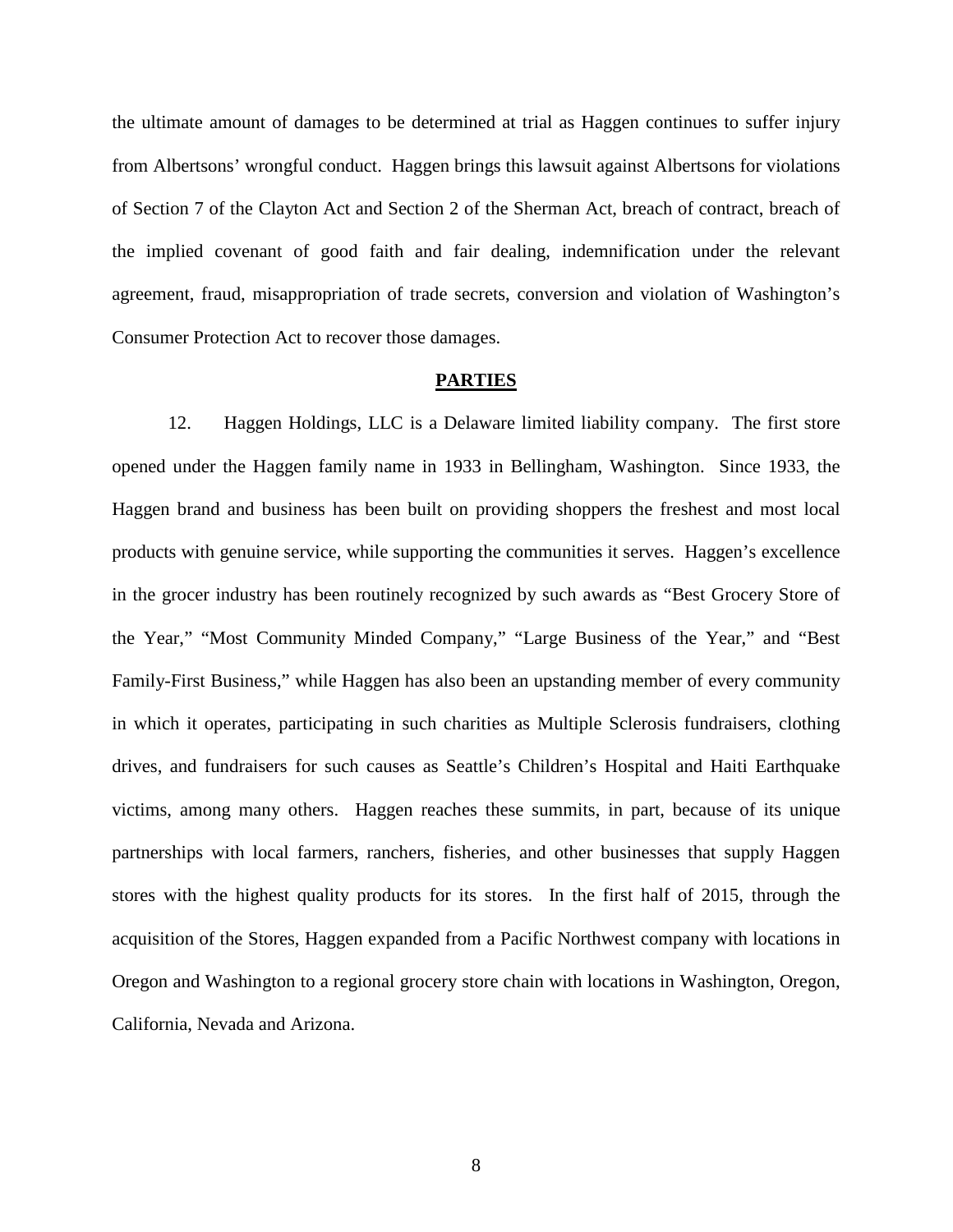the ultimate amount of damages to be determined at trial as Haggen continues to suffer injury from Albertsons' wrongful conduct. Haggen brings this lawsuit against Albertsons for violations of Section 7 of the Clayton Act and Section 2 of the Sherman Act, breach of contract, breach of the implied covenant of good faith and fair dealing, indemnification under the relevant agreement, fraud, misappropriation of trade secrets, conversion and violation of Washington's Consumer Protection Act to recover those damages.

## PARTIES

12. Haggen Holdings, LLC is a Delaware limited liability company. The first store opened under the Haggen family name in 1933 in Bellingham, Washington. Since 1933, the Haggen brand and business has been built on providing shoppers the freshest and most local products with genuine service, while supporting the communities it serves. Haggen's excellence in the grocer industry has been routinely recognized by such awards as "Best Grocery Store of the Year," "Most Community Minded Company," "Large Business of the Year," and "Best Family-First Business," while Haggen has also been an upstanding member of every community in which it operates, participating in such charities as Multiple Sclerosis fundraisers, clothing drives, and fundraisers for such causes as Seattle's Children's Hospital and Haiti Earthquake victims, among many others. Haggen reaches these summits, in part, because of its unique partnerships with local farmers, ranchers, fisheries, and other businesses that supply Haggen stores with the highest quality products for its stores. In the first half of 2015, through the acquisition of the Stores, Haggen expanded from a Pacific Northwest company with locations in Oregon and Washington to a regional grocery store chain with locations in Washington, Oregon, California, Nevada and Arizona.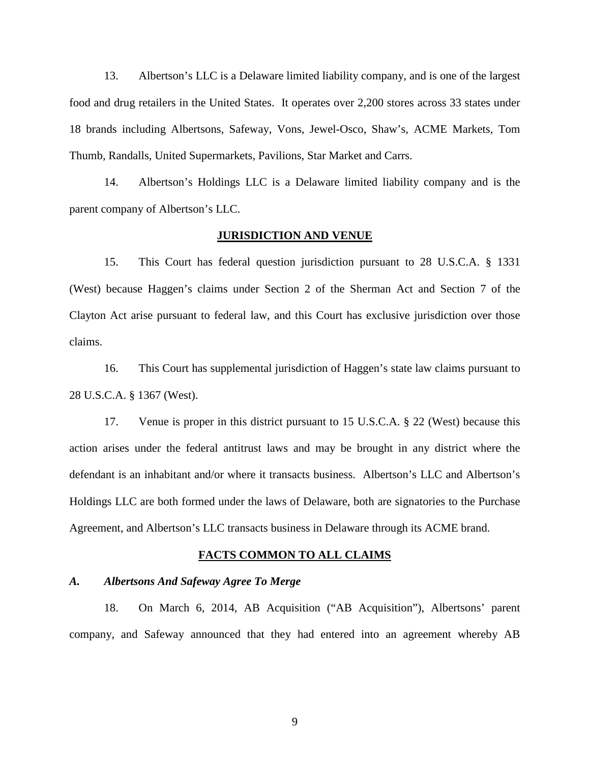13. Albertson's LLC is a Delaware limited liability company, and is one of the largest food and drug retailers in the United States. It operates over 2,200 stores across 33 states under 18 brands including Albertsons, Safeway, Vons, Jewel-Osco, Shaw's, ACME Markets, Tom Thumb, Randalls, United Supermarkets, Pavilions, Star Market and Carrs.

14. Albertson's Holdings LLC is a Delaware limited liability company and is the parent company of Albertson's LLC.

## JURISDICTION AND VENUE

15. This Court has federal question jurisdiction pursuant to 28 U.S.C.A. § 1331 (West) because Haggen's claims under Section 2 of the Sherman Act and Section 7 of the Clayton Act arise pursuant to federal law, and this Court has exclusive jurisdiction over those claims.

16. This Court has supplemental jurisdiction of Haggen's state law claims pursuant to 28 U.S.C.A. § 1367 (West).

17. Venue is proper in this district pursuant to 15 U.S.C.A. § 22 (West) because this action arises under the federal antitrust laws and may be brought in any district where the defendant is an inhabitant and/or where it transacts business. Albertson's LLC and Albertson's Holdings LLC are both formed under the laws of Delaware, both are signatories to the Purchase Agreement, and Albertson's LLC transacts business in Delaware through its ACME brand.

## FACTS COMMON TO ALL CLAIMS

### *A. Albertsons And Safeway Agree To Merge*

18. On March 6, 2014, AB Acquisition ("AB Acquisition"), Albertsons' parent company, and Safeway announced that they had entered into an agreement whereby AB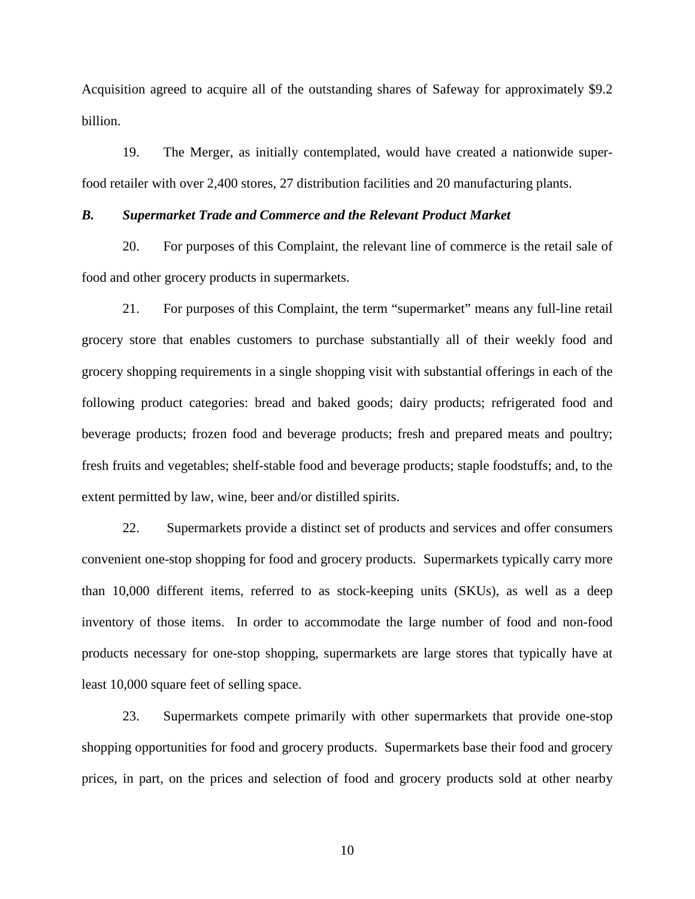Acquisition agreed to acquire all of the outstanding shares of Safeway for approximately $9.2 billion.

19. The Merger, as initially contemplated, would have created a nationwide super-food retailer with over 2,400 stores, 27 distribution facilities and 20 manufacturing plants.

### *B. Supermarket Trade and Commerce and the Relevant Product Market*

20. For purposes of this Complaint, the relevant line of commerce is the retail sale of food and other grocery products in supermarkets.

21. For purposes of this Complaint, the term "supermarket" means any full-line retail grocery store that enables customers to purchase substantially all of their weekly food and grocery shopping requirements in a single shopping visit with substantial offerings in each of the following product categories: bread and baked goods; dairy products; refrigerated food and beverage products; frozen food and beverage products; fresh and prepared meats and poultry; fresh fruits and vegetables; shelf-stable food and beverage products; staple foodstuffs; and, to the extent permitted by law, wine, beer and/or distilled spirits.

22. Supermarkets provide a distinct set of products and services and offer consumers convenient one-stop shopping for food and grocery products. Supermarkets typically carry more than 10,000 different items, referred to as stock-keeping units (SKUs), as well as a deep inventory of those items. In order to accommodate the large number of food and non-food products necessary for one-stop shopping, supermarkets are large stores that typically have at least 10,000 square feet of selling space.

23. Supermarkets compete primarily with other supermarkets that provide one-stop shopping opportunities for food and grocery products. Supermarkets base their food and grocery prices, in part, on the prices and selection of food and grocery products sold at other nearby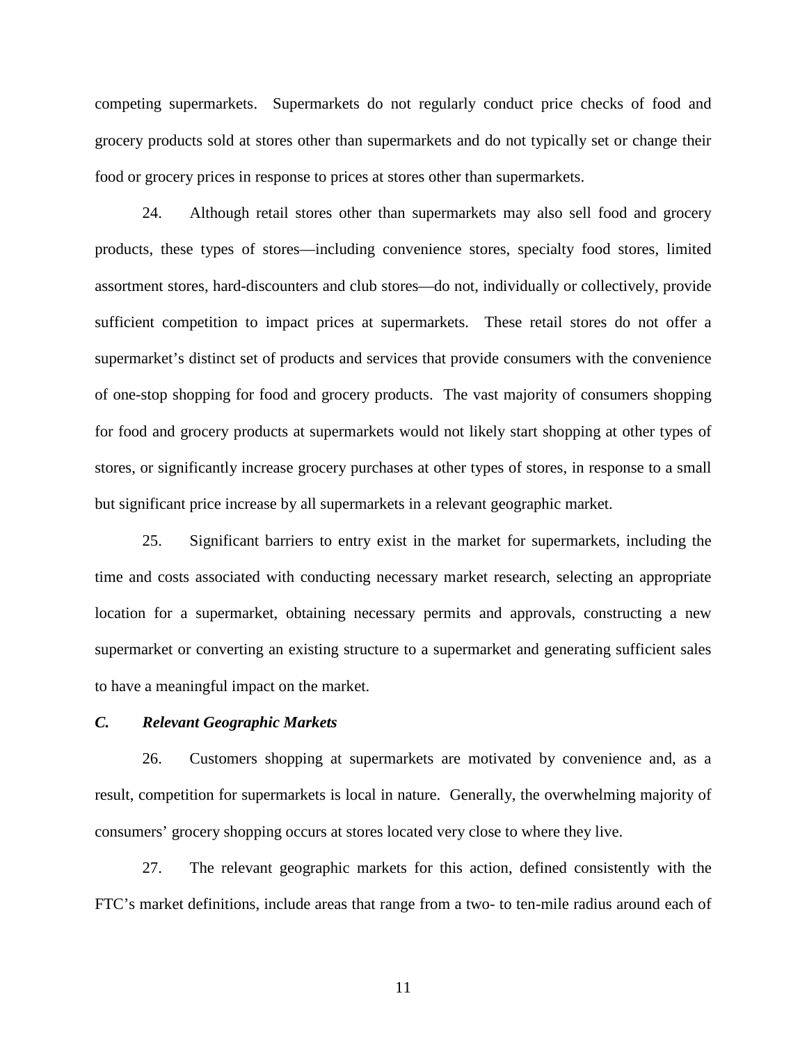competing supermarkets. Supermarkets do not regularly conduct price checks of food and grocery products sold at stores other than supermarkets and do not typically set or change their food or grocery prices in response to prices at stores other than supermarkets.

24. Although retail stores other than supermarkets may also sell food and grocery products, these types of stores—including convenience stores, specialty food stores, limited assortment stores, hard-discounters and club stores—do not, individually or collectively, provide sufficient competition to impact prices at supermarkets. These retail stores do not offer a supermarket's distinct set of products and services that provide consumers with the convenience of one-stop shopping for food and grocery products. The vast majority of consumers shopping for food and grocery products at supermarkets would not likely start shopping at other types of stores, or significantly increase grocery purchases at other types of stores, in response to a small but significant price increase by all supermarkets in a relevant geographic market.

25. Significant barriers to entry exist in the market for supermarkets, including the time and costs associated with conducting necessary market research, selecting an appropriate location for a supermarket, obtaining necessary permits and approvals, constructing a new supermarket or converting an existing structure to a supermarket and generating sufficient sales to have a meaningful impact on the market.

### *C. Relevant Geographic Markets*

26. Customers shopping at supermarkets are motivated by convenience and, as a result, competition for supermarkets is local in nature. Generally, the overwhelming majority of consumers' grocery shopping occurs at stores located very close to where they live.

27. The relevant geographic markets for this action, defined consistently with the FTC's market definitions, include areas that range from a two- to ten-mile radius around each of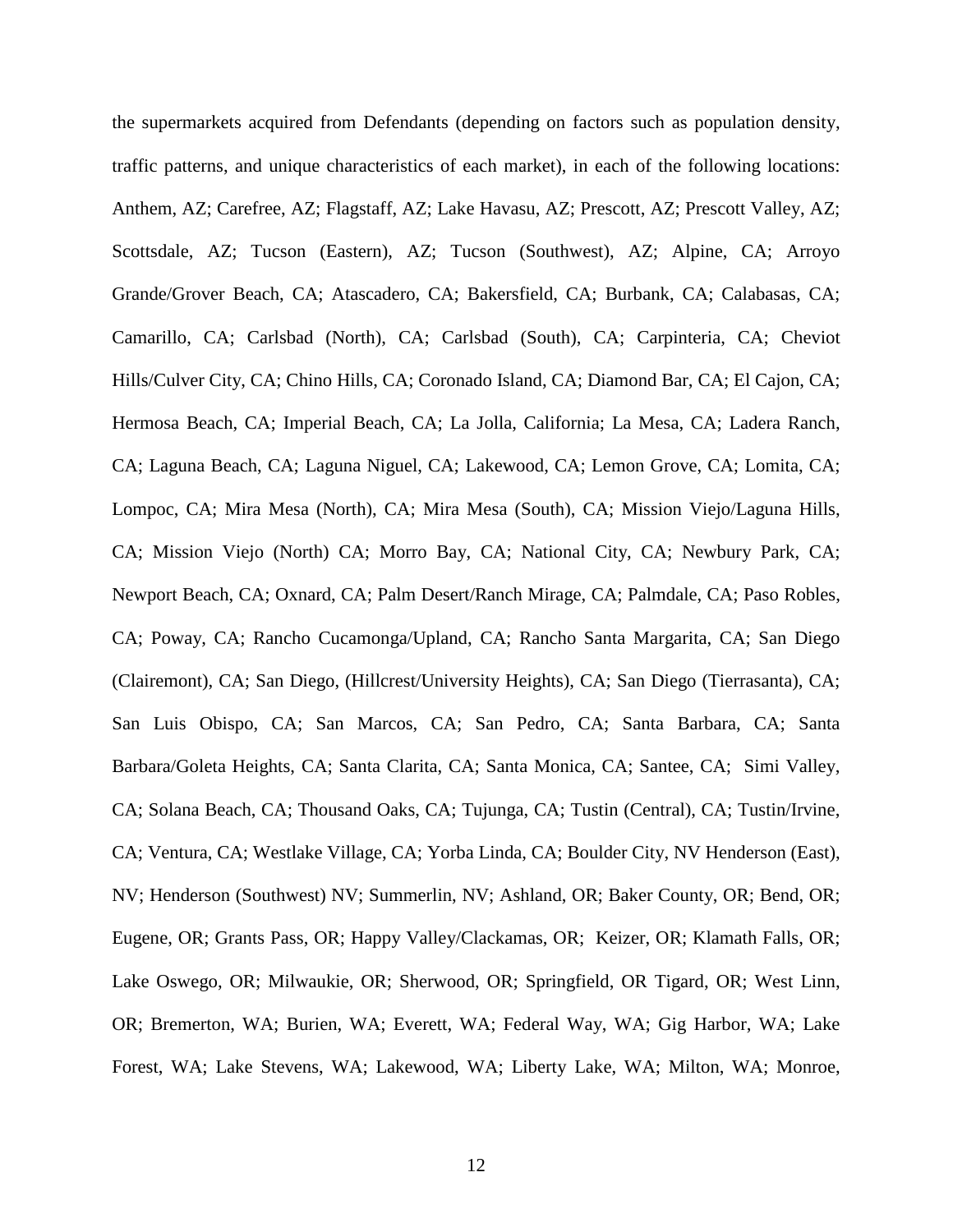the supermarkets acquired from Defendants (depending on factors such as population density, traffic patterns, and unique characteristics of each market), in each of the following locations: Anthem, AZ; Carefree, AZ; Flagstaff, AZ; Lake Havasu, AZ; Prescott, AZ; Prescott Valley, AZ; Scottsdale, AZ; Tucson (Eastern), AZ; Tucson (Southwest), AZ; Alpine, CA; Arroyo Grande/Grover Beach, CA; Atascadero, CA; Bakersfield, CA; Burbank, CA; Calabasas, CA; Camarillo, CA; Carlsbad (North), CA; Carlsbad (South), CA; Carpinteria, CA; Cheviot Hills/Culver City, CA; Chino Hills, CA; Coronado Island, CA; Diamond Bar, CA; El Cajon, CA; Hermosa Beach, CA; Imperial Beach, CA; La Jolla, California; La Mesa, CA; Ladera Ranch, CA; Laguna Beach, CA; Laguna Niguel, CA; Lakewood, CA; Lemon Grove, CA; Lomita, CA; Lompoc, CA; Mira Mesa (North), CA; Mira Mesa (South), CA; Mission Viejo/Laguna Hills, CA; Mission Viejo (North) CA; Morro Bay, CA; National City, CA; Newbury Park, CA; Newport Beach, CA; Oxnard, CA; Palm Desert/Ranch Mirage, CA; Palmdale, CA; Paso Robles, CA; Poway, CA; Rancho Cucamonga/Upland, CA; Rancho Santa Margarita, CA; San Diego (Clairemont), CA; San Diego, (Hillcrest/University Heights), CA; San Diego (Tierrasanta), CA; San Luis Obispo, CA; San Marcos, CA; San Pedro, CA; Santa Barbara, CA; Santa Barbara/Goleta Heights, CA; Santa Clarita, CA; Santa Monica, CA; Santee, CA; Simi Valley, CA; Solana Beach, CA; Thousand Oaks, CA; Tujunga, CA; Tustin (Central), CA; Tustin/Irvine, CA; Ventura, CA; Westlake Village, CA; Yorba Linda, CA; Boulder City, NV Henderson (East), NV; Henderson (Southwest) NV; Summerlin, NV; Ashland, OR; Baker County, OR; Bend, OR; Eugene, OR; Grants Pass, OR; Happy Valley/Clackamas, OR; Keizer, OR; Klamath Falls, OR; Lake Oswego, OR; Milwaukie, OR; Sherwood, OR; Springfield, OR Tigard, OR; West Linn, OR; Bremerton, WA; Burien, WA; Everett, WA; Federal Way, WA; Gig Harbor, WA; Lake Forest, WA; Lake Stevens, WA; Lakewood, WA; Liberty Lake, WA; Milton, WA; Monroe,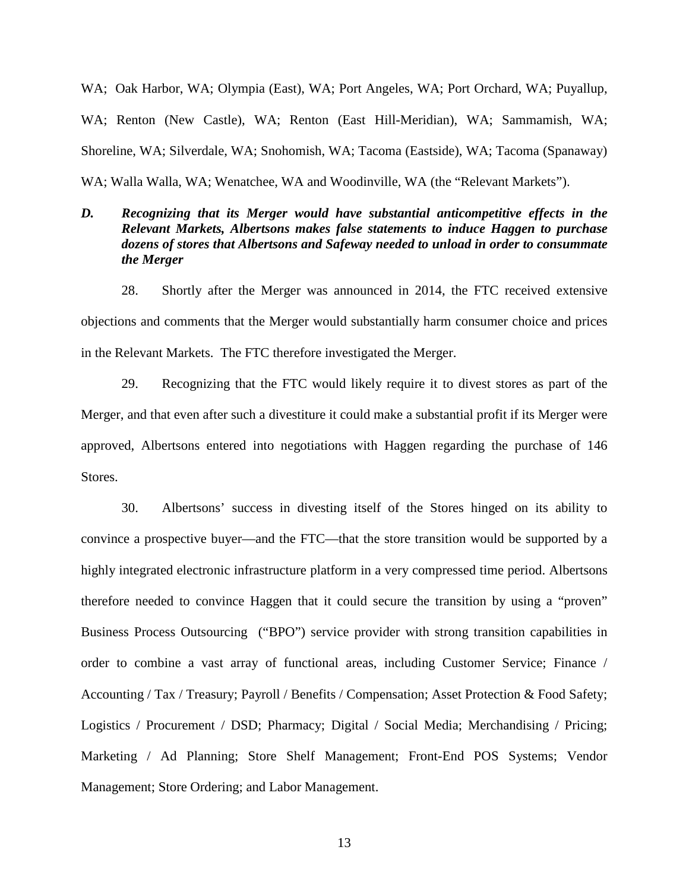WA; Oak Harbor, WA; Olympia (East), WA; Port Angeles, WA; Port Orchard, WA; Puyallup, WA; Renton (New Castle), WA; Renton (East Hill-Meridian), WA; Sammamish, WA; Shoreline, WA; Silverdale, WA; Snohomish, WA; Tacoma (Eastside), WA; Tacoma (Spanaway) WA; Walla Walla, WA; Wenatchee, WA and Woodinville, WA (the "Relevant Markets").

### *D. Recognizing that its Merger would have substantial anticompetitive effects in the Relevant Markets, Albertsons makes false statements to induce Haggen to purchase dozens of stores that Albertsons and Safeway needed to unload in order to consummate the Merger*

28. Shortly after the Merger was announced in 2014, the FTC received extensive objections and comments that the Merger would substantially harm consumer choice and prices in the Relevant Markets. The FTC therefore investigated the Merger.

29. Recognizing that the FTC would likely require it to divest stores as part of the Merger, and that even after such a divestiture it could make a substantial profit if its Merger were approved, Albertsons entered into negotiations with Haggen regarding the purchase of 146 Stores.

30. Albertsons' success in divesting itself of the Stores hinged on its ability to convince a prospective buyer—and the FTC—that the store transition would be supported by a highly integrated electronic infrastructure platform in a very compressed time period. Albertsons therefore needed to convince Haggen that it could secure the transition by using a "proven" Business Process Outsourcing ("BPO") service provider with strong transition capabilities in order to combine a vast array of functional areas, including Customer Service; Finance / Accounting / Tax / Treasury; Payroll / Benefits / Compensation; Asset Protection & Food Safety; Logistics / Procurement / DSD; Pharmacy; Digital / Social Media; Merchandising / Pricing; Marketing / Ad Planning; Store Shelf Management; Front-End POS Systems; Vendor Management; Store Ordering; and Labor Management.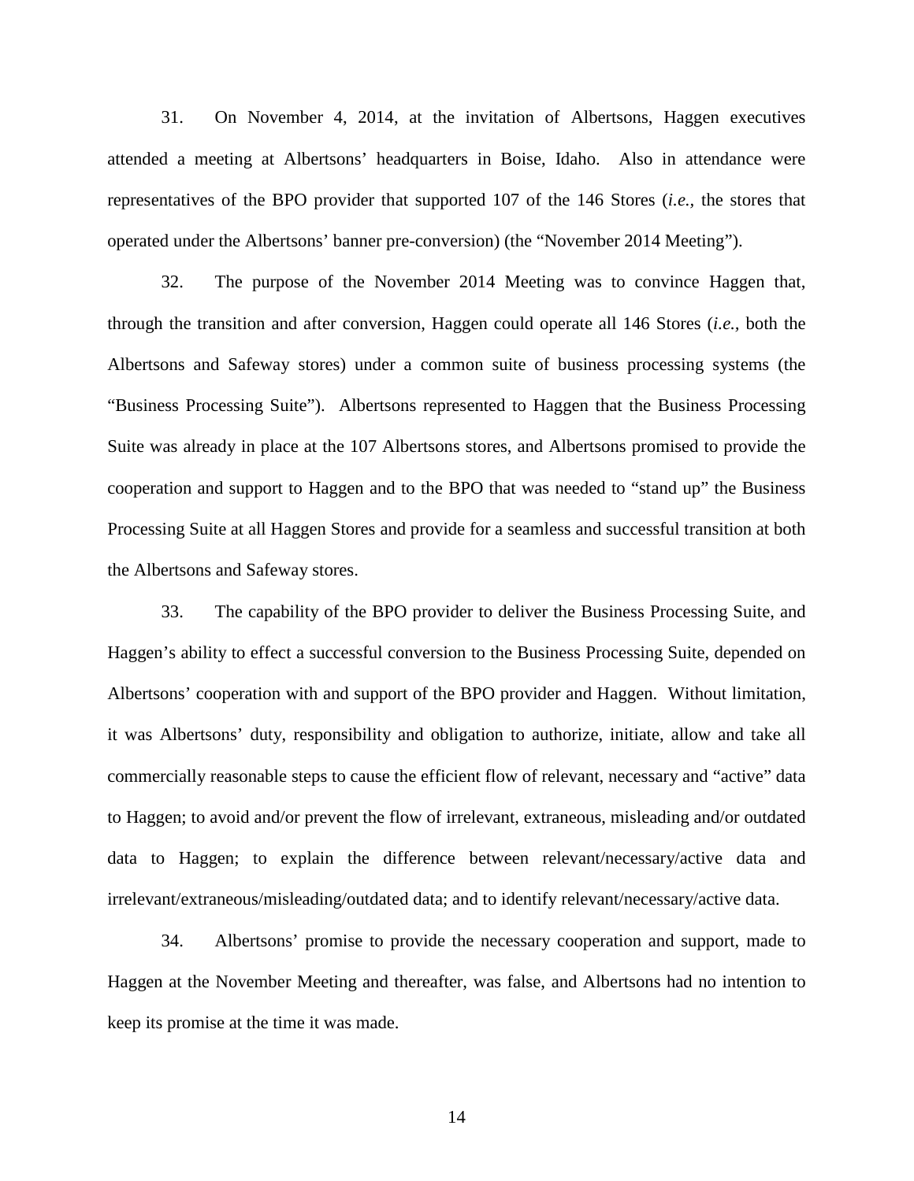31. On November 4, 2014, at the invitation of Albertsons, Haggen executives attended a meeting at Albertsons' headquarters in Boise, Idaho. Also in attendance were representatives of the BPO provider that supported 107 of the 146 Stores (*i.e.*, the stores that operated under the Albertsons' banner pre-conversion) (the "November 2014 Meeting").

32. The purpose of the November 2014 Meeting was to convince Haggen that, through the transition and after conversion, Haggen could operate all 146 Stores (*i.e.*, both the Albertsons and Safeway stores) under a common suite of business processing systems (the "Business Processing Suite"). Albertsons represented to Haggen that the Business Processing Suite was already in place at the 107 Albertsons stores, and Albertsons promised to provide the cooperation and support to Haggen and to the BPO that was needed to "stand up" the Business Processing Suite at all Haggen Stores and provide for a seamless and successful transition at both the Albertsons and Safeway stores.

33. The capability of the BPO provider to deliver the Business Processing Suite, and Haggen's ability to effect a successful conversion to the Business Processing Suite, depended on Albertsons' cooperation with and support of the BPO provider and Haggen. Without limitation, it was Albertsons' duty, responsibility and obligation to authorize, initiate, allow and take all commercially reasonable steps to cause the efficient flow of relevant, necessary and "active" data to Haggen; to avoid and/or prevent the flow of irrelevant, extraneous, misleading and/or outdated data to Haggen; to explain the difference between relevant/necessary/active data and irrelevant/extraneous/misleading/outdated data; and to identify relevant/necessary/active data.

34. Albertsons' promise to provide the necessary cooperation and support, made to Haggen at the November Meeting and thereafter, was false, and Albertsons had no intention to keep its promise at the time it was made.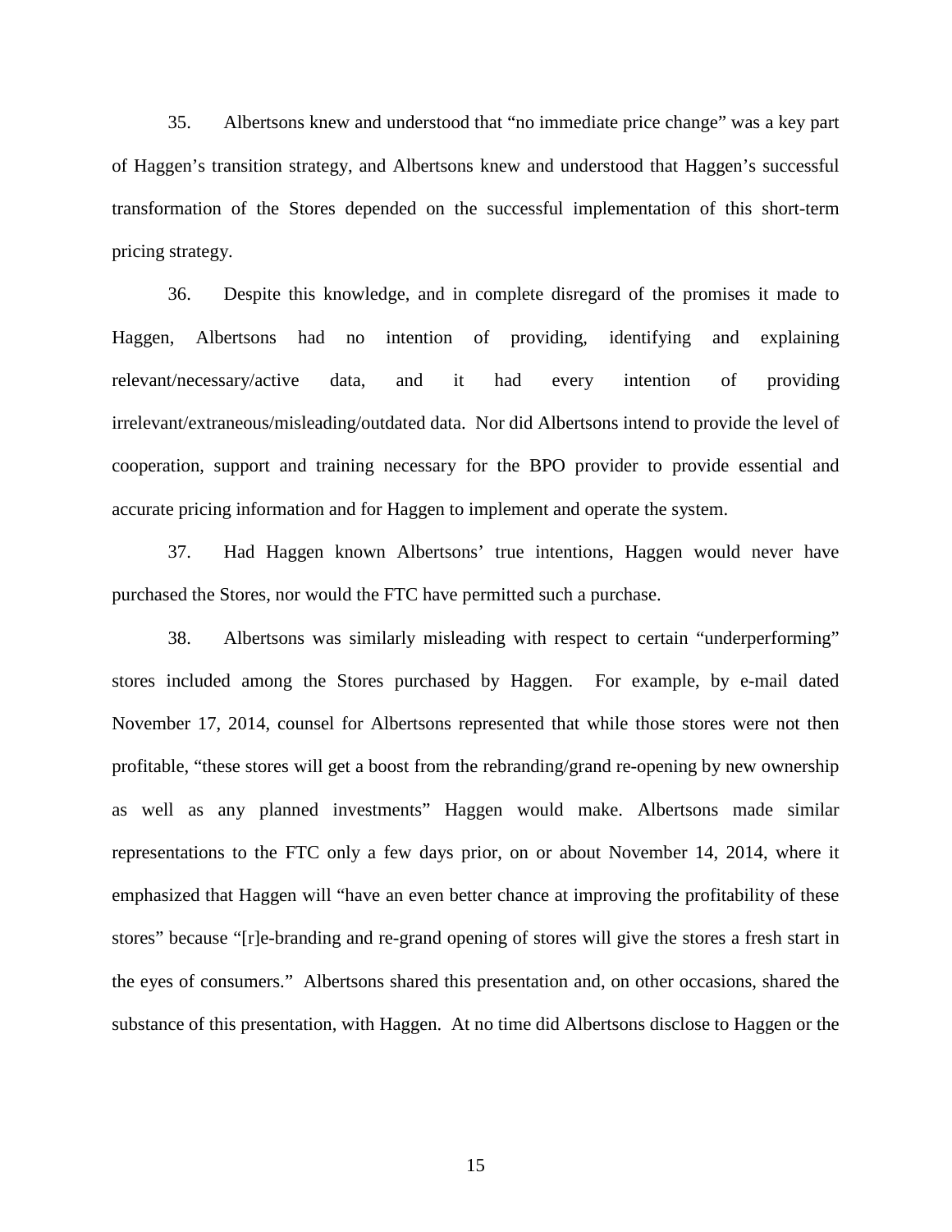35. Albertsons knew and understood that "no immediate price change" was a key part of Haggen's transition strategy, and Albertsons knew and understood that Haggen's successful transformation of the Stores depended on the successful implementation of this short-term pricing strategy.

36. Despite this knowledge, and in complete disregard of the promises it made to Haggen, Albertsons had no intention of providing, identifying and explaining relevant/necessary/active data, and it had every intention of providing irrelevant/extraneous/misleading/outdated data. Nor did Albertsons intend to provide the level of cooperation, support and training necessary for the BPO provider to provide essential and accurate pricing information and for Haggen to implement and operate the system.

37. Had Haggen known Albertsons' true intentions, Haggen would never have purchased the Stores, nor would the FTC have permitted such a purchase.

38. Albertsons was similarly misleading with respect to certain "underperforming" stores included among the Stores purchased by Haggen. For example, by e-mail dated November 17, 2014, counsel for Albertsons represented that while those stores were not then profitable, "these stores will get a boost from the rebranding/grand re-opening by new ownership as well as any planned investments" Haggen would make. Albertsons made similar representations to the FTC only a few days prior, on or about November 14, 2014, where it emphasized that Haggen will "have an even better chance at improving the profitability of these stores" because "[r]e-branding and re-grand opening of stores will give the stores a fresh start in the eyes of consumers." Albertsons shared this presentation and, on other occasions, shared the substance of this presentation, with Haggen. At no time did Albertsons disclose to Haggen or the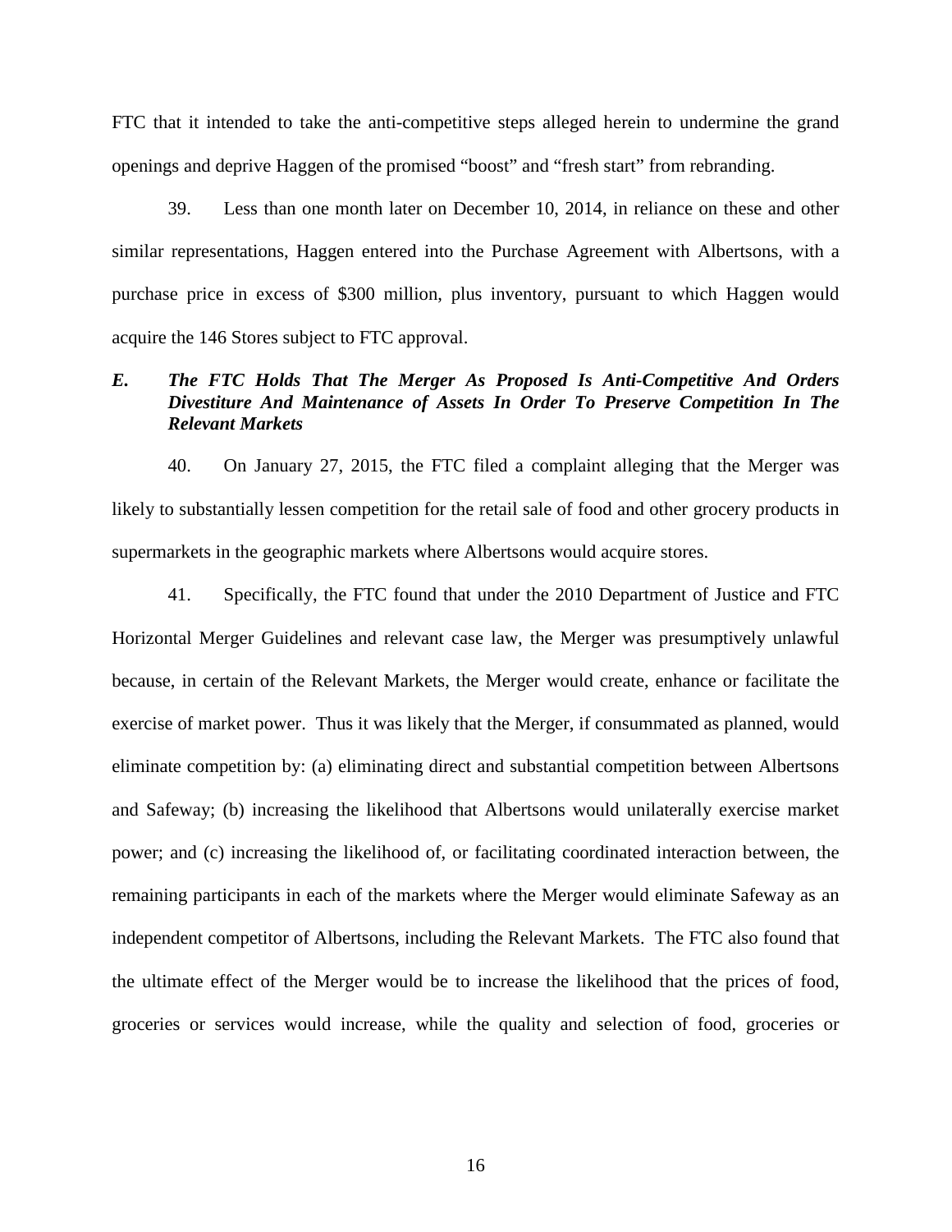FTC that it intended to take the anti-competitive steps alleged herein to undermine the grand openings and deprive Haggen of the promised "boost" and "fresh start" from rebranding.

39. Less than one month later on December 10, 2014, in reliance on these and other similar representations, Haggen entered into the Purchase Agreement with Albertsons, with a purchase price in excess of $300 million, plus inventory, pursuant to which Haggen would acquire the 146 Stores subject to FTC approval.

### *E. The FTC Holds That The Merger As Proposed Is Anti-Competitive And Orders Divestiture And Maintenance of Assets In Order To Preserve Competition In The Relevant Markets*

40. On January 27, 2015, the FTC filed a complaint alleging that the Merger was likely to substantially lessen competition for the retail sale of food and other grocery products in supermarkets in the geographic markets where Albertsons would acquire stores.

41. Specifically, the FTC found that under the 2010 Department of Justice and FTC Horizontal Merger Guidelines and relevant case law, the Merger was presumptively unlawful because, in certain of the Relevant Markets, the Merger would create, enhance or facilitate the exercise of market power. Thus it was likely that the Merger, if consummated as planned, would eliminate competition by: (a) eliminating direct and substantial competition between Albertsons and Safeway; (b) increasing the likelihood that Albertsons would unilaterally exercise market power; and (c) increasing the likelihood of, or facilitating coordinated interaction between, the remaining participants in each of the markets where the Merger would eliminate Safeway as an independent competitor of Albertsons, including the Relevant Markets. The FTC also found that the ultimate effect of the Merger would be to increase the likelihood that the prices of food, groceries or services would increase, while the quality and selection of food, groceries or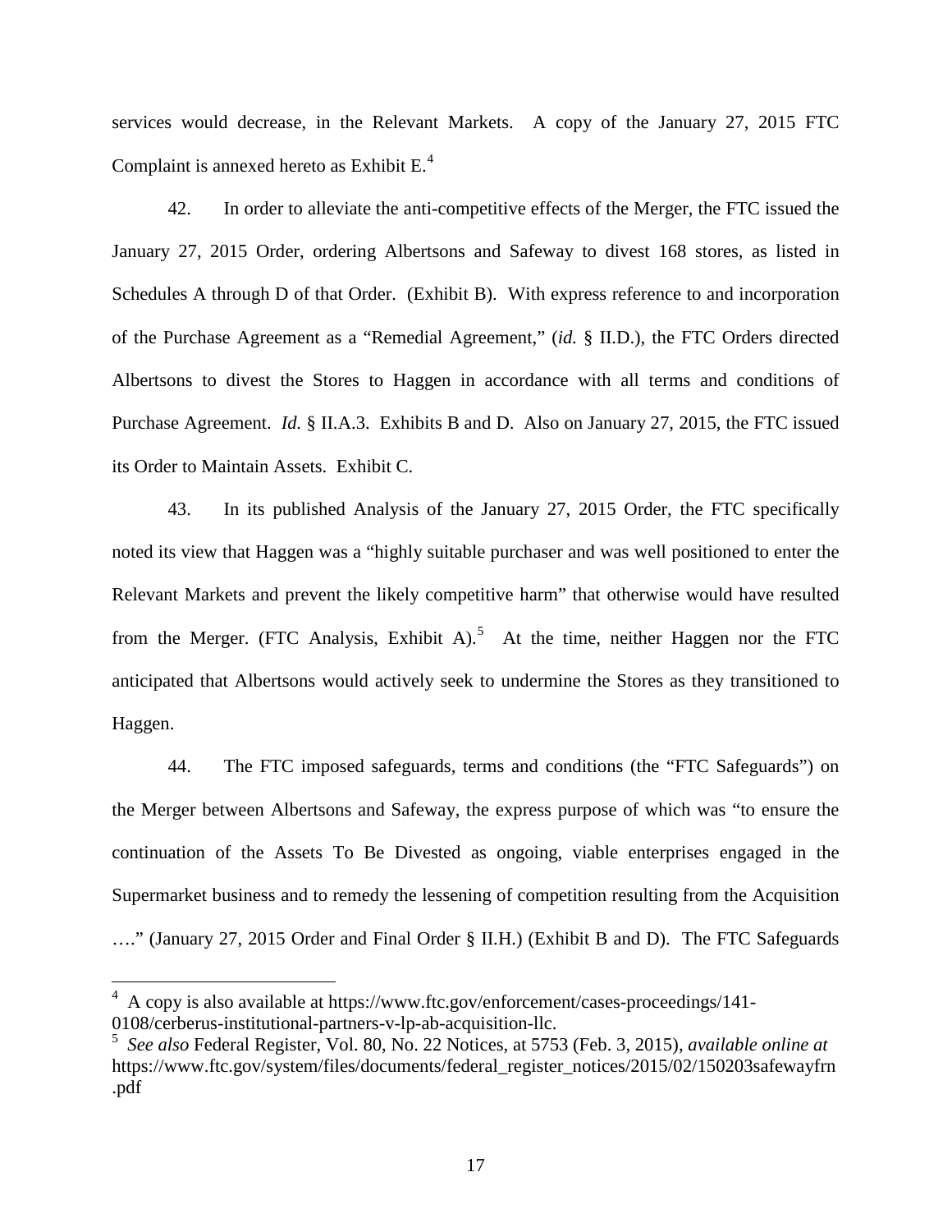services would decrease, in the Relevant Markets. A copy of the January 27, 2015 FTC Complaint is annexed hereto as Exhibit E.[4]

42. In order to alleviate the anti-competitive effects of the Merger, the FTC issued the January 27, 2015 Order, ordering Albertsons and Safeway to divest 168 stores, as listed in Schedules A through D of that Order. (Exhibit B). With express reference to and incorporation of the Purchase Agreement as a "Remedial Agreement," (*id.* § II.D.), the FTC Orders directed Albertsons to divest the Stores to Haggen in accordance with all terms and conditions of Purchase Agreement. *Id.* § II.A.3. Exhibits B and D. Also on January 27, 2015, the FTC issued its Order to Maintain Assets. Exhibit C.

43. In its published Analysis of the January 27, 2015 Order, the FTC specifically noted its view that Haggen was a "highly suitable purchaser and was well positioned to enter the Relevant Markets and prevent the likely competitive harm" that otherwise would have resulted from the Merger. (FTC Analysis, Exhibit A).[5] At the time, neither Haggen nor the FTC anticipated that Albertsons would actively seek to undermine the Stores as they transitioned to Haggen.

44. The FTC imposed safeguards, terms and conditions (the "FTC Safeguards") on the Merger between Albertsons and Safeway, the express purpose of which was "to ensure the continuation of the Assets To Be Divested as ongoing, viable enterprises engaged in the Supermarket business and to remedy the lessening of competition resulting from the Acquisition …." (January 27, 2015 Order and Final Order § II.H.) (Exhibit B and D). The FTC Safeguards

---

[4] A copy is also available at https://www.ftc.gov/enforcement/cases-proceedings/141-0108/cerberus-institutional-partners-v-lp-ab-acquisition-llc.

[5] *See also* Federal Register, Vol. 80, No. 22 Notices, at 5753 (Feb. 3, 2015), *available online at* https://www.ftc.gov/system/files/documents/federal_register_notices/2015/02/150203safewayfrn.pdf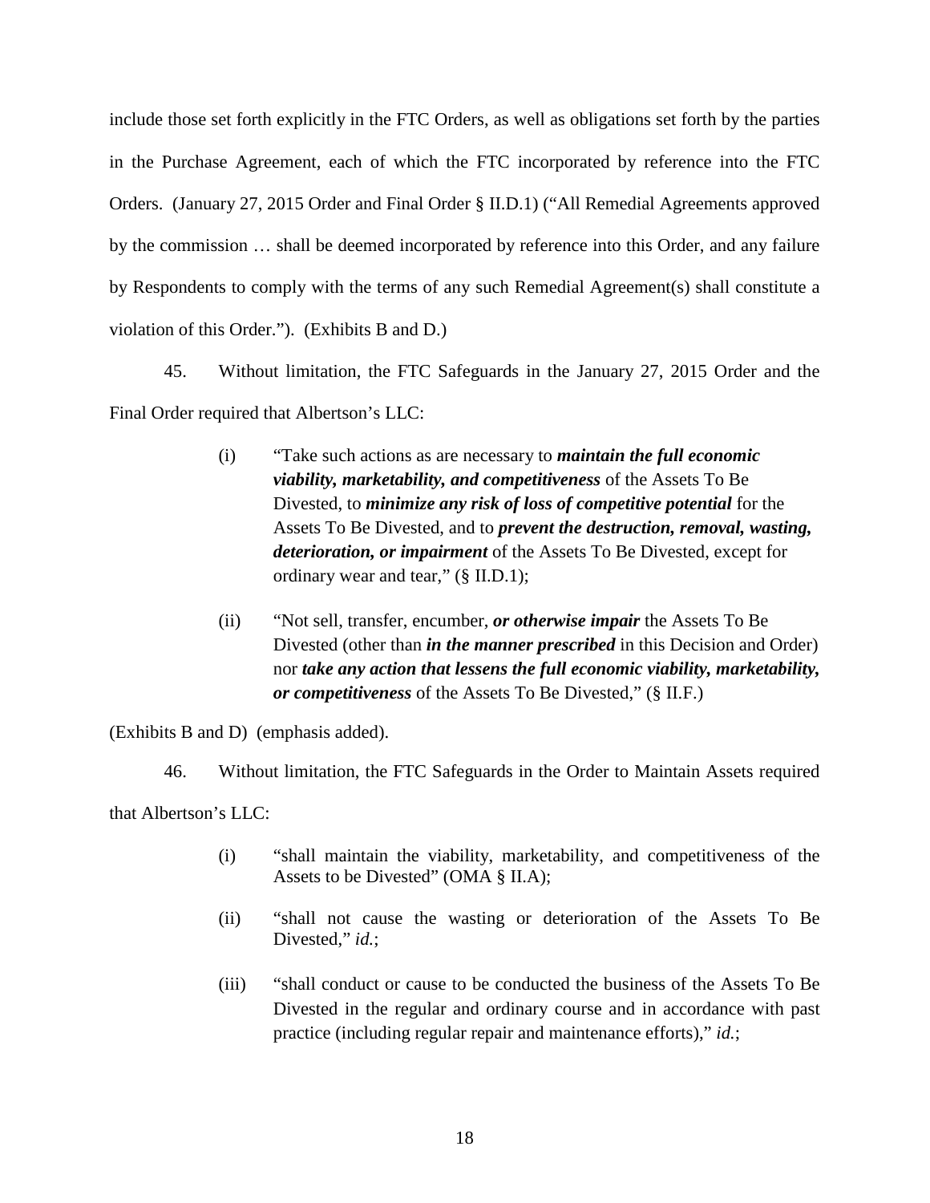include those set forth explicitly in the FTC Orders, as well as obligations set forth by the parties in the Purchase Agreement, each of which the FTC incorporated by reference into the FTC Orders. (January 27, 2015 Order and Final Order § II.D.1) ("All Remedial Agreements approved by the commission … shall be deemed incorporated by reference into this Order, and any failure by Respondents to comply with the terms of any such Remedial Agreement(s) shall constitute a violation of this Order."). (Exhibits B and D.)

45. Without limitation, the FTC Safeguards in the January 27, 2015 Order and the Final Order required that Albertson's LLC:

> (i) "Take such actions as are necessary to ***maintain the full economic viability, marketability, and competitiveness*** of the Assets To Be Divested, to ***minimize any risk of loss of competitive potential*** for the Assets To Be Divested, and to ***prevent the destruction, removal, wasting, deterioration, or impairment*** of the Assets To Be Divested, except for ordinary wear and tear," (§ II.D.1);
>
> (ii) "Not sell, transfer, encumber, ***or otherwise impair*** the Assets To Be Divested (other than ***in the manner prescribed*** in this Decision and Order) nor ***take any action that lessens the full economic viability, marketability, or competitiveness*** of the Assets To Be Divested," (§ II.F.)

(Exhibits B and D) (emphasis added).

46. Without limitation, the FTC Safeguards in the Order to Maintain Assets required that Albertson's LLC:

> (i) "shall maintain the viability, marketability, and competitiveness of the Assets to be Divested" (OMA § II.A);
>
> (ii) "shall not cause the wasting or deterioration of the Assets To Be Divested," *id.*;
>
> (iii) "shall conduct or cause to be conducted the business of the Assets To Be Divested in the regular and ordinary course and in accordance with past practice (including regular repair and maintenance efforts)," *id.*;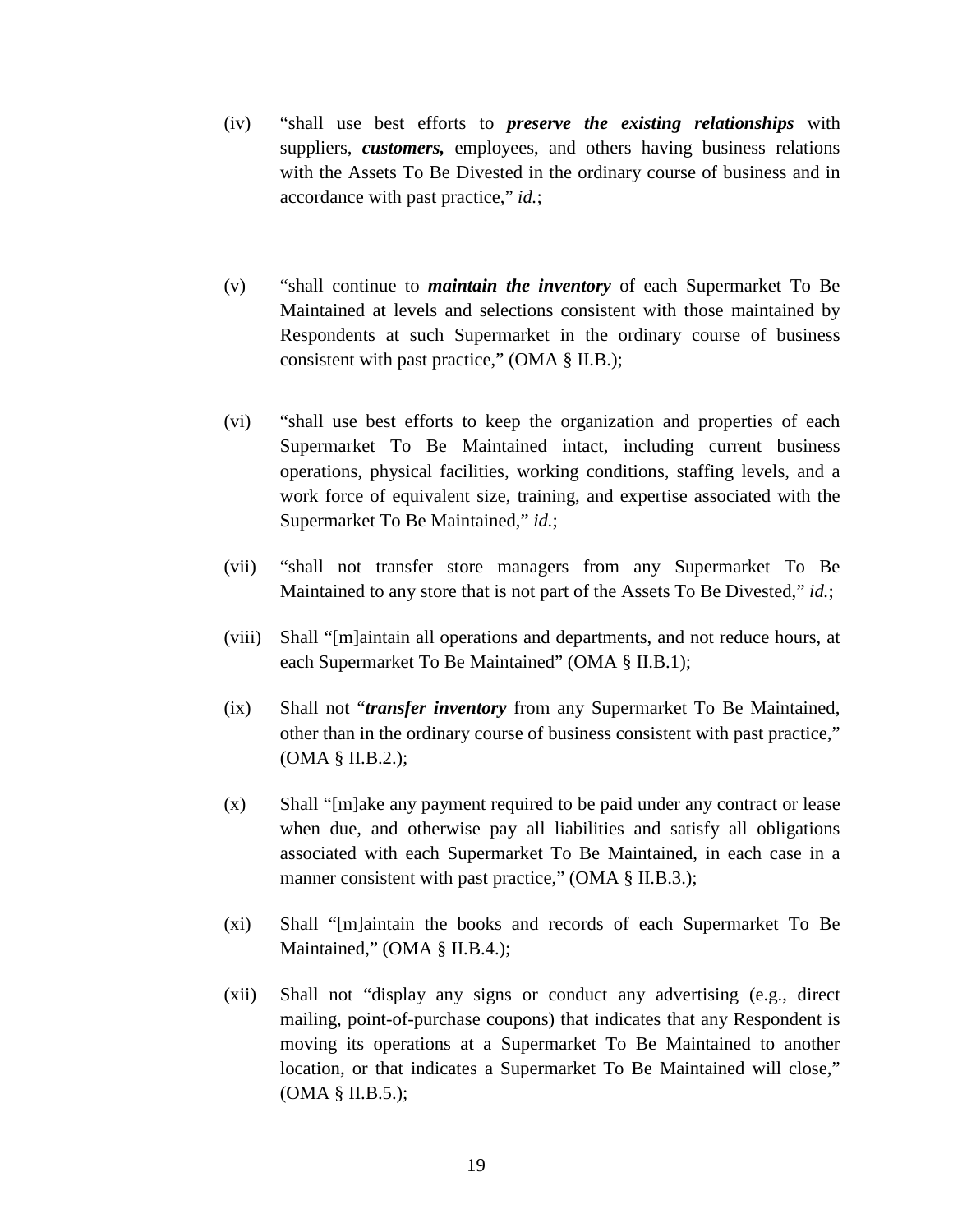(iv) "shall use best efforts to ***preserve the existing relationships*** with suppliers, ***customers,*** employees, and others having business relations with the Assets To Be Divested in the ordinary course of business and in accordance with past practice," *id.*;

(v) "shall continue to ***maintain the inventory*** of each Supermarket To Be Maintained at levels and selections consistent with those maintained by Respondents at such Supermarket in the ordinary course of business consistent with past practice," (OMA § II.B.);

(vi) "shall use best efforts to keep the organization and properties of each Supermarket To Be Maintained intact, including current business operations, physical facilities, working conditions, staffing levels, and a work force of equivalent size, training, and expertise associated with the Supermarket To Be Maintained," *id.*;

(vii) "shall not transfer store managers from any Supermarket To Be Maintained to any store that is not part of the Assets To Be Divested," *id.*;

(viii) Shall "[m]aintain all operations and departments, and not reduce hours, at each Supermarket To Be Maintained" (OMA § II.B.1);

(ix) Shall not "***transfer inventory*** from any Supermarket To Be Maintained, other than in the ordinary course of business consistent with past practice," (OMA § II.B.2.);

(x) Shall "[m]ake any payment required to be paid under any contract or lease when due, and otherwise pay all liabilities and satisfy all obligations associated with each Supermarket To Be Maintained, in each case in a manner consistent with past practice," (OMA § II.B.3.);

(xi) Shall "[m]aintain the books and records of each Supermarket To Be Maintained," (OMA § II.B.4.);

(xii) Shall not "display any signs or conduct any advertising (e.g., direct mailing, point-of-purchase coupons) that indicates that any Respondent is moving its operations at a Supermarket To Be Maintained to another location, or that indicates a Supermarket To Be Maintained will close," (OMA § II.B.5.);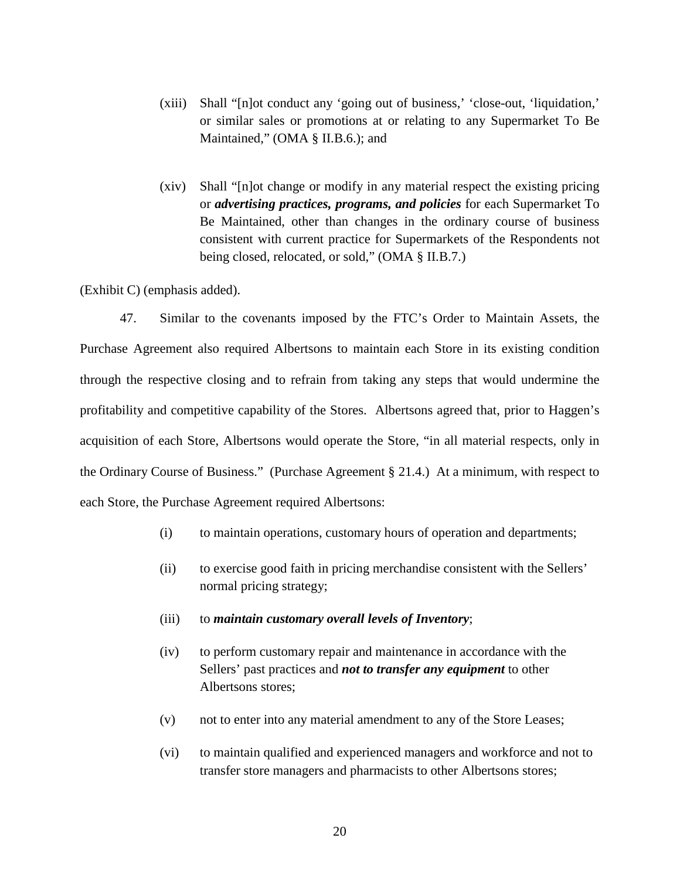(xiii) Shall "[n]ot conduct any 'going out of business,' 'close-out, 'liquidation,' or similar sales or promotions at or relating to any Supermarket To Be Maintained," (OMA § II.B.6.); and

(xiv) Shall "[n]ot change or modify in any material respect the existing pricing or ***advertising practices, programs, and policies*** for each Supermarket To Be Maintained, other than changes in the ordinary course of business consistent with current practice for Supermarkets of the Respondents not being closed, relocated, or sold," (OMA § II.B.7.)

(Exhibit C) (emphasis added).

47. Similar to the covenants imposed by the FTC's Order to Maintain Assets, the Purchase Agreement also required Albertsons to maintain each Store in its existing condition through the respective closing and to refrain from taking any steps that would undermine the profitability and competitive capability of the Stores. Albertsons agreed that, prior to Haggen's acquisition of each Store, Albertsons would operate the Store, "in all material respects, only in the Ordinary Course of Business." (Purchase Agreement § 21.4.) At a minimum, with respect to each Store, the Purchase Agreement required Albertsons:

(i) to maintain operations, customary hours of operation and departments;

(ii) to exercise good faith in pricing merchandise consistent with the Sellers' normal pricing strategy;

(iii) to ***maintain customary overall levels of Inventory***;

(iv) to perform customary repair and maintenance in accordance with the Sellers' past practices and ***not to transfer any equipment*** to other Albertsons stores;

(v) not to enter into any material amendment to any of the Store Leases;

(vi) to maintain qualified and experienced managers and workforce and not to transfer store managers and pharmacists to other Albertsons stores;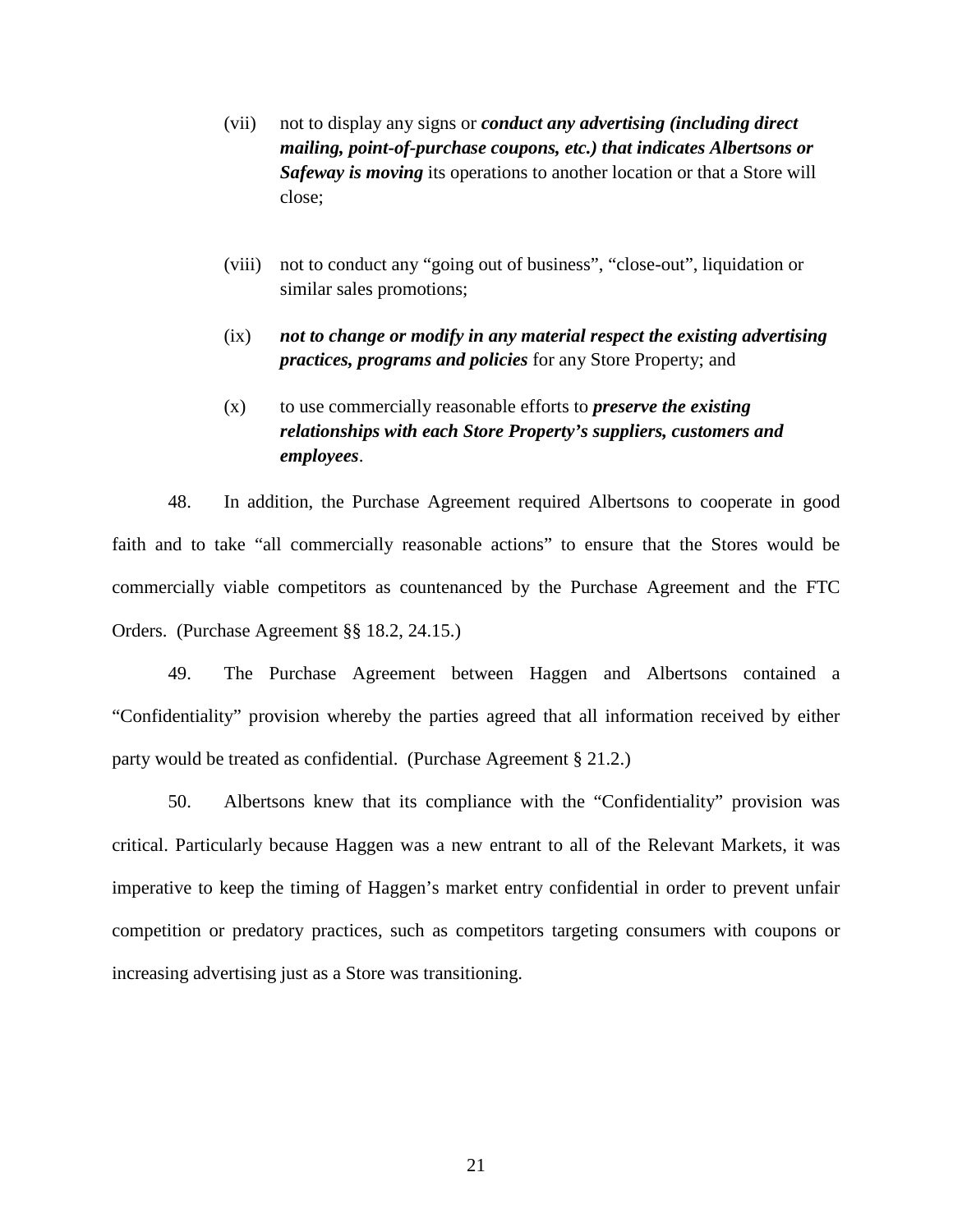(vii) not to display any signs or ***conduct any advertising (including direct mailing, point-of-purchase coupons, etc.) that indicates Albertsons or Safeway is moving*** its operations to another location or that a Store will close;

(viii) not to conduct any "going out of business", "close-out", liquidation or similar sales promotions;

(ix) ***not to change or modify in any material respect the existing advertising practices, programs and policies*** for any Store Property; and

(x) to use commercially reasonable efforts to ***preserve the existing relationships with each Store Property's suppliers, customers and employees***.

48. In addition, the Purchase Agreement required Albertsons to cooperate in good faith and to take "all commercially reasonable actions" to ensure that the Stores would be commercially viable competitors as countenanced by the Purchase Agreement and the FTC Orders. (Purchase Agreement §§ 18.2, 24.15.)

49. The Purchase Agreement between Haggen and Albertsons contained a "Confidentiality" provision whereby the parties agreed that all information received by either party would be treated as confidential. (Purchase Agreement § 21.2.)

50. Albertsons knew that its compliance with the "Confidentiality" provision was critical. Particularly because Haggen was a new entrant to all of the Relevant Markets, it was imperative to keep the timing of Haggen's market entry confidential in order to prevent unfair competition or predatory practices, such as competitors targeting consumers with coupons or increasing advertising just as a Store was transitioning.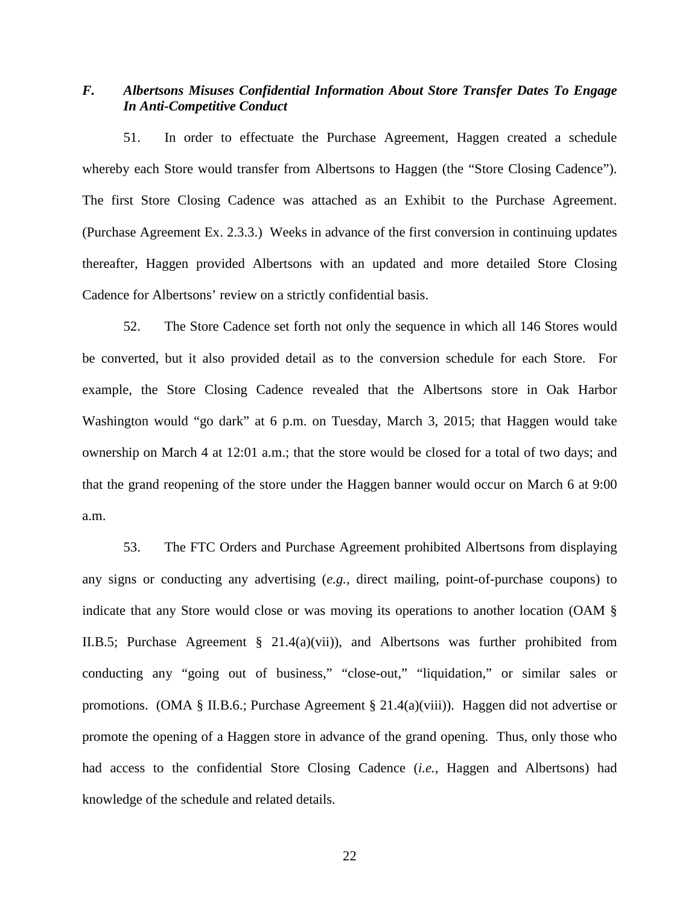### *F. Albertsons Misuses Confidential Information About Store Transfer Dates To Engage In Anti-Competitive Conduct*

51. In order to effectuate the Purchase Agreement, Haggen created a schedule whereby each Store would transfer from Albertsons to Haggen (the "Store Closing Cadence"). The first Store Closing Cadence was attached as an Exhibit to the Purchase Agreement. (Purchase Agreement Ex. 2.3.3.) Weeks in advance of the first conversion in continuing updates thereafter, Haggen provided Albertsons with an updated and more detailed Store Closing Cadence for Albertsons' review on a strictly confidential basis.

52. The Store Cadence set forth not only the sequence in which all 146 Stores would be converted, but it also provided detail as to the conversion schedule for each Store. For example, the Store Closing Cadence revealed that the Albertsons store in Oak Harbor Washington would "go dark" at 6 p.m. on Tuesday, March 3, 2015; that Haggen would take ownership on March 4 at 12:01 a.m.; that the store would be closed for a total of two days; and that the grand reopening of the store under the Haggen banner would occur on March 6 at 9:00 a.m.

53. The FTC Orders and Purchase Agreement prohibited Albertsons from displaying any signs or conducting any advertising (*e.g.*, direct mailing, point-of-purchase coupons) to indicate that any Store would close or was moving its operations to another location (OAM § II.B.5; Purchase Agreement § 21.4(a)(vii)), and Albertsons was further prohibited from conducting any "going out of business," "close-out," "liquidation," or similar sales or promotions. (OMA § II.B.6.; Purchase Agreement § 21.4(a)(viii)). Haggen did not advertise or promote the opening of a Haggen store in advance of the grand opening. Thus, only those who had access to the confidential Store Closing Cadence (*i.e.*, Haggen and Albertsons) had knowledge of the schedule and related details.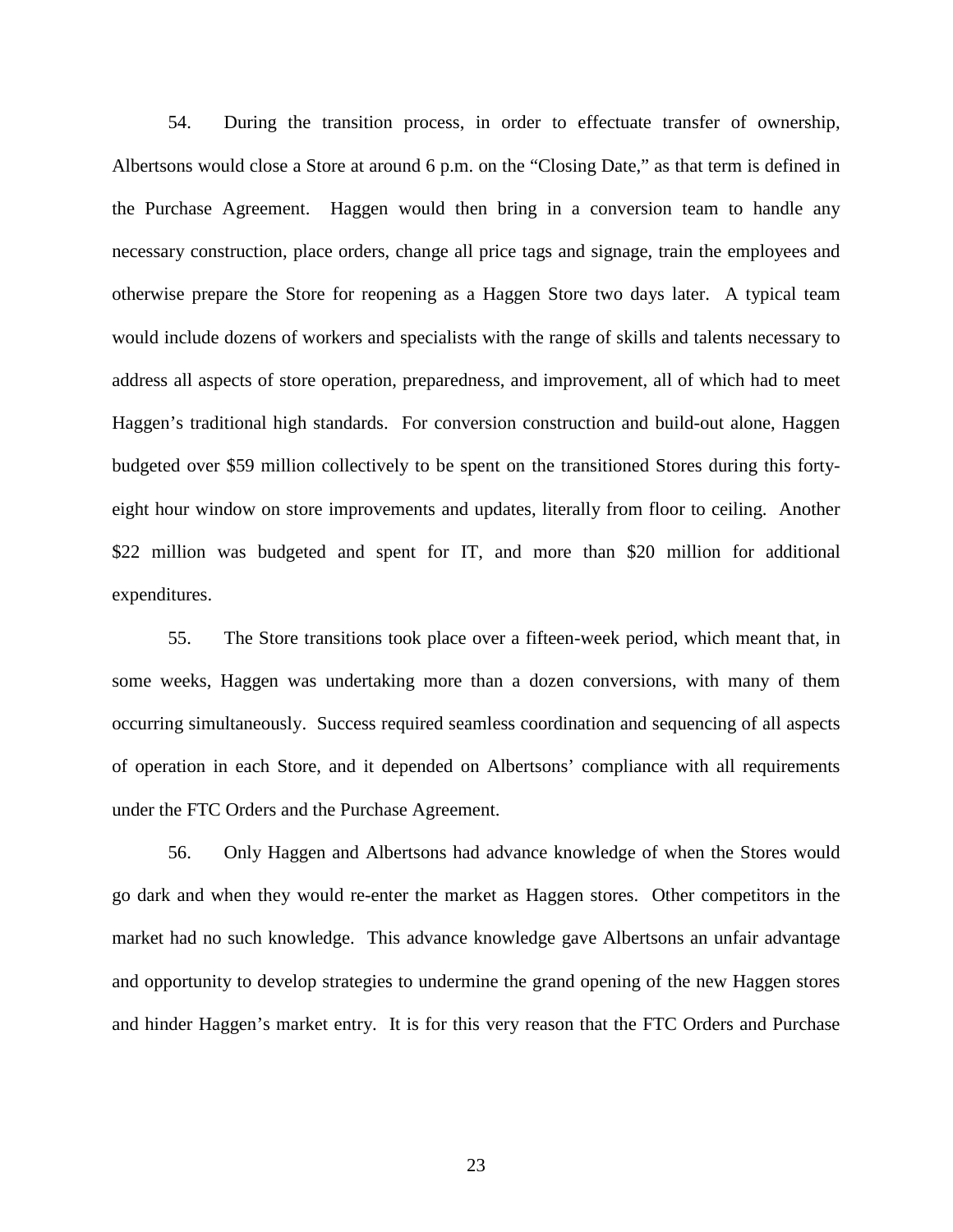54. During the transition process, in order to effectuate transfer of ownership, Albertsons would close a Store at around 6 p.m. on the "Closing Date," as that term is defined in the Purchase Agreement. Haggen would then bring in a conversion team to handle any necessary construction, place orders, change all price tags and signage, train the employees and otherwise prepare the Store for reopening as a Haggen Store two days later. A typical team would include dozens of workers and specialists with the range of skills and talents necessary to address all aspects of store operation, preparedness, and improvement, all of which had to meet Haggen's traditional high standards. For conversion construction and build-out alone, Haggen budgeted over $59 million collectively to be spent on the transitioned Stores during this forty-eight hour window on store improvements and updates, literally from floor to ceiling. Another $22 million was budgeted and spent for IT, and more than $20 million for additional expenditures.

55. The Store transitions took place over a fifteen-week period, which meant that, in some weeks, Haggen was undertaking more than a dozen conversions, with many of them occurring simultaneously. Success required seamless coordination and sequencing of all aspects of operation in each Store, and it depended on Albertsons' compliance with all requirements under the FTC Orders and the Purchase Agreement.

56. Only Haggen and Albertsons had advance knowledge of when the Stores would go dark and when they would re-enter the market as Haggen stores. Other competitors in the market had no such knowledge. This advance knowledge gave Albertsons an unfair advantage and opportunity to develop strategies to undermine the grand opening of the new Haggen stores and hinder Haggen's market entry. It is for this very reason that the FTC Orders and Purchase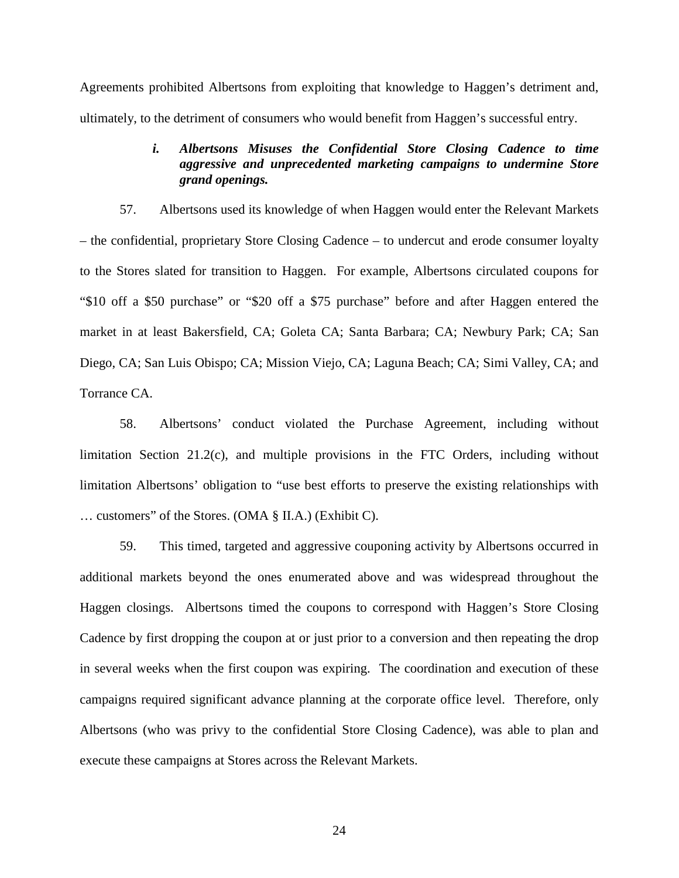Agreements prohibited Albertsons from exploiting that knowledge to Haggen's detriment and, ultimately, to the detriment of consumers who would benefit from Haggen's successful entry.

#### *i. Albertsons Misuses the Confidential Store Closing Cadence to time aggressive and unprecedented marketing campaigns to undermine Store grand openings.*

57. Albertsons used its knowledge of when Haggen would enter the Relevant Markets – the confidential, proprietary Store Closing Cadence – to undercut and erode consumer loyalty to the Stores slated for transition to Haggen. For example, Albertsons circulated coupons for "\$10 off a \$50 purchase" or "\$20 off a \$75 purchase" before and after Haggen entered the market in at least Bakersfield, CA; Goleta CA; Santa Barbara; CA; Newbury Park; CA; San Diego, CA; San Luis Obispo; CA; Mission Viejo, CA; Laguna Beach; CA; Simi Valley, CA; and Torrance CA.

58. Albertsons' conduct violated the Purchase Agreement, including without limitation Section 21.2(c), and multiple provisions in the FTC Orders, including without limitation Albertsons' obligation to "use best efforts to preserve the existing relationships with … customers" of the Stores. (OMA § II.A.) (Exhibit C).

59. This timed, targeted and aggressive couponing activity by Albertsons occurred in additional markets beyond the ones enumerated above and was widespread throughout the Haggen closings. Albertsons timed the coupons to correspond with Haggen's Store Closing Cadence by first dropping the coupon at or just prior to a conversion and then repeating the drop in several weeks when the first coupon was expiring. The coordination and execution of these campaigns required significant advance planning at the corporate office level. Therefore, only Albertsons (who was privy to the confidential Store Closing Cadence), was able to plan and execute these campaigns at Stores across the Relevant Markets.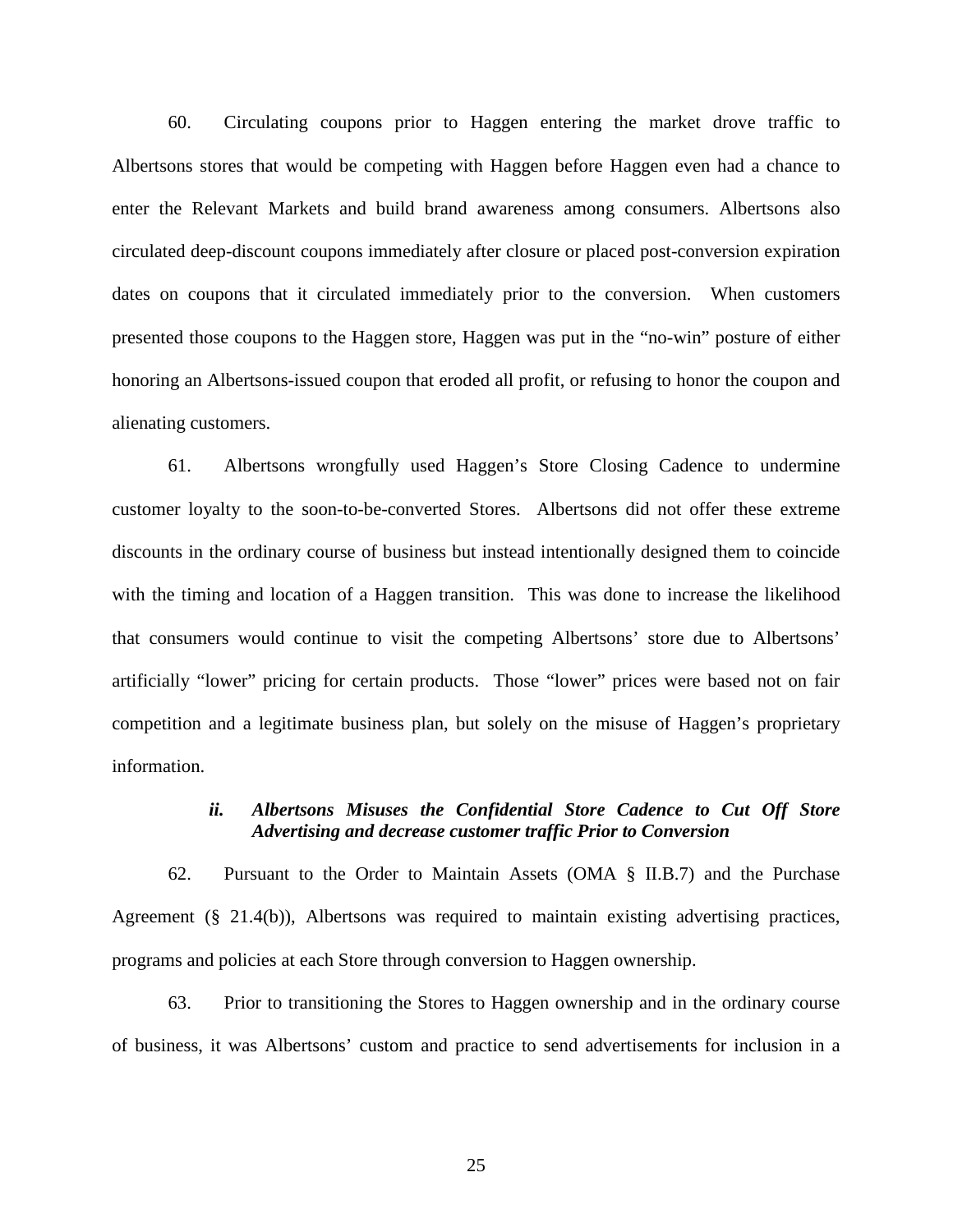60. Circulating coupons prior to Haggen entering the market drove traffic to Albertsons stores that would be competing with Haggen before Haggen even had a chance to enter the Relevant Markets and build brand awareness among consumers. Albertsons also circulated deep-discount coupons immediately after closure or placed post-conversion expiration dates on coupons that it circulated immediately prior to the conversion. When customers presented those coupons to the Haggen store, Haggen was put in the "no-win" posture of either honoring an Albertsons-issued coupon that eroded all profit, or refusing to honor the coupon and alienating customers.

61. Albertsons wrongfully used Haggen's Store Closing Cadence to undermine customer loyalty to the soon-to-be-converted Stores. Albertsons did not offer these extreme discounts in the ordinary course of business but instead intentionally designed them to coincide with the timing and location of a Haggen transition. This was done to increase the likelihood that consumers would continue to visit the competing Albertsons' store due to Albertsons' artificially "lower" pricing for certain products. Those "lower" prices were based not on fair competition and a legitimate business plan, but solely on the misuse of Haggen's proprietary information.

#### *ii. Albertsons Misuses the Confidential Store Cadence to Cut Off Store Advertising and decrease customer traffic Prior to Conversion*

62. Pursuant to the Order to Maintain Assets (OMA § II.B.7) and the Purchase Agreement (§ 21.4(b)), Albertsons was required to maintain existing advertising practices, programs and policies at each Store through conversion to Haggen ownership.

63. Prior to transitioning the Stores to Haggen ownership and in the ordinary course of business, it was Albertsons' custom and practice to send advertisements for inclusion in a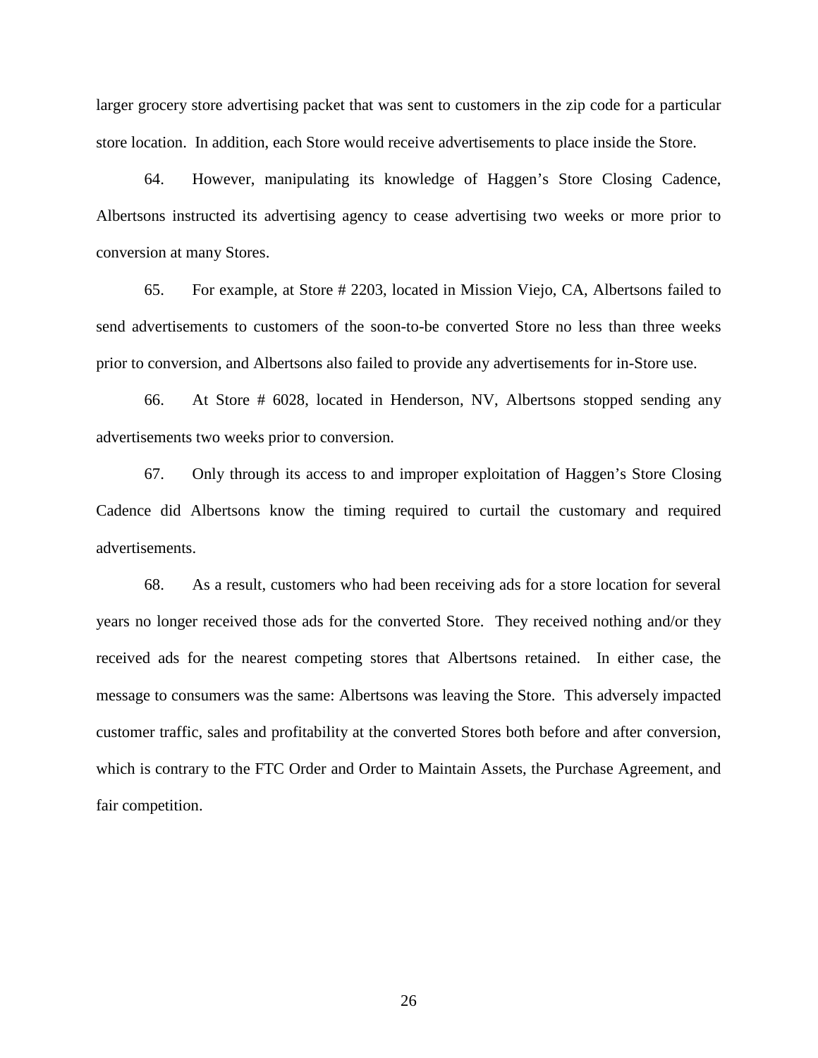larger grocery store advertising packet that was sent to customers in the zip code for a particular store location. In addition, each Store would receive advertisements to place inside the Store.

64. However, manipulating its knowledge of Haggen's Store Closing Cadence, Albertsons instructed its advertising agency to cease advertising two weeks or more prior to conversion at many Stores.

65. For example, at Store # 2203, located in Mission Viejo, CA, Albertsons failed to send advertisements to customers of the soon-to-be converted Store no less than three weeks prior to conversion, and Albertsons also failed to provide any advertisements for in-Store use.

66. At Store # 6028, located in Henderson, NV, Albertsons stopped sending any advertisements two weeks prior to conversion.

67. Only through its access to and improper exploitation of Haggen's Store Closing Cadence did Albertsons know the timing required to curtail the customary and required advertisements.

68. As a result, customers who had been receiving ads for a store location for several years no longer received those ads for the converted Store. They received nothing and/or they received ads for the nearest competing stores that Albertsons retained. In either case, the message to consumers was the same: Albertsons was leaving the Store. This adversely impacted customer traffic, sales and profitability at the converted Stores both before and after conversion, which is contrary to the FTC Order and Order to Maintain Assets, the Purchase Agreement, and fair competition.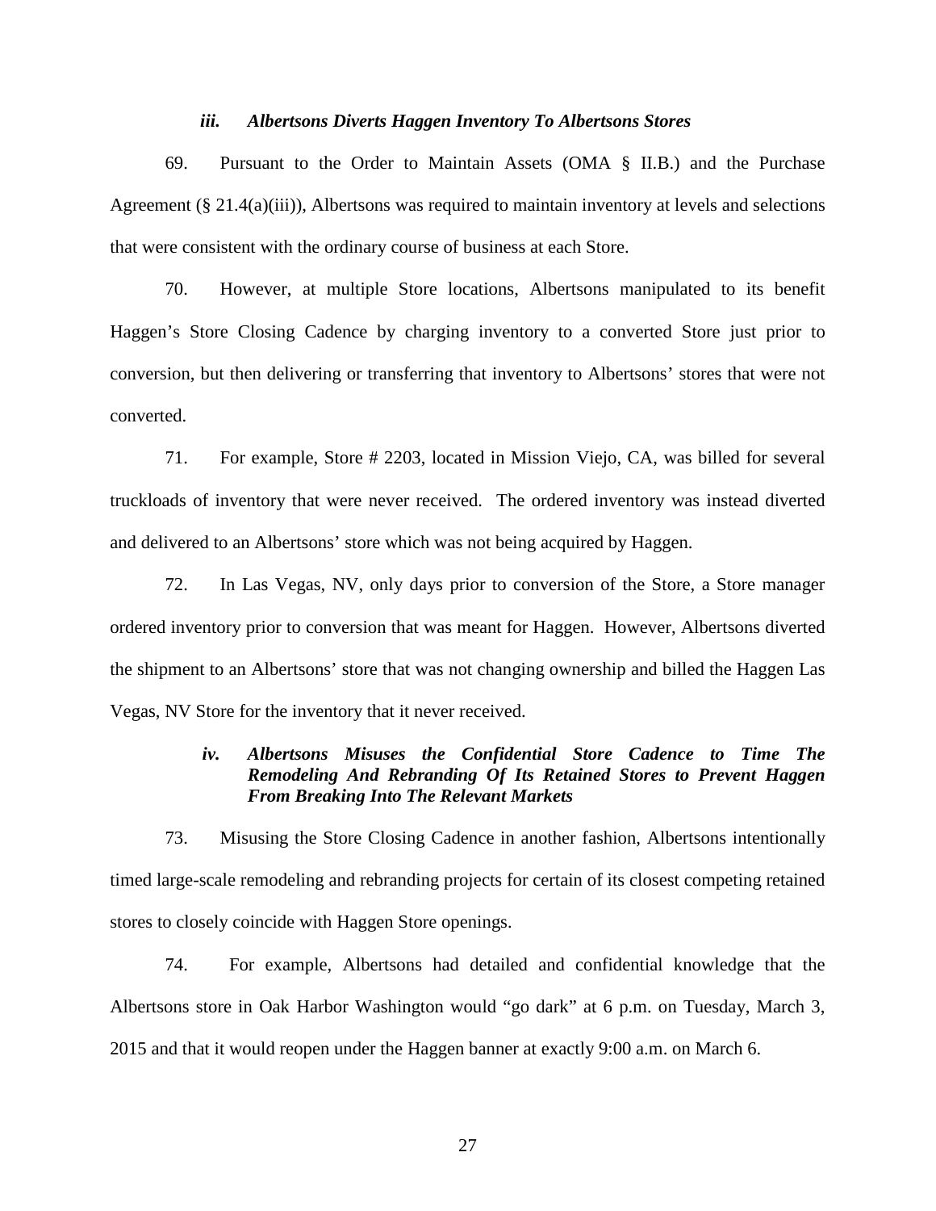### *iii. Albertsons Diverts Haggen Inventory To Albertsons Stores*

69. Pursuant to the Order to Maintain Assets (OMA § II.B.) and the Purchase Agreement (§ 21.4(a)(iii)), Albertsons was required to maintain inventory at levels and selections that were consistent with the ordinary course of business at each Store.

70. However, at multiple Store locations, Albertsons manipulated to its benefit Haggen's Store Closing Cadence by charging inventory to a converted Store just prior to conversion, but then delivering or transferring that inventory to Albertsons' stores that were not converted.

71. For example, Store # 2203, located in Mission Viejo, CA, was billed for several truckloads of inventory that were never received. The ordered inventory was instead diverted and delivered to an Albertsons' store which was not being acquired by Haggen.

72. In Las Vegas, NV, only days prior to conversion of the Store, a Store manager ordered inventory prior to conversion that was meant for Haggen. However, Albertsons diverted the shipment to an Albertsons' store that was not changing ownership and billed the Haggen Las Vegas, NV Store for the inventory that it never received.

### *iv. Albertsons Misuses the Confidential Store Cadence to Time The Remodeling And Rebranding Of Its Retained Stores to Prevent Haggen From Breaking Into The Relevant Markets*

73. Misusing the Store Closing Cadence in another fashion, Albertsons intentionally timed large-scale remodeling and rebranding projects for certain of its closest competing retained stores to closely coincide with Haggen Store openings.

74. For example, Albertsons had detailed and confidential knowledge that the Albertsons store in Oak Harbor Washington would "go dark" at 6 p.m. on Tuesday, March 3, 2015 and that it would reopen under the Haggen banner at exactly 9:00 a.m. on March 6.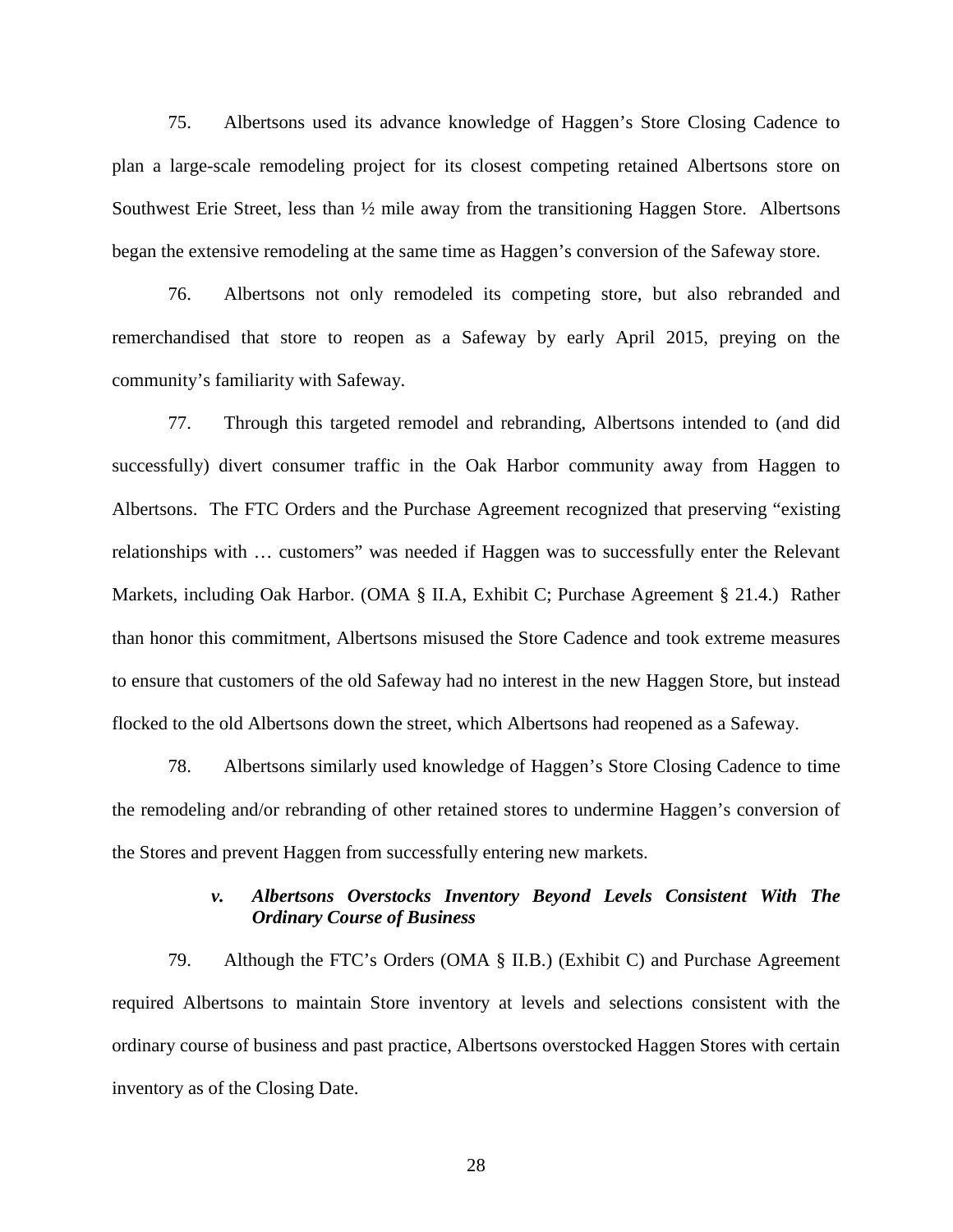75. Albertsons used its advance knowledge of Haggen's Store Closing Cadence to plan a large-scale remodeling project for its closest competing retained Albertsons store on Southwest Erie Street, less than ½ mile away from the transitioning Haggen Store. Albertsons began the extensive remodeling at the same time as Haggen's conversion of the Safeway store.

76. Albertsons not only remodeled its competing store, but also rebranded and remerchandised that store to reopen as a Safeway by early April 2015, preying on the community's familiarity with Safeway.

77. Through this targeted remodel and rebranding, Albertsons intended to (and did successfully) divert consumer traffic in the Oak Harbor community away from Haggen to Albertsons. The FTC Orders and the Purchase Agreement recognized that preserving "existing relationships with … customers" was needed if Haggen was to successfully enter the Relevant Markets, including Oak Harbor. (OMA § II.A, Exhibit C; Purchase Agreement § 21.4.) Rather than honor this commitment, Albertsons misused the Store Cadence and took extreme measures to ensure that customers of the old Safeway had no interest in the new Haggen Store, but instead flocked to the old Albertsons down the street, which Albertsons had reopened as a Safeway.

78. Albertsons similarly used knowledge of Haggen's Store Closing Cadence to time the remodeling and/or rebranding of other retained stores to undermine Haggen's conversion of the Stores and prevent Haggen from successfully entering new markets.

#### *v. Albertsons Overstocks Inventory Beyond Levels Consistent With The Ordinary Course of Business*

79. Although the FTC's Orders (OMA § II.B.) (Exhibit C) and Purchase Agreement required Albertsons to maintain Store inventory at levels and selections consistent with the ordinary course of business and past practice, Albertsons overstocked Haggen Stores with certain inventory as of the Closing Date.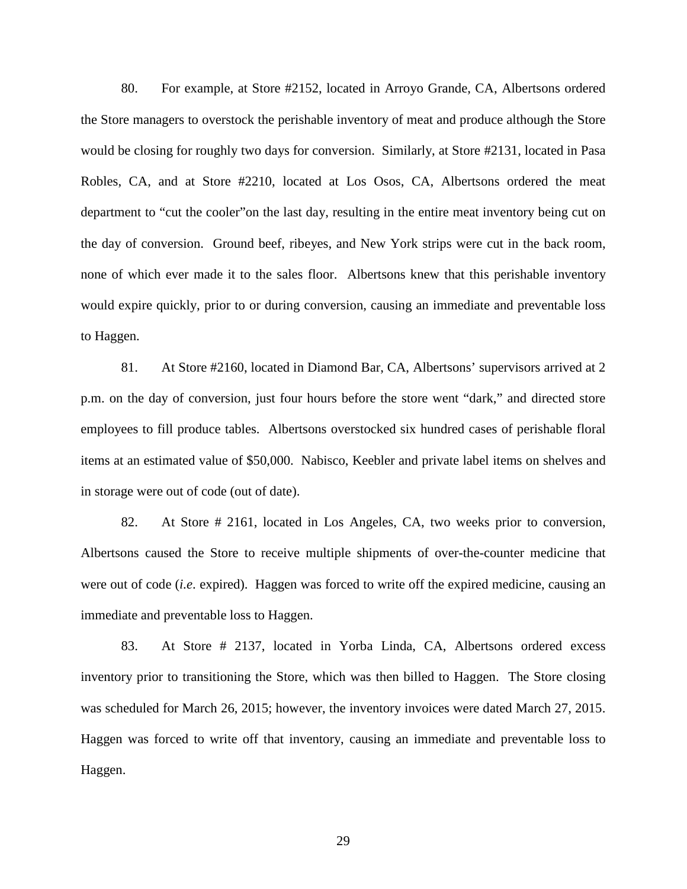80. For example, at Store #2152, located in Arroyo Grande, CA, Albertsons ordered the Store managers to overstock the perishable inventory of meat and produce although the Store would be closing for roughly two days for conversion. Similarly, at Store #2131, located in Pasa Robles, CA, and at Store #2210, located at Los Osos, CA, Albertsons ordered the meat department to "cut the cooler"on the last day, resulting in the entire meat inventory being cut on the day of conversion. Ground beef, ribeyes, and New York strips were cut in the back room, none of which ever made it to the sales floor. Albertsons knew that this perishable inventory would expire quickly, prior to or during conversion, causing an immediate and preventable loss to Haggen.

81. At Store #2160, located in Diamond Bar, CA, Albertsons' supervisors arrived at 2 p.m. on the day of conversion, just four hours before the store went "dark," and directed store employees to fill produce tables. Albertsons overstocked six hundred cases of perishable floral items at an estimated value of $50,000. Nabisco, Keebler and private label items on shelves and in storage were out of code (out of date).

82. At Store # 2161, located in Los Angeles, CA, two weeks prior to conversion, Albertsons caused the Store to receive multiple shipments of over-the-counter medicine that were out of code (*i.e*. expired). Haggen was forced to write off the expired medicine, causing an immediate and preventable loss to Haggen.

83. At Store # 2137, located in Yorba Linda, CA, Albertsons ordered excess inventory prior to transitioning the Store, which was then billed to Haggen. The Store closing was scheduled for March 26, 2015; however, the inventory invoices were dated March 27, 2015. Haggen was forced to write off that inventory, causing an immediate and preventable loss to Haggen.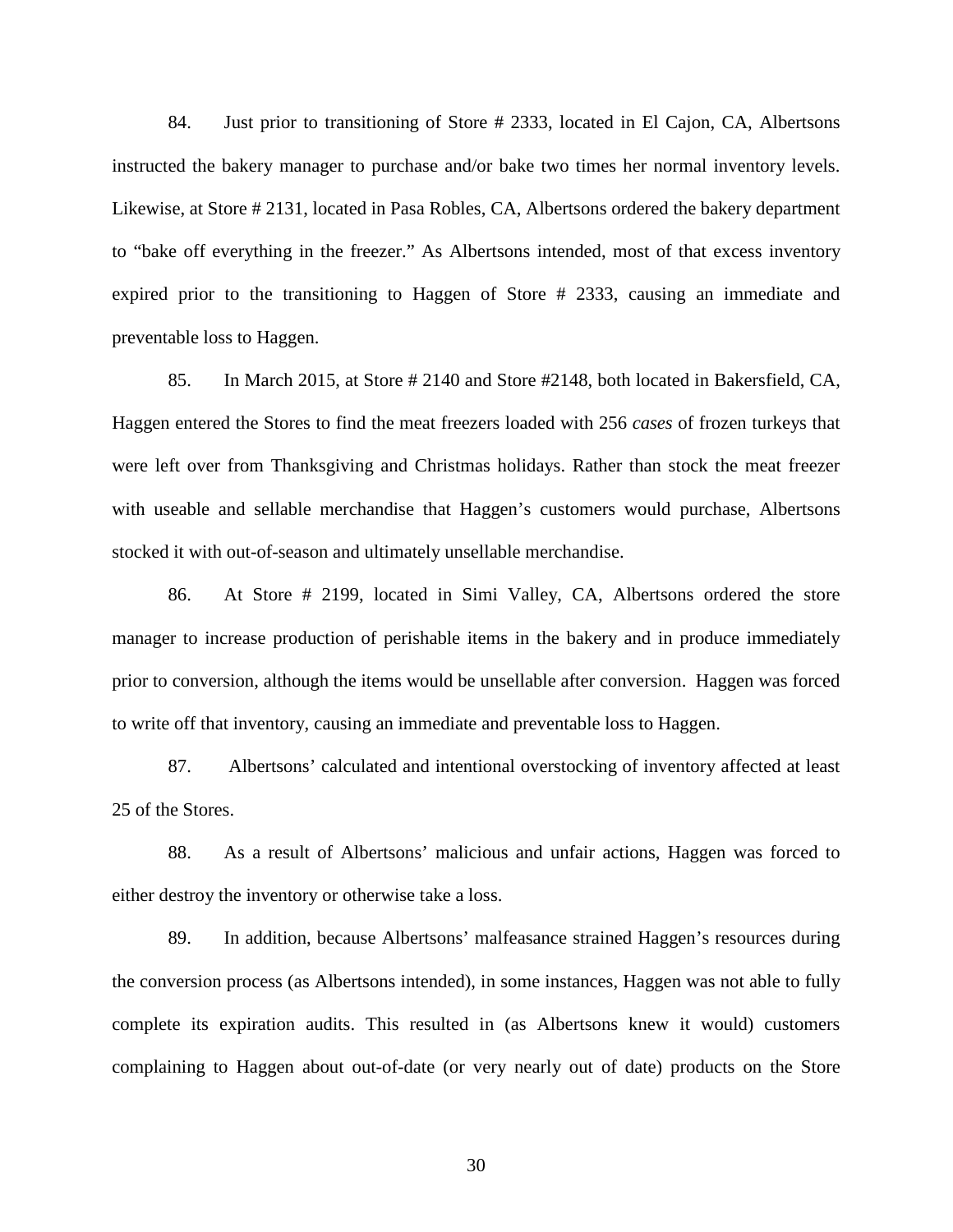84. Just prior to transitioning of Store # 2333, located in El Cajon, CA, Albertsons instructed the bakery manager to purchase and/or bake two times her normal inventory levels. Likewise, at Store # 2131, located in Pasa Robles, CA, Albertsons ordered the bakery department to "bake off everything in the freezer." As Albertsons intended, most of that excess inventory expired prior to the transitioning to Haggen of Store # 2333, causing an immediate and preventable loss to Haggen.

85. In March 2015, at Store # 2140 and Store #2148, both located in Bakersfield, CA, Haggen entered the Stores to find the meat freezers loaded with 256 *cases* of frozen turkeys that were left over from Thanksgiving and Christmas holidays. Rather than stock the meat freezer with useable and sellable merchandise that Haggen's customers would purchase, Albertsons stocked it with out-of-season and ultimately unsellable merchandise.

86. At Store # 2199, located in Simi Valley, CA, Albertsons ordered the store manager to increase production of perishable items in the bakery and in produce immediately prior to conversion, although the items would be unsellable after conversion. Haggen was forced to write off that inventory, causing an immediate and preventable loss to Haggen.

87. Albertsons' calculated and intentional overstocking of inventory affected at least 25 of the Stores.

88. As a result of Albertsons' malicious and unfair actions, Haggen was forced to either destroy the inventory or otherwise take a loss.

89. In addition, because Albertsons' malfeasance strained Haggen's resources during the conversion process (as Albertsons intended), in some instances, Haggen was not able to fully complete its expiration audits. This resulted in (as Albertsons knew it would) customers complaining to Haggen about out-of-date (or very nearly out of date) products on the Store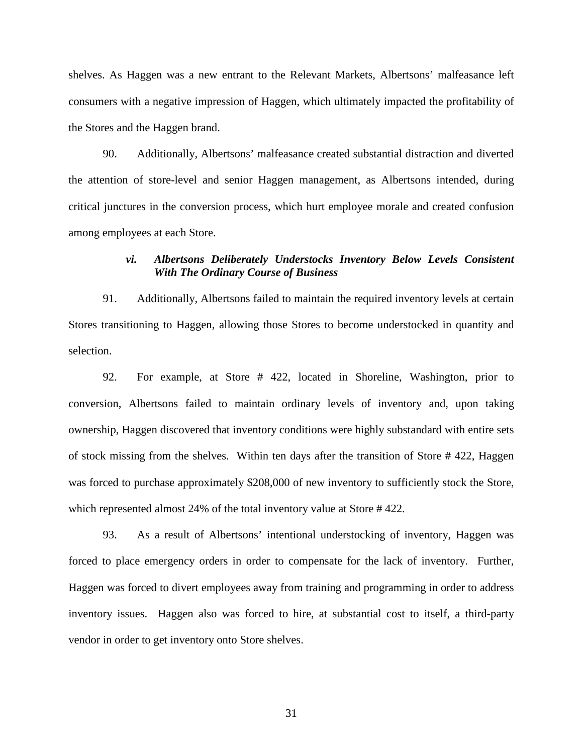shelves. As Haggen was a new entrant to the Relevant Markets, Albertsons' malfeasance left consumers with a negative impression of Haggen, which ultimately impacted the profitability of the Stores and the Haggen brand.

90. Additionally, Albertsons' malfeasance created substantial distraction and diverted the attention of store-level and senior Haggen management, as Albertsons intended, during critical junctures in the conversion process, which hurt employee morale and created confusion among employees at each Store.

#### *vi. Albertsons Deliberately Understocks Inventory Below Levels Consistent With The Ordinary Course of Business*

91. Additionally, Albertsons failed to maintain the required inventory levels at certain Stores transitioning to Haggen, allowing those Stores to become understocked in quantity and selection.

92. For example, at Store # 422, located in Shoreline, Washington, prior to conversion, Albertsons failed to maintain ordinary levels of inventory and, upon taking ownership, Haggen discovered that inventory conditions were highly substandard with entire sets of stock missing from the shelves. Within ten days after the transition of Store # 422, Haggen was forced to purchase approximately $208,000 of new inventory to sufficiently stock the Store, which represented almost 24% of the total inventory value at Store # 422.

93. As a result of Albertsons' intentional understocking of inventory, Haggen was forced to place emergency orders in order to compensate for the lack of inventory. Further, Haggen was forced to divert employees away from training and programming in order to address inventory issues. Haggen also was forced to hire, at substantial cost to itself, a third-party vendor in order to get inventory onto Store shelves.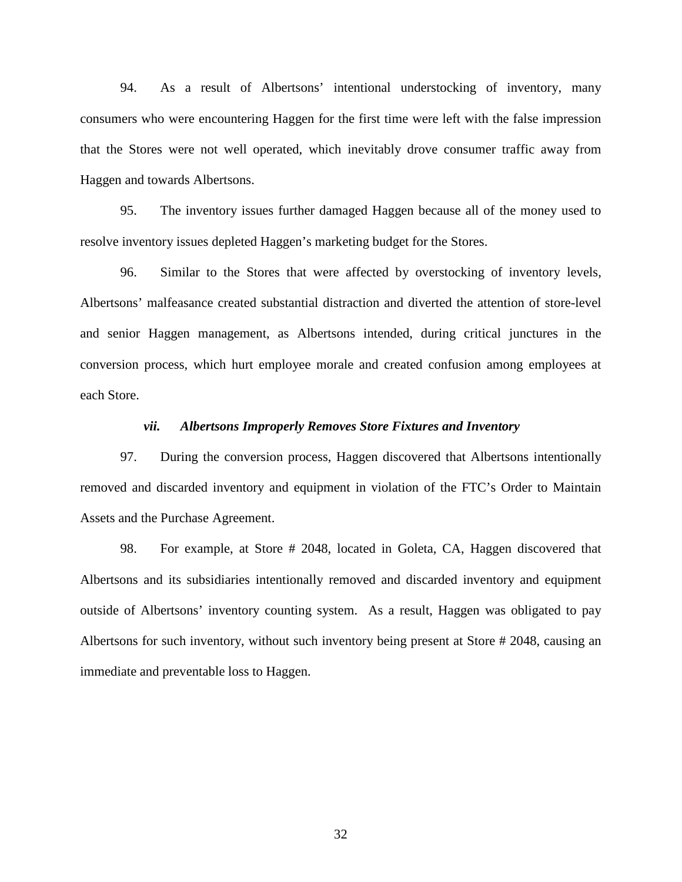94. As a result of Albertsons' intentional understocking of inventory, many consumers who were encountering Haggen for the first time were left with the false impression that the Stores were not well operated, which inevitably drove consumer traffic away from Haggen and towards Albertsons.

95. The inventory issues further damaged Haggen because all of the money used to resolve inventory issues depleted Haggen's marketing budget for the Stores.

96. Similar to the Stores that were affected by overstocking of inventory levels, Albertsons' malfeasance created substantial distraction and diverted the attention of store-level and senior Haggen management, as Albertsons intended, during critical junctures in the conversion process, which hurt employee morale and created confusion among employees at each Store.

### *vii. Albertsons Improperly Removes Store Fixtures and Inventory*

97. During the conversion process, Haggen discovered that Albertsons intentionally removed and discarded inventory and equipment in violation of the FTC's Order to Maintain Assets and the Purchase Agreement.

98. For example, at Store # 2048, located in Goleta, CA, Haggen discovered that Albertsons and its subsidiaries intentionally removed and discarded inventory and equipment outside of Albertsons' inventory counting system. As a result, Haggen was obligated to pay Albertsons for such inventory, without such inventory being present at Store # 2048, causing an immediate and preventable loss to Haggen.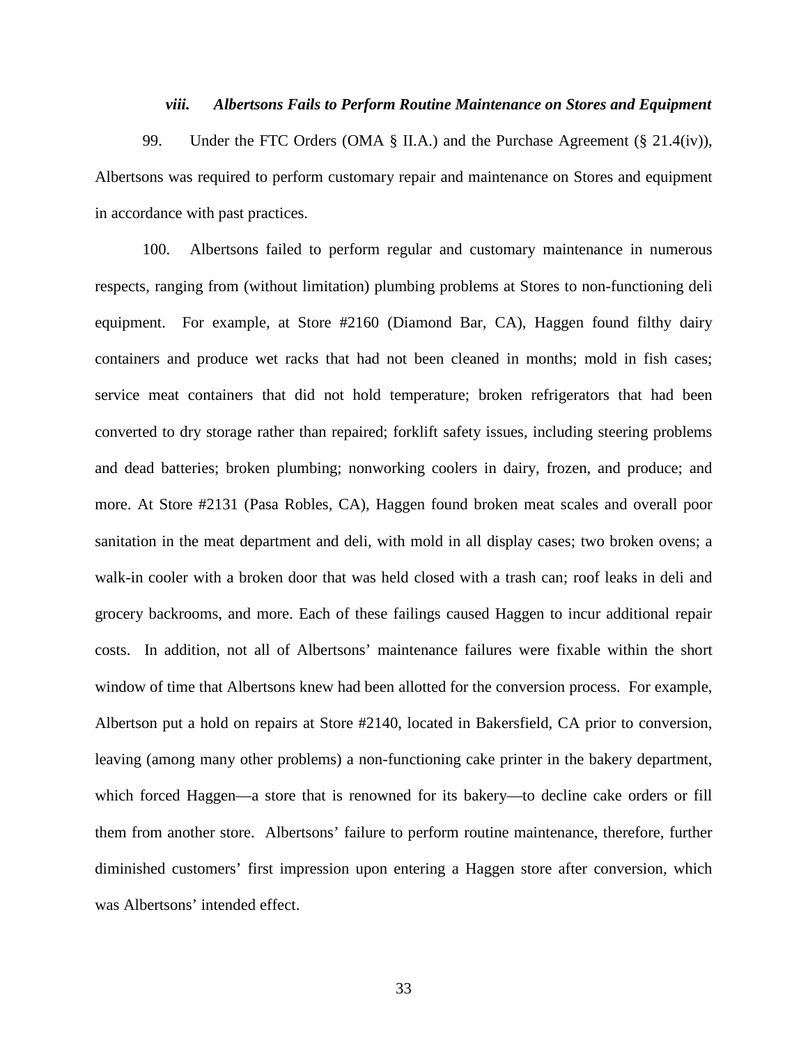### *viii. Albertsons Fails to Perform Routine Maintenance on Stores and Equipment*

99. Under the FTC Orders (OMA § II.A.) and the Purchase Agreement (§ 21.4(iv)), Albertsons was required to perform customary repair and maintenance on Stores and equipment in accordance with past practices.

100. Albertsons failed to perform regular and customary maintenance in numerous respects, ranging from (without limitation) plumbing problems at Stores to non-functioning deli equipment. For example, at Store #2160 (Diamond Bar, CA), Haggen found filthy dairy containers and produce wet racks that had not been cleaned in months; mold in fish cases; service meat containers that did not hold temperature; broken refrigerators that had been converted to dry storage rather than repaired; forklift safety issues, including steering problems and dead batteries; broken plumbing; nonworking coolers in dairy, frozen, and produce; and more. At Store #2131 (Pasa Robles, CA), Haggen found broken meat scales and overall poor sanitation in the meat department and deli, with mold in all display cases; two broken ovens; a walk-in cooler with a broken door that was held closed with a trash can; roof leaks in deli and grocery backrooms, and more. Each of these failings caused Haggen to incur additional repair costs. In addition, not all of Albertsons' maintenance failures were fixable within the short window of time that Albertsons knew had been allotted for the conversion process. For example, Albertson put a hold on repairs at Store #2140, located in Bakersfield, CA prior to conversion, leaving (among many other problems) a non-functioning cake printer in the bakery department, which forced Haggen—a store that is renowned for its bakery—to decline cake orders or fill them from another store. Albertsons' failure to perform routine maintenance, therefore, further diminished customers' first impression upon entering a Haggen store after conversion, which was Albertsons' intended effect.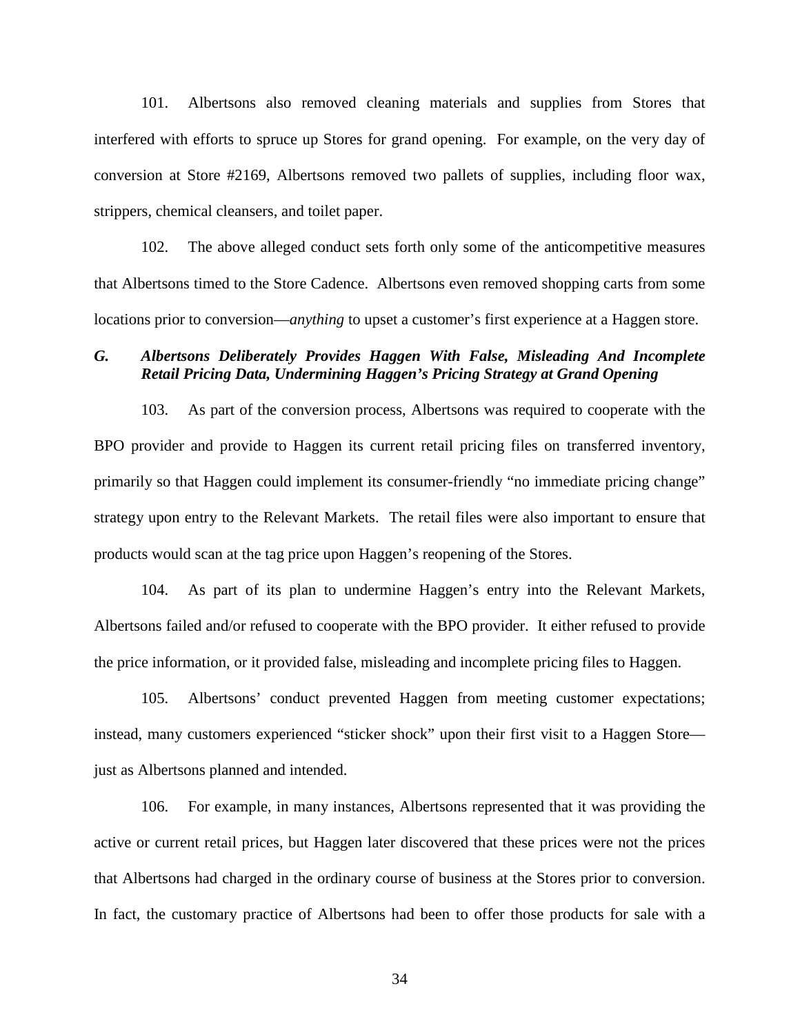101. Albertsons also removed cleaning materials and supplies from Stores that interfered with efforts to spruce up Stores for grand opening. For example, on the very day of conversion at Store #2169, Albertsons removed two pallets of supplies, including floor wax, strippers, chemical cleansers, and toilet paper.

102. The above alleged conduct sets forth only some of the anticompetitive measures that Albertsons timed to the Store Cadence. Albertsons even removed shopping carts from some locations prior to conversion—*anything* to upset a customer's first experience at a Haggen store.

### *G. Albertsons Deliberately Provides Haggen With False, Misleading And Incomplete Retail Pricing Data, Undermining Haggen's Pricing Strategy at Grand Opening*

103. As part of the conversion process, Albertsons was required to cooperate with the BPO provider and provide to Haggen its current retail pricing files on transferred inventory, primarily so that Haggen could implement its consumer-friendly "no immediate pricing change" strategy upon entry to the Relevant Markets. The retail files were also important to ensure that products would scan at the tag price upon Haggen's reopening of the Stores.

104. As part of its plan to undermine Haggen's entry into the Relevant Markets, Albertsons failed and/or refused to cooperate with the BPO provider. It either refused to provide the price information, or it provided false, misleading and incomplete pricing files to Haggen.

105. Albertsons' conduct prevented Haggen from meeting customer expectations; instead, many customers experienced "sticker shock" upon their first visit to a Haggen Store—just as Albertsons planned and intended.

106. For example, in many instances, Albertsons represented that it was providing the active or current retail prices, but Haggen later discovered that these prices were not the prices that Albertsons had charged in the ordinary course of business at the Stores prior to conversion. In fact, the customary practice of Albertsons had been to offer those products for sale with a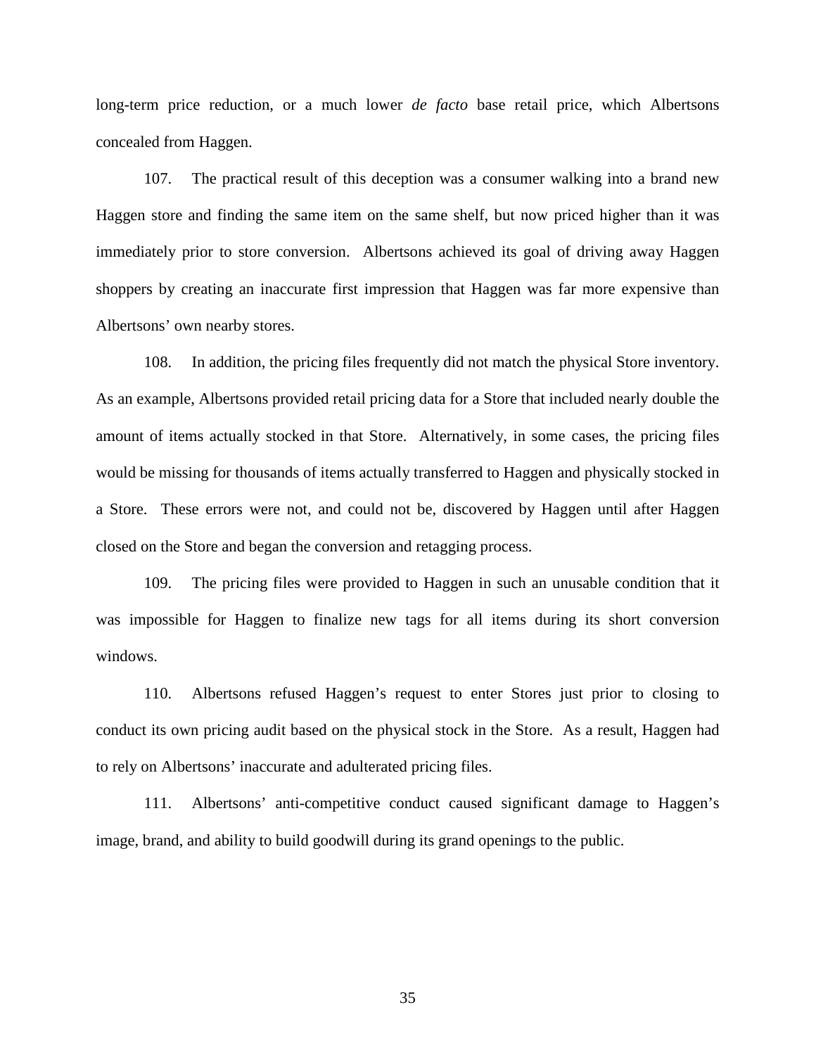long-term price reduction, or a much lower *de facto* base retail price, which Albertsons concealed from Haggen.

107. The practical result of this deception was a consumer walking into a brand new Haggen store and finding the same item on the same shelf, but now priced higher than it was immediately prior to store conversion. Albertsons achieved its goal of driving away Haggen shoppers by creating an inaccurate first impression that Haggen was far more expensive than Albertsons' own nearby stores.

108. In addition, the pricing files frequently did not match the physical Store inventory. As an example, Albertsons provided retail pricing data for a Store that included nearly double the amount of items actually stocked in that Store. Alternatively, in some cases, the pricing files would be missing for thousands of items actually transferred to Haggen and physically stocked in a Store. These errors were not, and could not be, discovered by Haggen until after Haggen closed on the Store and began the conversion and retagging process.

109. The pricing files were provided to Haggen in such an unusable condition that it was impossible for Haggen to finalize new tags for all items during its short conversion windows.

110. Albertsons refused Haggen's request to enter Stores just prior to closing to conduct its own pricing audit based on the physical stock in the Store. As a result, Haggen had to rely on Albertsons' inaccurate and adulterated pricing files.

111. Albertsons' anti-competitive conduct caused significant damage to Haggen's image, brand, and ability to build goodwill during its grand openings to the public.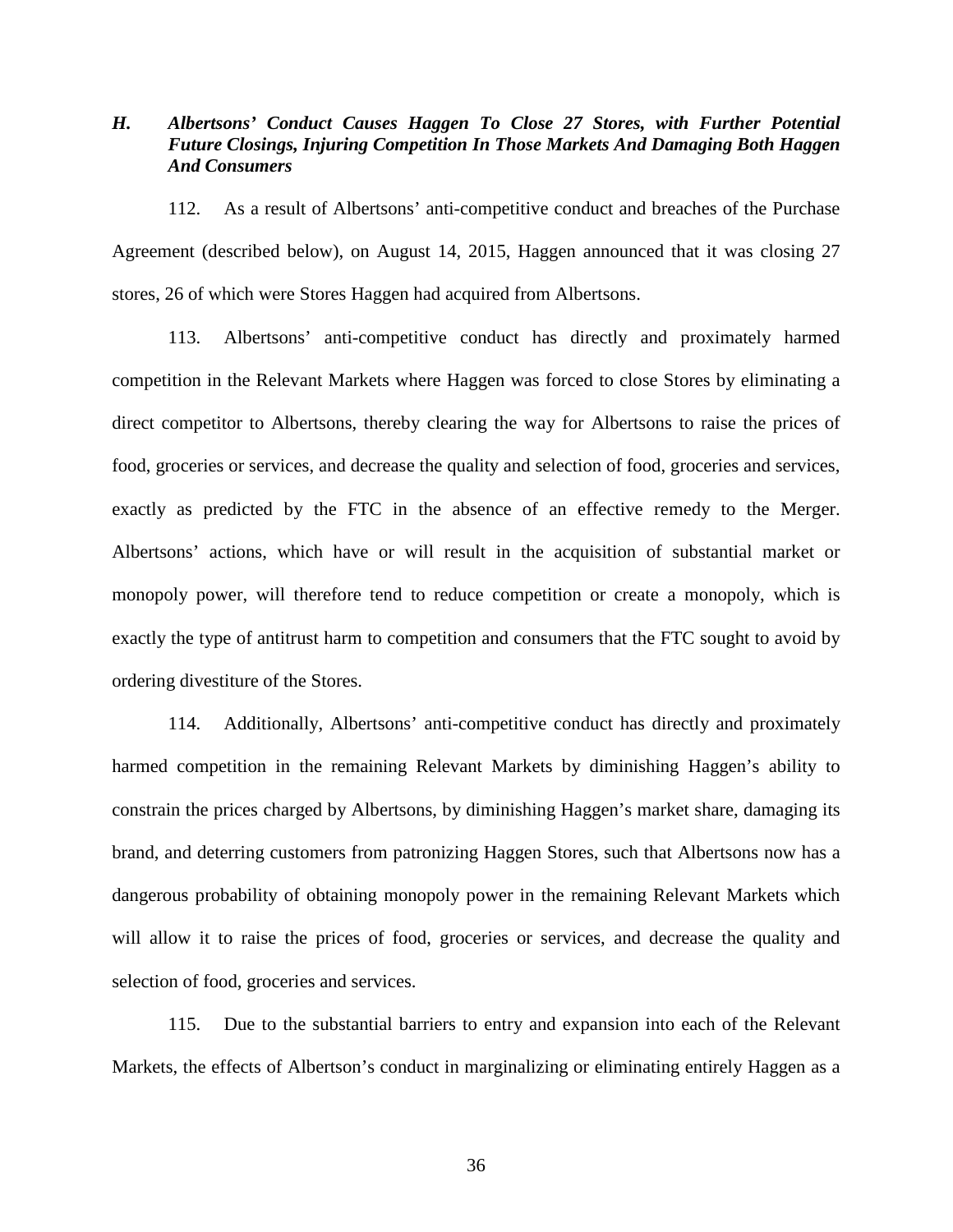### *H. Albertsons' Conduct Causes Haggen To Close 27 Stores, with Further Potential Future Closings, Injuring Competition In Those Markets And Damaging Both Haggen And Consumers*

112. As a result of Albertsons' anti-competitive conduct and breaches of the Purchase Agreement (described below), on August 14, 2015, Haggen announced that it was closing 27 stores, 26 of which were Stores Haggen had acquired from Albertsons.

113. Albertsons' anti-competitive conduct has directly and proximately harmed competition in the Relevant Markets where Haggen was forced to close Stores by eliminating a direct competitor to Albertsons, thereby clearing the way for Albertsons to raise the prices of food, groceries or services, and decrease the quality and selection of food, groceries and services, exactly as predicted by the FTC in the absence of an effective remedy to the Merger. Albertsons' actions, which have or will result in the acquisition of substantial market or monopoly power, will therefore tend to reduce competition or create a monopoly, which is exactly the type of antitrust harm to competition and consumers that the FTC sought to avoid by ordering divestiture of the Stores.

114. Additionally, Albertsons' anti-competitive conduct has directly and proximately harmed competition in the remaining Relevant Markets by diminishing Haggen's ability to constrain the prices charged by Albertsons, by diminishing Haggen's market share, damaging its brand, and deterring customers from patronizing Haggen Stores, such that Albertsons now has a dangerous probability of obtaining monopoly power in the remaining Relevant Markets which will allow it to raise the prices of food, groceries or services, and decrease the quality and selection of food, groceries and services.

115. Due to the substantial barriers to entry and expansion into each of the Relevant Markets, the effects of Albertson's conduct in marginalizing or eliminating entirely Haggen as a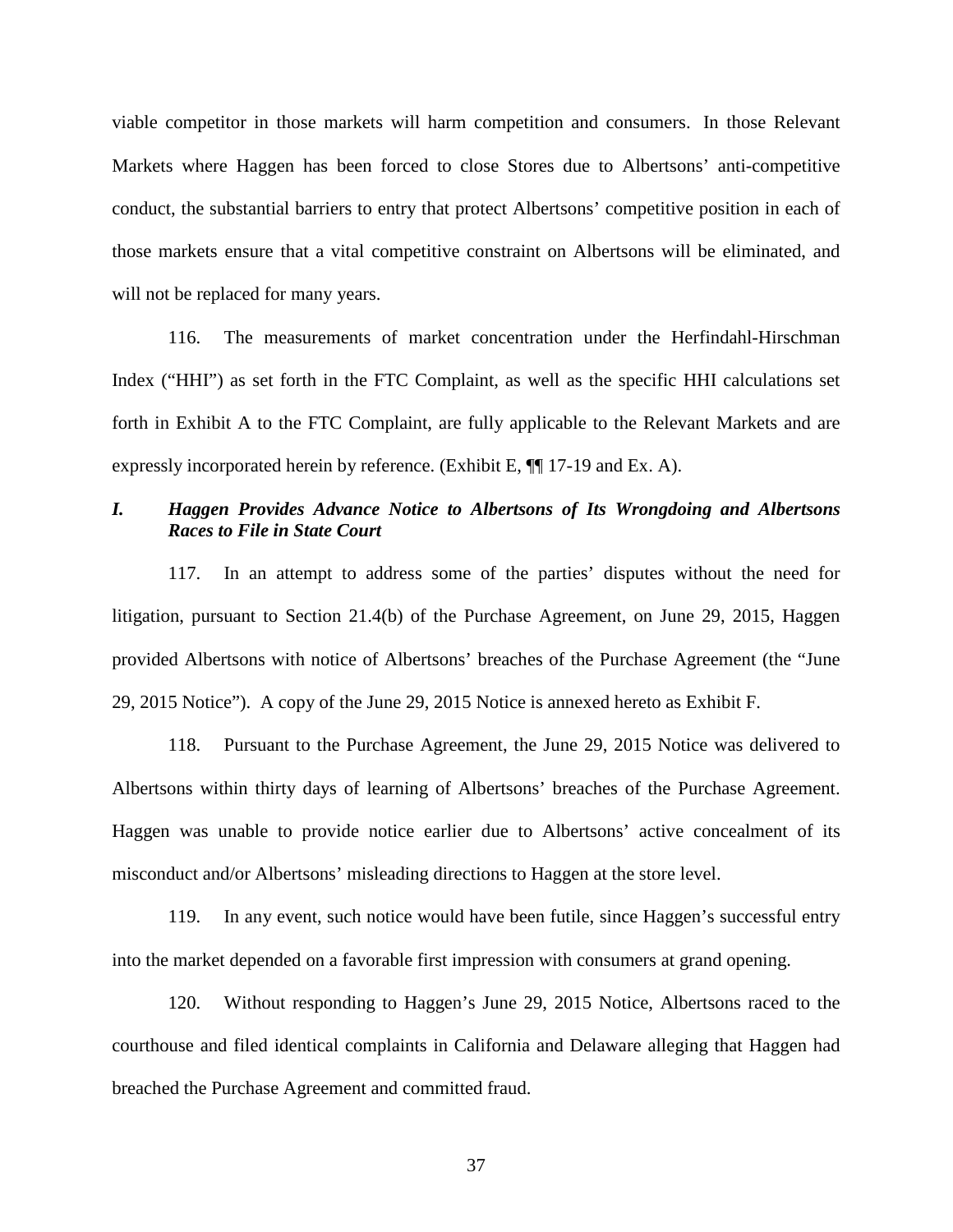viable competitor in those markets will harm competition and consumers. In those Relevant Markets where Haggen has been forced to close Stores due to Albertsons' anti-competitive conduct, the substantial barriers to entry that protect Albertsons' competitive position in each of those markets ensure that a vital competitive constraint on Albertsons will be eliminated, and will not be replaced for many years.

116. The measurements of market concentration under the Herfindahl-Hirschman Index ("HHI") as set forth in the FTC Complaint, as well as the specific HHI calculations set forth in Exhibit A to the FTC Complaint, are fully applicable to the Relevant Markets and are expressly incorporated herein by reference. (Exhibit E, ¶¶ 17-19 and Ex. A).

### *I. Haggen Provides Advance Notice to Albertsons of Its Wrongdoing and Albertsons Races to File in State Court*

117. In an attempt to address some of the parties' disputes without the need for litigation, pursuant to Section 21.4(b) of the Purchase Agreement, on June 29, 2015, Haggen provided Albertsons with notice of Albertsons' breaches of the Purchase Agreement (the "June 29, 2015 Notice"). A copy of the June 29, 2015 Notice is annexed hereto as Exhibit F.

118. Pursuant to the Purchase Agreement, the June 29, 2015 Notice was delivered to Albertsons within thirty days of learning of Albertsons' breaches of the Purchase Agreement. Haggen was unable to provide notice earlier due to Albertsons' active concealment of its misconduct and/or Albertsons' misleading directions to Haggen at the store level.

119. In any event, such notice would have been futile, since Haggen's successful entry into the market depended on a favorable first impression with consumers at grand opening.

120. Without responding to Haggen's June 29, 2015 Notice, Albertsons raced to the courthouse and filed identical complaints in California and Delaware alleging that Haggen had breached the Purchase Agreement and committed fraud.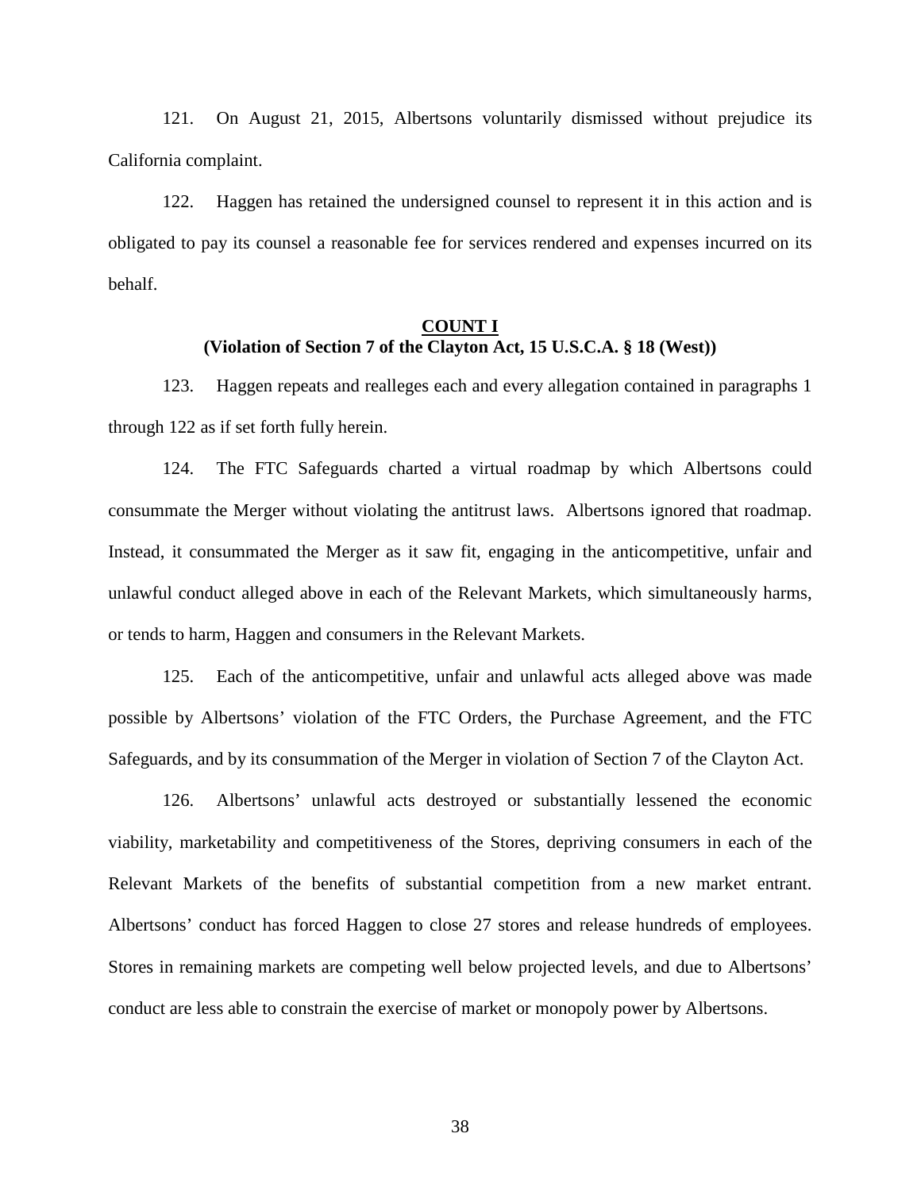121. On August 21, 2015, Albertsons voluntarily dismissed without prejudice its California complaint.

122. Haggen has retained the undersigned counsel to represent it in this action and is obligated to pay its counsel a reasonable fee for services rendered and expenses incurred on its behalf.

**COUNT I**
**(Violation of Section 7 of the Clayton Act, 15 U.S.C.A. § 18 (West))**

123. Haggen repeats and realleges each and every allegation contained in paragraphs 1 through 122 as if set forth fully herein.

124. The FTC Safeguards charted a virtual roadmap by which Albertsons could consummate the Merger without violating the antitrust laws. Albertsons ignored that roadmap. Instead, it consummated the Merger as it saw fit, engaging in the anticompetitive, unfair and unlawful conduct alleged above in each of the Relevant Markets, which simultaneously harms, or tends to harm, Haggen and consumers in the Relevant Markets.

125. Each of the anticompetitive, unfair and unlawful acts alleged above was made possible by Albertsons' violation of the FTC Orders, the Purchase Agreement, and the FTC Safeguards, and by its consummation of the Merger in violation of Section 7 of the Clayton Act.

126. Albertsons' unlawful acts destroyed or substantially lessened the economic viability, marketability and competitiveness of the Stores, depriving consumers in each of the Relevant Markets of the benefits of substantial competition from a new market entrant. Albertsons' conduct has forced Haggen to close 27 stores and release hundreds of employees. Stores in remaining markets are competing well below projected levels, and due to Albertsons' conduct are less able to constrain the exercise of market or monopoly power by Albertsons.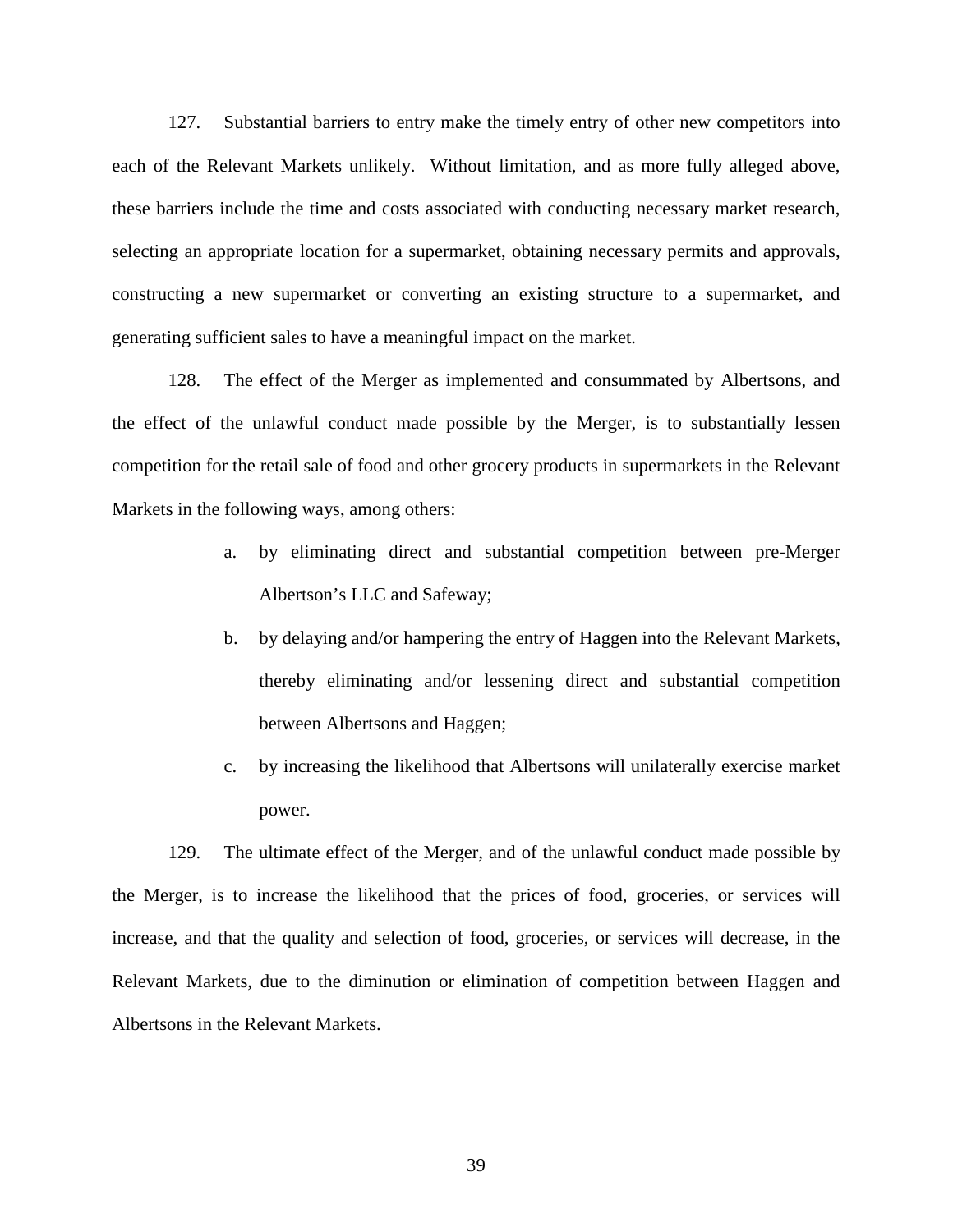127. Substantial barriers to entry make the timely entry of other new competitors into each of the Relevant Markets unlikely. Without limitation, and as more fully alleged above, these barriers include the time and costs associated with conducting necessary market research, selecting an appropriate location for a supermarket, obtaining necessary permits and approvals, constructing a new supermarket or converting an existing structure to a supermarket, and generating sufficient sales to have a meaningful impact on the market.

128. The effect of the Merger as implemented and consummated by Albertsons, and the effect of the unlawful conduct made possible by the Merger, is to substantially lessen competition for the retail sale of food and other grocery products in supermarkets in the Relevant Markets in the following ways, among others:

a. by eliminating direct and substantial competition between pre-Merger Albertson's LLC and Safeway;

b. by delaying and/or hampering the entry of Haggen into the Relevant Markets, thereby eliminating and/or lessening direct and substantial competition between Albertsons and Haggen;

c. by increasing the likelihood that Albertsons will unilaterally exercise market power.

129. The ultimate effect of the Merger, and of the unlawful conduct made possible by the Merger, is to increase the likelihood that the prices of food, groceries, or services will increase, and that the quality and selection of food, groceries, or services will decrease, in the Relevant Markets, due to the diminution or elimination of competition between Haggen and Albertsons in the Relevant Markets.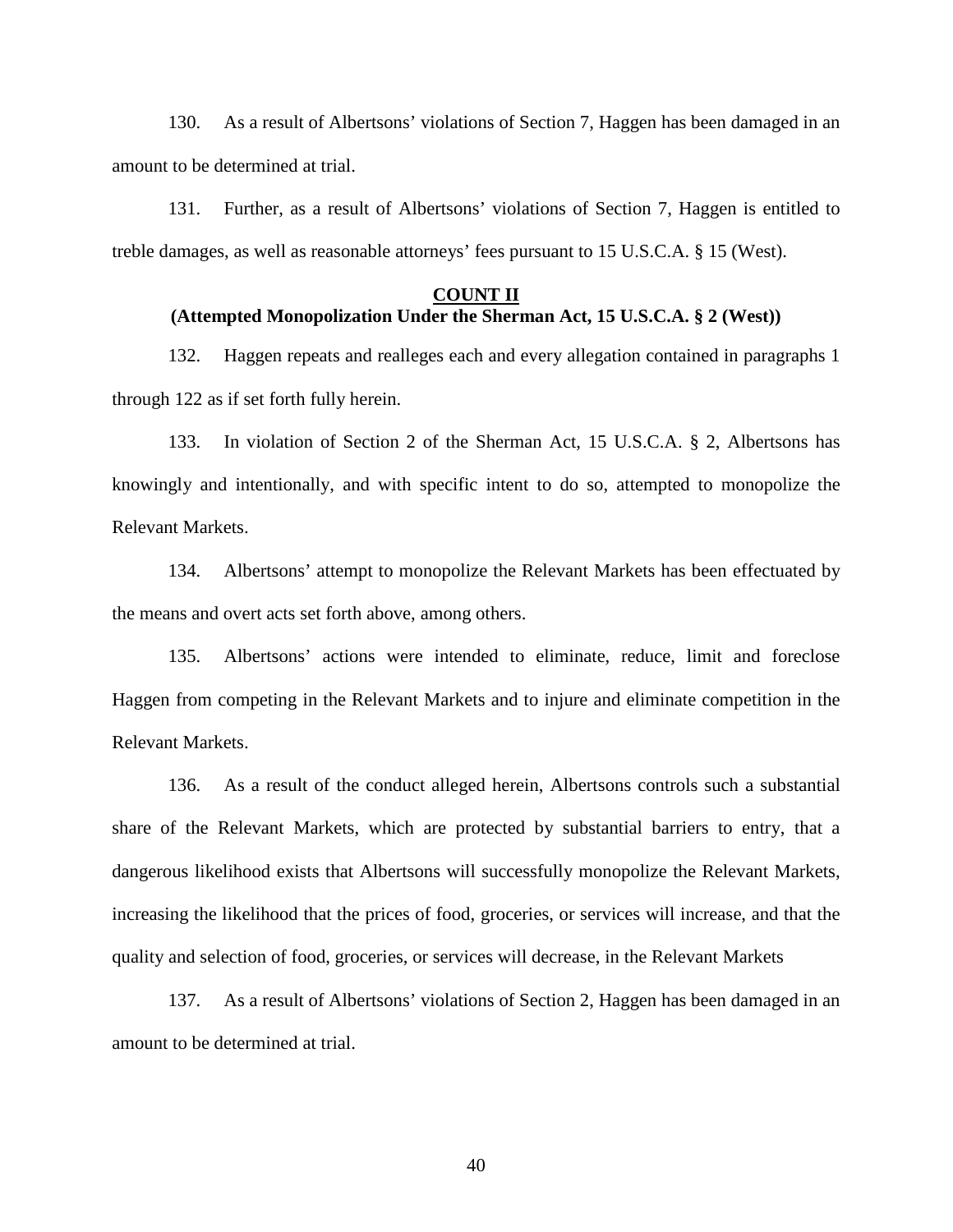130. As a result of Albertsons' violations of Section 7, Haggen has been damaged in an amount to be determined at trial.

131. Further, as a result of Albertsons' violations of Section 7, Haggen is entitled to treble damages, as well as reasonable attorneys' fees pursuant to 15 U.S.C.A. § 15 (West).

**COUNT II**
**(Attempted Monopolization Under the Sherman Act, 15 U.S.C.A. § 2 (West))**

132. Haggen repeats and realleges each and every allegation contained in paragraphs 1 through 122 as if set forth fully herein.

133. In violation of Section 2 of the Sherman Act, 15 U.S.C.A. § 2, Albertsons has knowingly and intentionally, and with specific intent to do so, attempted to monopolize the Relevant Markets.

134. Albertsons' attempt to monopolize the Relevant Markets has been effectuated by the means and overt acts set forth above, among others.

135. Albertsons' actions were intended to eliminate, reduce, limit and foreclose Haggen from competing in the Relevant Markets and to injure and eliminate competition in the Relevant Markets.

136. As a result of the conduct alleged herein, Albertsons controls such a substantial share of the Relevant Markets, which are protected by substantial barriers to entry, that a dangerous likelihood exists that Albertsons will successfully monopolize the Relevant Markets, increasing the likelihood that the prices of food, groceries, or services will increase, and that the quality and selection of food, groceries, or services will decrease, in the Relevant Markets

137. As a result of Albertsons' violations of Section 2, Haggen has been damaged in an amount to be determined at trial.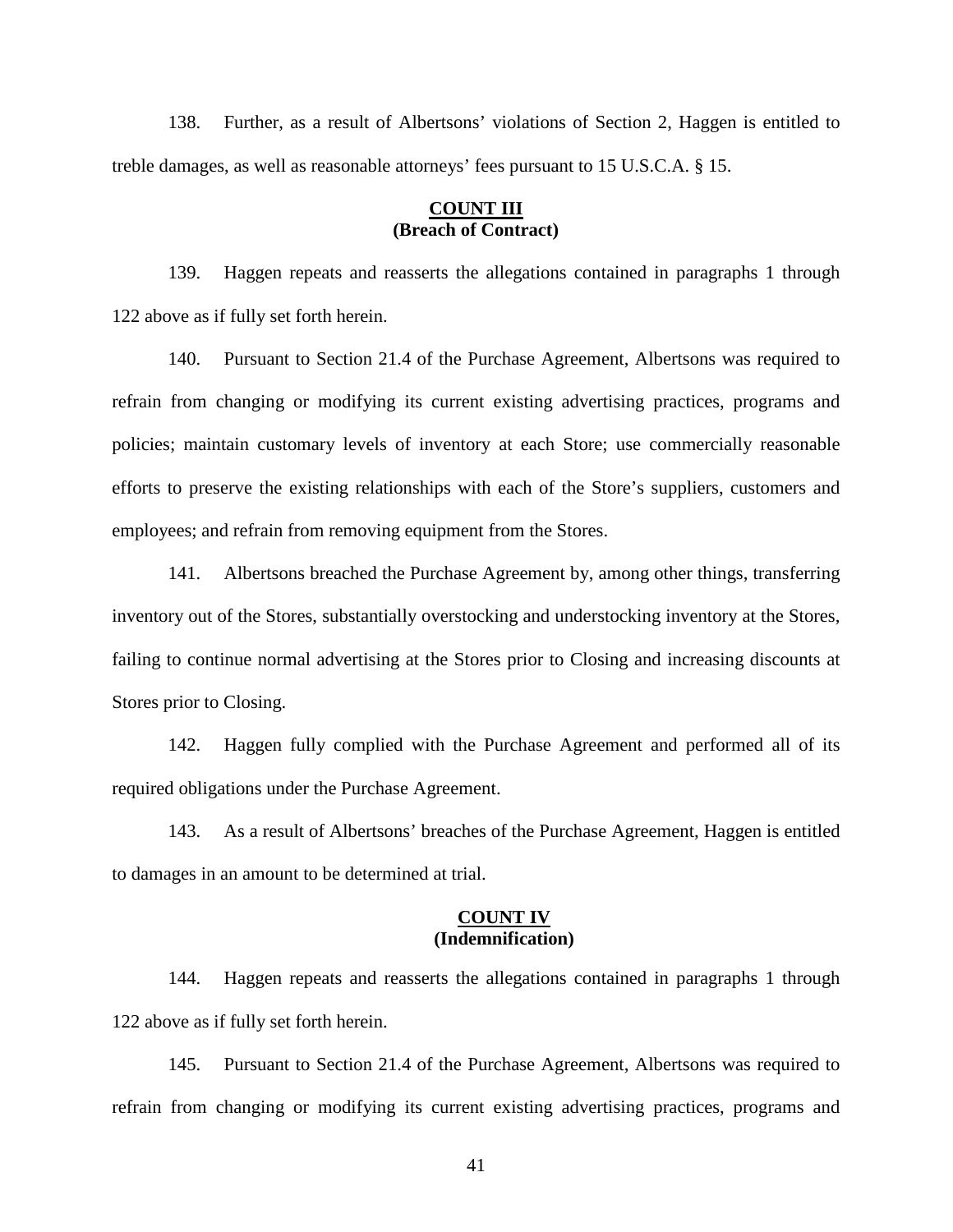138. Further, as a result of Albertsons' violations of Section 2, Haggen is entitled to treble damages, as well as reasonable attorneys' fees pursuant to 15 U.S.C.A. § 15.

**COUNT III**
**(Breach of Contract)**

139. Haggen repeats and reasserts the allegations contained in paragraphs 1 through 122 above as if fully set forth herein.

140. Pursuant to Section 21.4 of the Purchase Agreement, Albertsons was required to refrain from changing or modifying its current existing advertising practices, programs and policies; maintain customary levels of inventory at each Store; use commercially reasonable efforts to preserve the existing relationships with each of the Store's suppliers, customers and employees; and refrain from removing equipment from the Stores.

141. Albertsons breached the Purchase Agreement by, among other things, transferring inventory out of the Stores, substantially overstocking and understocking inventory at the Stores, failing to continue normal advertising at the Stores prior to Closing and increasing discounts at Stores prior to Closing.

142. Haggen fully complied with the Purchase Agreement and performed all of its required obligations under the Purchase Agreement.

143. As a result of Albertsons' breaches of the Purchase Agreement, Haggen is entitled to damages in an amount to be determined at trial.

**COUNT IV**
**(Indemnification)**

144. Haggen repeats and reasserts the allegations contained in paragraphs 1 through 122 above as if fully set forth herein.

145. Pursuant to Section 21.4 of the Purchase Agreement, Albertsons was required to refrain from changing or modifying its current existing advertising practices, programs and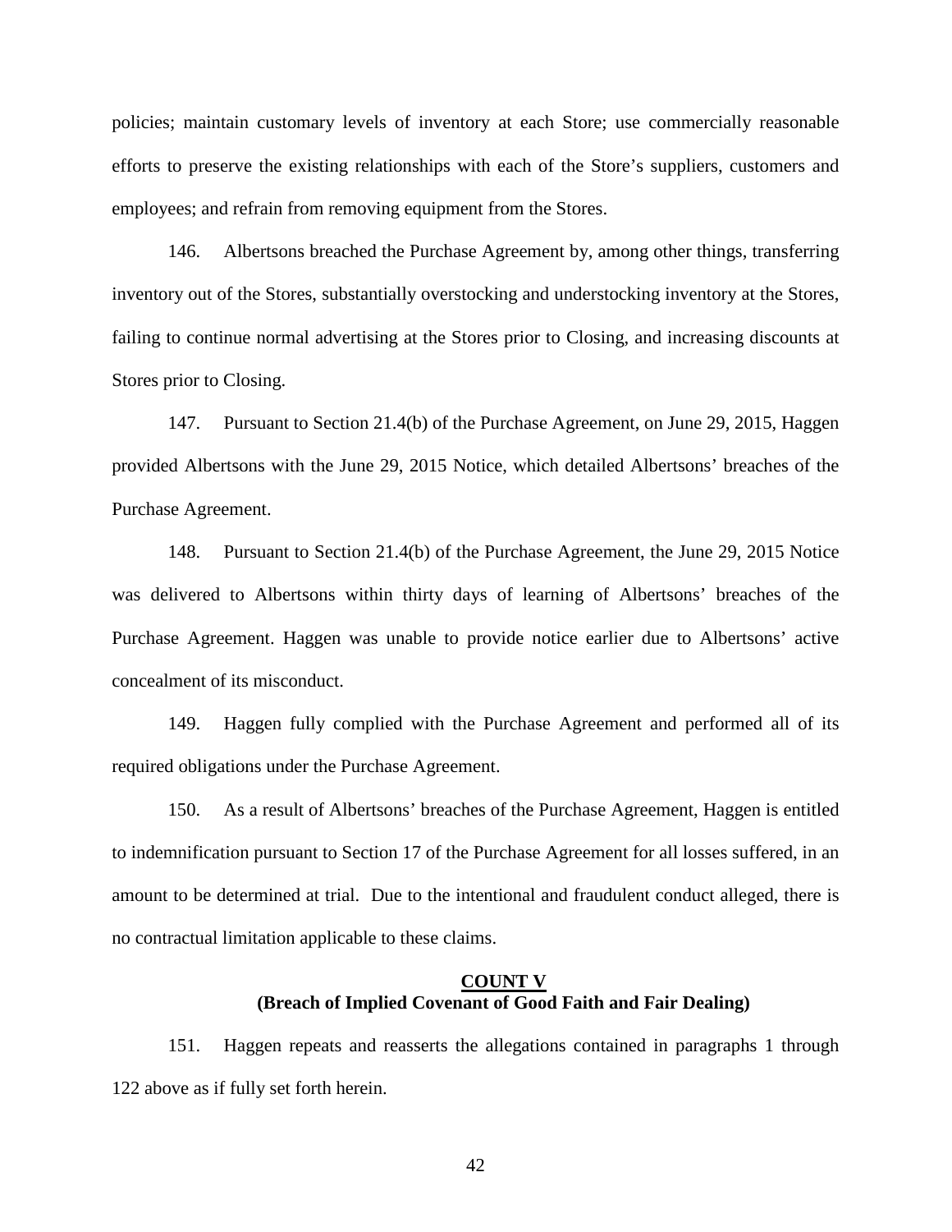policies; maintain customary levels of inventory at each Store; use commercially reasonable efforts to preserve the existing relationships with each of the Store's suppliers, customers and employees; and refrain from removing equipment from the Stores.

146. Albertsons breached the Purchase Agreement by, among other things, transferring inventory out of the Stores, substantially overstocking and understocking inventory at the Stores, failing to continue normal advertising at the Stores prior to Closing, and increasing discounts at Stores prior to Closing.

147. Pursuant to Section 21.4(b) of the Purchase Agreement, on June 29, 2015, Haggen provided Albertsons with the June 29, 2015 Notice, which detailed Albertsons' breaches of the Purchase Agreement.

148. Pursuant to Section 21.4(b) of the Purchase Agreement, the June 29, 2015 Notice was delivered to Albertsons within thirty days of learning of Albertsons' breaches of the Purchase Agreement. Haggen was unable to provide notice earlier due to Albertsons' active concealment of its misconduct.

149. Haggen fully complied with the Purchase Agreement and performed all of its required obligations under the Purchase Agreement.

150. As a result of Albertsons' breaches of the Purchase Agreement, Haggen is entitled to indemnification pursuant to Section 17 of the Purchase Agreement for all losses suffered, in an amount to be determined at trial. Due to the intentional and fraudulent conduct alleged, there is no contractual limitation applicable to these claims.

## COUNT V
## (Breach of Implied Covenant of Good Faith and Fair Dealing)

151. Haggen repeats and reasserts the allegations contained in paragraphs 1 through 122 above as if fully set forth herein.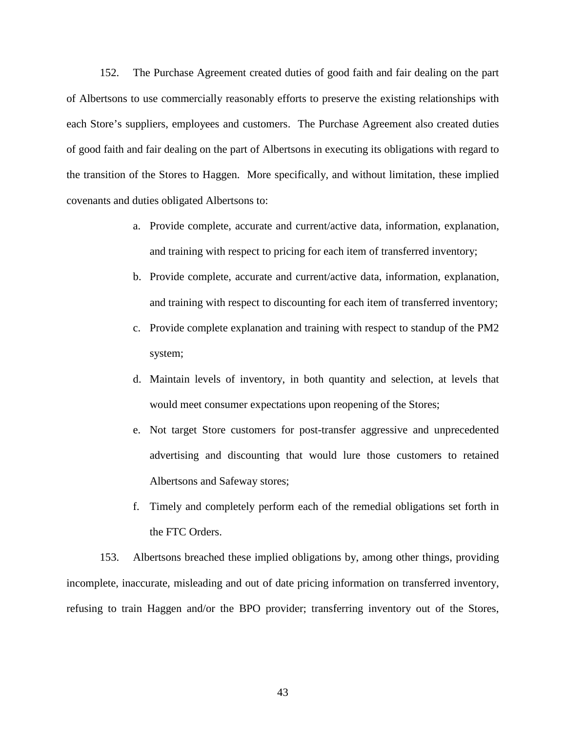152. The Purchase Agreement created duties of good faith and fair dealing on the part of Albertsons to use commercially reasonably efforts to preserve the existing relationships with each Store's suppliers, employees and customers. The Purchase Agreement also created duties of good faith and fair dealing on the part of Albertsons in executing its obligations with regard to the transition of the Stores to Haggen. More specifically, and without limitation, these implied covenants and duties obligated Albertsons to:

a. Provide complete, accurate and current/active data, information, explanation, and training with respect to pricing for each item of transferred inventory;

b. Provide complete, accurate and current/active data, information, explanation, and training with respect to discounting for each item of transferred inventory;

c. Provide complete explanation and training with respect to standup of the PM2 system;

d. Maintain levels of inventory, in both quantity and selection, at levels that would meet consumer expectations upon reopening of the Stores;

e. Not target Store customers for post-transfer aggressive and unprecedented advertising and discounting that would lure those customers to retained Albertsons and Safeway stores;

f. Timely and completely perform each of the remedial obligations set forth in the FTC Orders.

153. Albertsons breached these implied obligations by, among other things, providing incomplete, inaccurate, misleading and out of date pricing information on transferred inventory, refusing to train Haggen and/or the BPO provider; transferring inventory out of the Stores,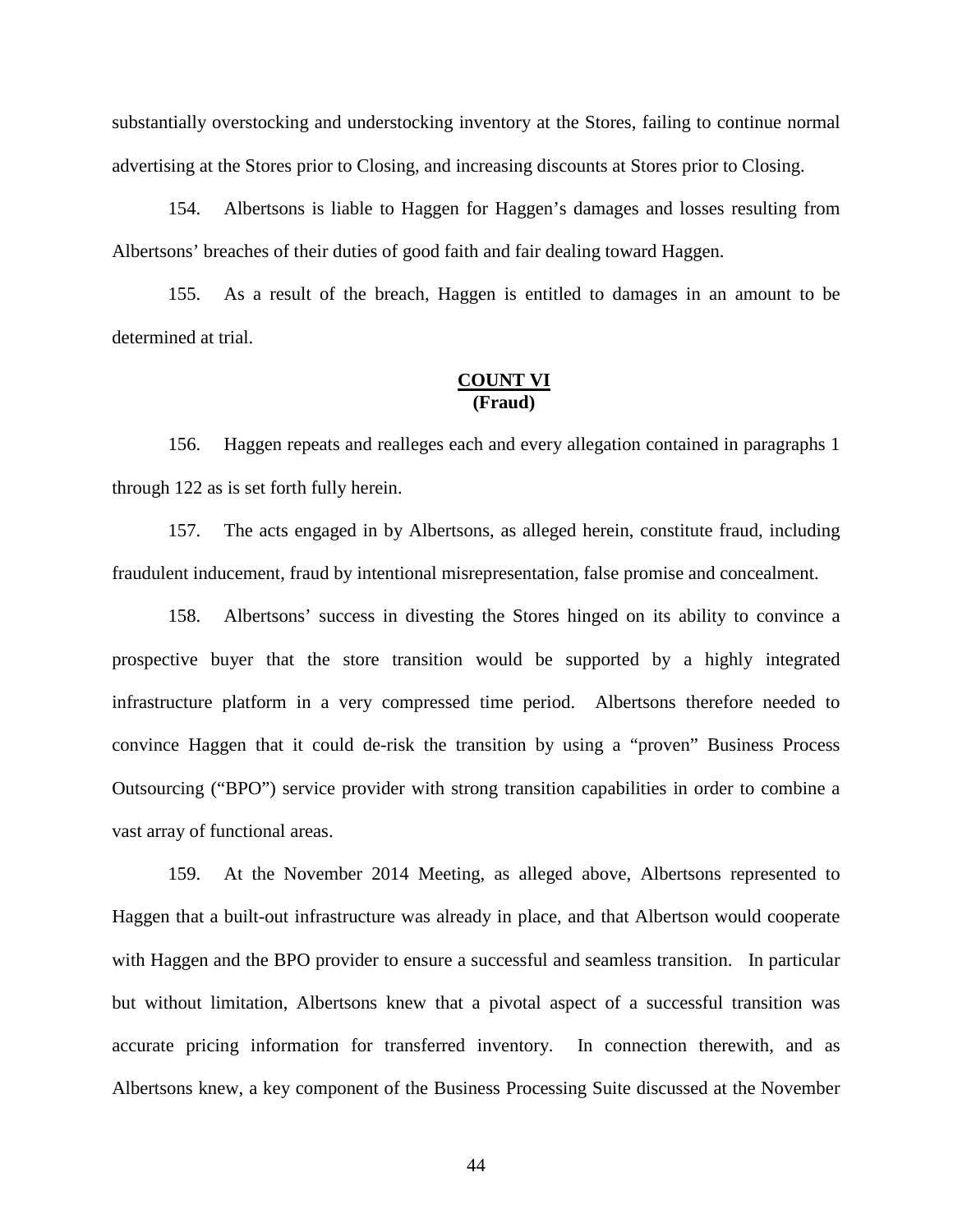substantially overstocking and understocking inventory at the Stores, failing to continue normal advertising at the Stores prior to Closing, and increasing discounts at Stores prior to Closing.

154. Albertsons is liable to Haggen for Haggen's damages and losses resulting from Albertsons' breaches of their duties of good faith and fair dealing toward Haggen.

155. As a result of the breach, Haggen is entitled to damages in an amount to be determined at trial.

**COUNT VI**
**(Fraud)**

156. Haggen repeats and realleges each and every allegation contained in paragraphs 1 through 122 as is set forth fully herein.

157. The acts engaged in by Albertsons, as alleged herein, constitute fraud, including fraudulent inducement, fraud by intentional misrepresentation, false promise and concealment.

158. Albertsons' success in divesting the Stores hinged on its ability to convince a prospective buyer that the store transition would be supported by a highly integrated infrastructure platform in a very compressed time period. Albertsons therefore needed to convince Haggen that it could de-risk the transition by using a "proven" Business Process Outsourcing ("BPO") service provider with strong transition capabilities in order to combine a vast array of functional areas.

159. At the November 2014 Meeting, as alleged above, Albertsons represented to Haggen that a built-out infrastructure was already in place, and that Albertson would cooperate with Haggen and the BPO provider to ensure a successful and seamless transition. In particular but without limitation, Albertsons knew that a pivotal aspect of a successful transition was accurate pricing information for transferred inventory. In connection therewith, and as Albertsons knew, a key component of the Business Processing Suite discussed at the November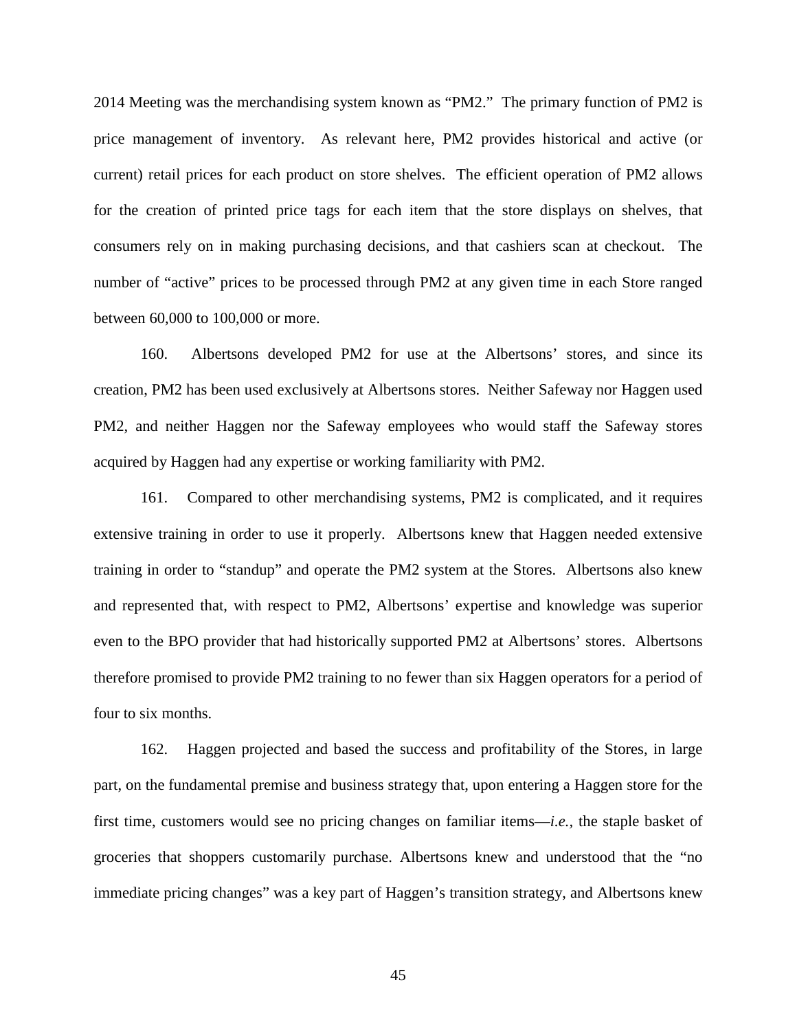2014 Meeting was the merchandising system known as "PM2." The primary function of PM2 is price management of inventory. As relevant here, PM2 provides historical and active (or current) retail prices for each product on store shelves. The efficient operation of PM2 allows for the creation of printed price tags for each item that the store displays on shelves, that consumers rely on in making purchasing decisions, and that cashiers scan at checkout. The number of "active" prices to be processed through PM2 at any given time in each Store ranged between 60,000 to 100,000 or more.

160. Albertsons developed PM2 for use at the Albertsons' stores, and since its creation, PM2 has been used exclusively at Albertsons stores. Neither Safeway nor Haggen used PM2, and neither Haggen nor the Safeway employees who would staff the Safeway stores acquired by Haggen had any expertise or working familiarity with PM2.

161. Compared to other merchandising systems, PM2 is complicated, and it requires extensive training in order to use it properly. Albertsons knew that Haggen needed extensive training in order to "standup" and operate the PM2 system at the Stores. Albertsons also knew and represented that, with respect to PM2, Albertsons' expertise and knowledge was superior even to the BPO provider that had historically supported PM2 at Albertsons' stores. Albertsons therefore promised to provide PM2 training to no fewer than six Haggen operators for a period of four to six months.

162. Haggen projected and based the success and profitability of the Stores, in large part, on the fundamental premise and business strategy that, upon entering a Haggen store for the first time, customers would see no pricing changes on familiar items—*i.e.*, the staple basket of groceries that shoppers customarily purchase. Albertsons knew and understood that the "no immediate pricing changes" was a key part of Haggen's transition strategy, and Albertsons knew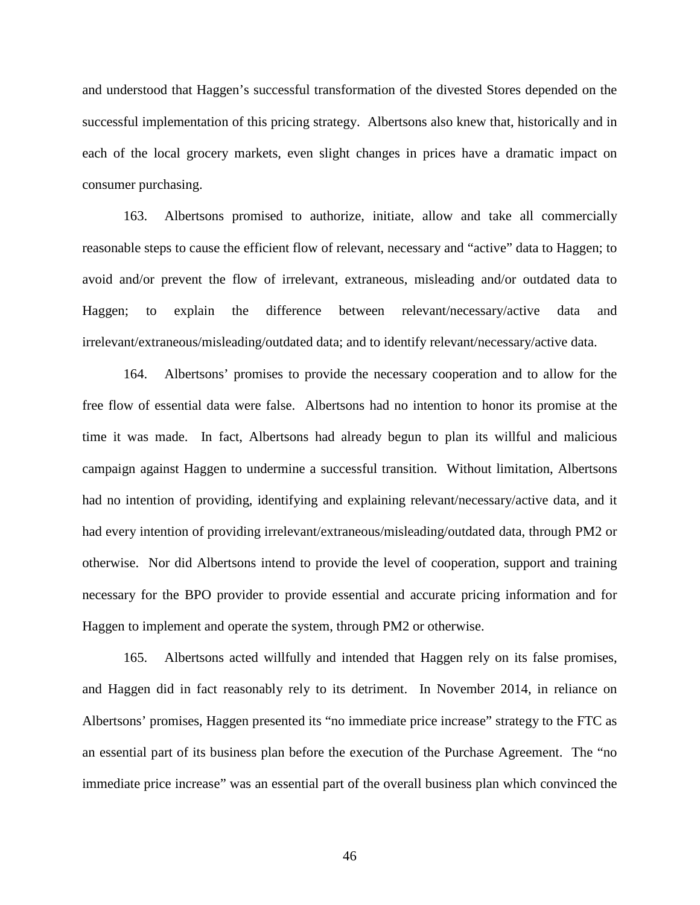and understood that Haggen's successful transformation of the divested Stores depended on the successful implementation of this pricing strategy. Albertsons also knew that, historically and in each of the local grocery markets, even slight changes in prices have a dramatic impact on consumer purchasing.

163. Albertsons promised to authorize, initiate, allow and take all commercially reasonable steps to cause the efficient flow of relevant, necessary and "active" data to Haggen; to avoid and/or prevent the flow of irrelevant, extraneous, misleading and/or outdated data to Haggen; to explain the difference between relevant/necessary/active data and irrelevant/extraneous/misleading/outdated data; and to identify relevant/necessary/active data.

164. Albertsons' promises to provide the necessary cooperation and to allow for the free flow of essential data were false. Albertsons had no intention to honor its promise at the time it was made. In fact, Albertsons had already begun to plan its willful and malicious campaign against Haggen to undermine a successful transition. Without limitation, Albertsons had no intention of providing, identifying and explaining relevant/necessary/active data, and it had every intention of providing irrelevant/extraneous/misleading/outdated data, through PM2 or otherwise. Nor did Albertsons intend to provide the level of cooperation, support and training necessary for the BPO provider to provide essential and accurate pricing information and for Haggen to implement and operate the system, through PM2 or otherwise.

165. Albertsons acted willfully and intended that Haggen rely on its false promises, and Haggen did in fact reasonably rely to its detriment. In November 2014, in reliance on Albertsons' promises, Haggen presented its "no immediate price increase" strategy to the FTC as an essential part of its business plan before the execution of the Purchase Agreement. The "no immediate price increase" was an essential part of the overall business plan which convinced the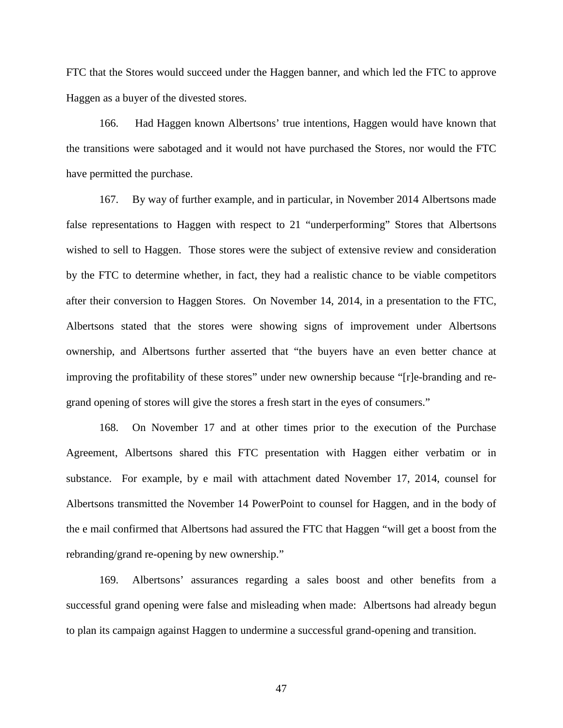FTC that the Stores would succeed under the Haggen banner, and which led the FTC to approve Haggen as a buyer of the divested stores.

166. Had Haggen known Albertsons' true intentions, Haggen would have known that the transitions were sabotaged and it would not have purchased the Stores, nor would the FTC have permitted the purchase.

167. By way of further example, and in particular, in November 2014 Albertsons made false representations to Haggen with respect to 21 "underperforming" Stores that Albertsons wished to sell to Haggen. Those stores were the subject of extensive review and consideration by the FTC to determine whether, in fact, they had a realistic chance to be viable competitors after their conversion to Haggen Stores. On November 14, 2014, in a presentation to the FTC, Albertsons stated that the stores were showing signs of improvement under Albertsons ownership, and Albertsons further asserted that "the buyers have an even better chance at improving the profitability of these stores" under new ownership because "[r]e-branding and re-grand opening of stores will give the stores a fresh start in the eyes of consumers."

168. On November 17 and at other times prior to the execution of the Purchase Agreement, Albertsons shared this FTC presentation with Haggen either verbatim or in substance. For example, by e mail with attachment dated November 17, 2014, counsel for Albertsons transmitted the November 14 PowerPoint to counsel for Haggen, and in the body of the e mail confirmed that Albertsons had assured the FTC that Haggen "will get a boost from the rebranding/grand re-opening by new ownership."

169. Albertsons' assurances regarding a sales boost and other benefits from a successful grand opening were false and misleading when made: Albertsons had already begun to plan its campaign against Haggen to undermine a successful grand-opening and transition.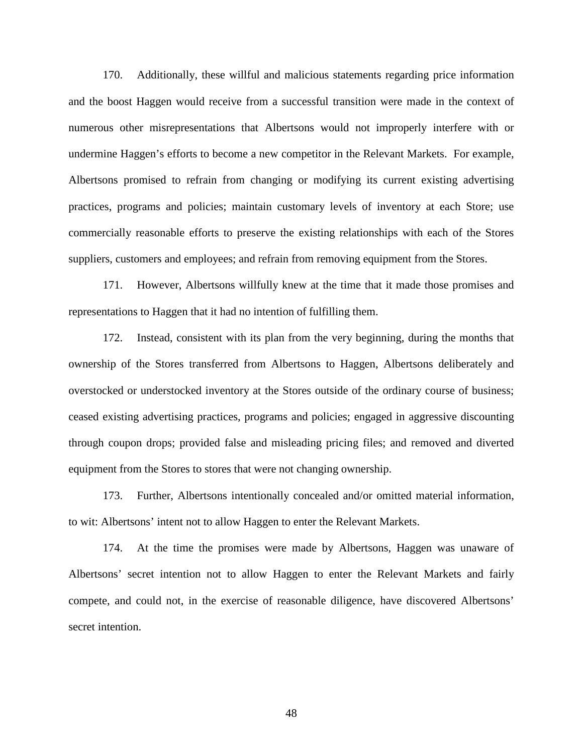170. Additionally, these willful and malicious statements regarding price information and the boost Haggen would receive from a successful transition were made in the context of numerous other misrepresentations that Albertsons would not improperly interfere with or undermine Haggen's efforts to become a new competitor in the Relevant Markets. For example, Albertsons promised to refrain from changing or modifying its current existing advertising practices, programs and policies; maintain customary levels of inventory at each Store; use commercially reasonable efforts to preserve the existing relationships with each of the Stores suppliers, customers and employees; and refrain from removing equipment from the Stores.

171. However, Albertsons willfully knew at the time that it made those promises and representations to Haggen that it had no intention of fulfilling them.

172. Instead, consistent with its plan from the very beginning, during the months that ownership of the Stores transferred from Albertsons to Haggen, Albertsons deliberately and overstocked or understocked inventory at the Stores outside of the ordinary course of business; ceased existing advertising practices, programs and policies; engaged in aggressive discounting through coupon drops; provided false and misleading pricing files; and removed and diverted equipment from the Stores to stores that were not changing ownership.

173. Further, Albertsons intentionally concealed and/or omitted material information, to wit: Albertsons' intent not to allow Haggen to enter the Relevant Markets.

174. At the time the promises were made by Albertsons, Haggen was unaware of Albertsons' secret intention not to allow Haggen to enter the Relevant Markets and fairly compete, and could not, in the exercise of reasonable diligence, have discovered Albertsons' secret intention.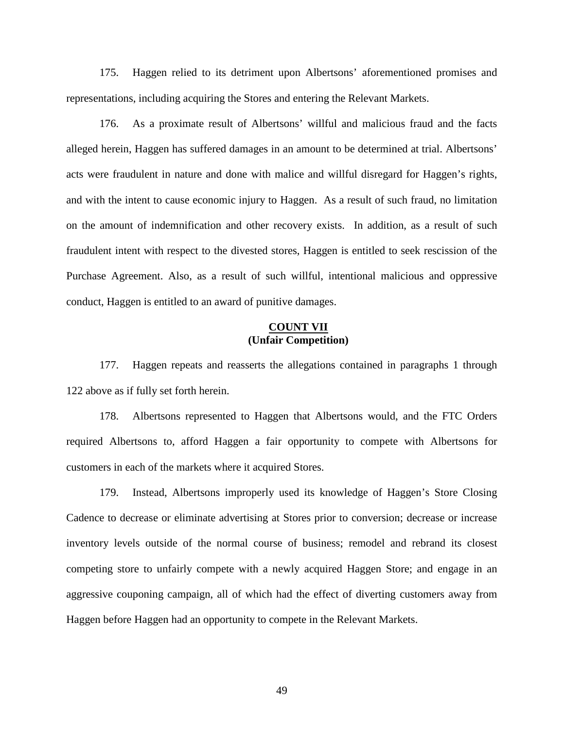175. Haggen relied to its detriment upon Albertsons' aforementioned promises and representations, including acquiring the Stores and entering the Relevant Markets.

176. As a proximate result of Albertsons' willful and malicious fraud and the facts alleged herein, Haggen has suffered damages in an amount to be determined at trial. Albertsons' acts were fraudulent in nature and done with malice and willful disregard for Haggen's rights, and with the intent to cause economic injury to Haggen. As a result of such fraud, no limitation on the amount of indemnification and other recovery exists. In addition, as a result of such fraudulent intent with respect to the divested stores, Haggen is entitled to seek rescission of the Purchase Agreement. Also, as a result of such willful, intentional malicious and oppressive conduct, Haggen is entitled to an award of punitive damages.

**COUNT VII**
**(Unfair Competition)**

177. Haggen repeats and reasserts the allegations contained in paragraphs 1 through 122 above as if fully set forth herein.

178. Albertsons represented to Haggen that Albertsons would, and the FTC Orders required Albertsons to, afford Haggen a fair opportunity to compete with Albertsons for customers in each of the markets where it acquired Stores.

179. Instead, Albertsons improperly used its knowledge of Haggen's Store Closing Cadence to decrease or eliminate advertising at Stores prior to conversion; decrease or increase inventory levels outside of the normal course of business; remodel and rebrand its closest competing store to unfairly compete with a newly acquired Haggen Store; and engage in an aggressive couponing campaign, all of which had the effect of diverting customers away from Haggen before Haggen had an opportunity to compete in the Relevant Markets.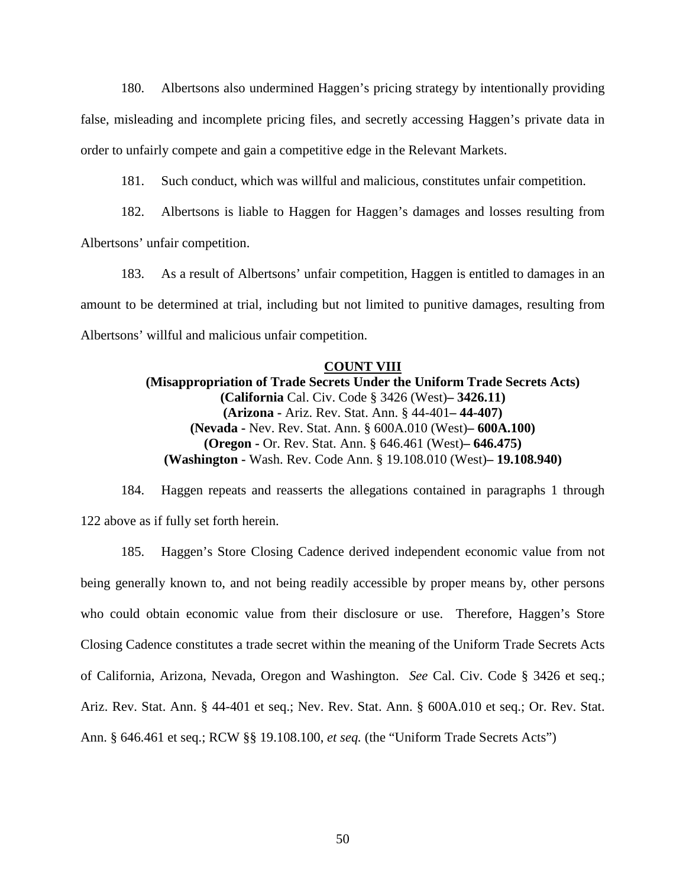180. Albertsons also undermined Haggen's pricing strategy by intentionally providing false, misleading and incomplete pricing files, and secretly accessing Haggen's private data in order to unfairly compete and gain a competitive edge in the Relevant Markets.

181. Such conduct, which was willful and malicious, constitutes unfair competition.

182. Albertsons is liable to Haggen for Haggen's damages and losses resulting from Albertsons' unfair competition.

183. As a result of Albertsons' unfair competition, Haggen is entitled to damages in an amount to be determined at trial, including but not limited to punitive damages, resulting from Albertsons' willful and malicious unfair competition.

**COUNT VIII**

**(Misappropriation of Trade Secrets Under the Uniform Trade Secrets Acts)**
**(California** Cal. Civ. Code § 3426 (West)**– 3426.11)**
**(Arizona -** Ariz. Rev. Stat. Ann. § 44-401**– 44-407)**
**(Nevada -** Nev. Rev. Stat. Ann. § 600A.010 (West)**– 600A.100)**
**(Oregon -** Or. Rev. Stat. Ann. § 646.461 (West)**– 646.475)**
**(Washington -** Wash. Rev. Code Ann. § 19.108.010 (West)**– 19.108.940)**

184. Haggen repeats and reasserts the allegations contained in paragraphs 1 through 122 above as if fully set forth herein.

185. Haggen's Store Closing Cadence derived independent economic value from not being generally known to, and not being readily accessible by proper means by, other persons who could obtain economic value from their disclosure or use. Therefore, Haggen's Store Closing Cadence constitutes a trade secret within the meaning of the Uniform Trade Secrets Acts of California, Arizona, Nevada, Oregon and Washington. *See* Cal. Civ. Code § 3426 et seq.; Ariz. Rev. Stat. Ann. § 44-401 et seq.; Nev. Rev. Stat. Ann. § 600A.010 et seq.; Or. Rev. Stat. Ann. § 646.461 et seq.; RCW §§ 19.108.100, *et seq.* (the "Uniform Trade Secrets Acts")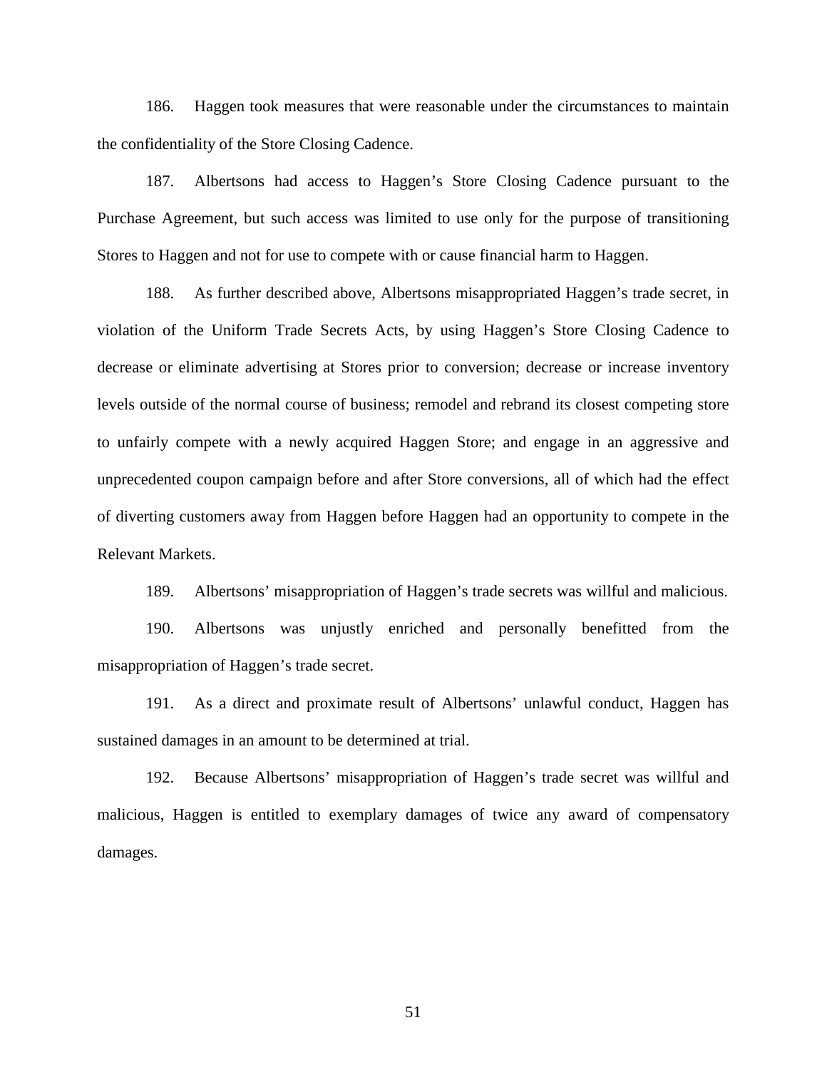186. Haggen took measures that were reasonable under the circumstances to maintain the confidentiality of the Store Closing Cadence.

187. Albertsons had access to Haggen's Store Closing Cadence pursuant to the Purchase Agreement, but such access was limited to use only for the purpose of transitioning Stores to Haggen and not for use to compete with or cause financial harm to Haggen.

188. As further described above, Albertsons misappropriated Haggen's trade secret, in violation of the Uniform Trade Secrets Acts, by using Haggen's Store Closing Cadence to decrease or eliminate advertising at Stores prior to conversion; decrease or increase inventory levels outside of the normal course of business; remodel and rebrand its closest competing store to unfairly compete with a newly acquired Haggen Store; and engage in an aggressive and unprecedented coupon campaign before and after Store conversions, all of which had the effect of diverting customers away from Haggen before Haggen had an opportunity to compete in the Relevant Markets.

189. Albertsons' misappropriation of Haggen's trade secrets was willful and malicious.

190. Albertsons was unjustly enriched and personally benefitted from the misappropriation of Haggen's trade secret.

191. As a direct and proximate result of Albertsons' unlawful conduct, Haggen has sustained damages in an amount to be determined at trial.

192. Because Albertsons' misappropriation of Haggen's trade secret was willful and malicious, Haggen is entitled to exemplary damages of twice any award of compensatory damages.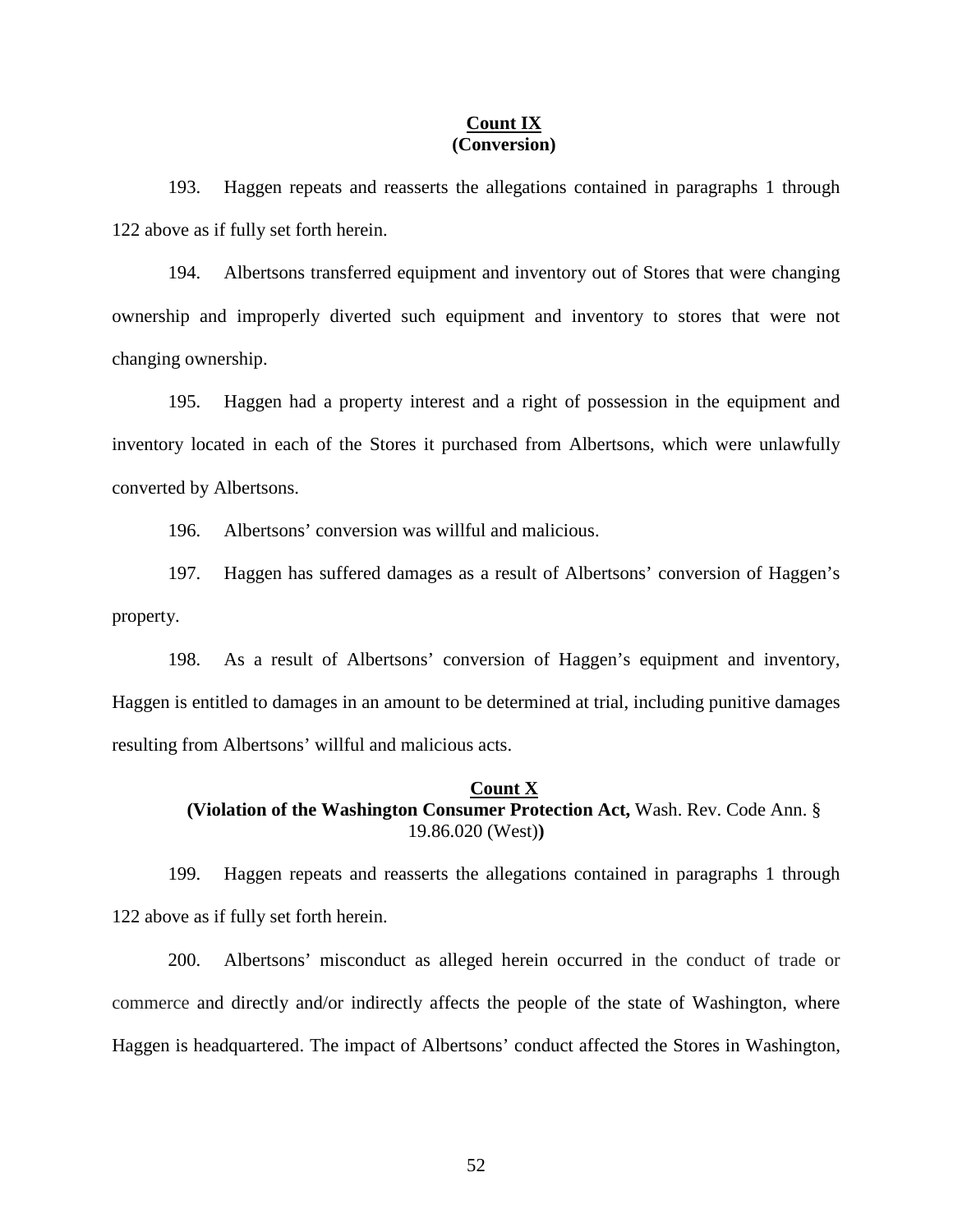**Count IX**
**(Conversion)**

193. Haggen repeats and reasserts the allegations contained in paragraphs 1 through 122 above as if fully set forth herein.

194. Albertsons transferred equipment and inventory out of Stores that were changing ownership and improperly diverted such equipment and inventory to stores that were not changing ownership.

195. Haggen had a property interest and a right of possession in the equipment and inventory located in each of the Stores it purchased from Albertsons, which were unlawfully converted by Albertsons.

196. Albertsons' conversion was willful and malicious.

197. Haggen has suffered damages as a result of Albertsons' conversion of Haggen's property.

198. As a result of Albertsons' conversion of Haggen's equipment and inventory, Haggen is entitled to damages in an amount to be determined at trial, including punitive damages resulting from Albertsons' willful and malicious acts.

**Count X**
**(Violation of the Washington Consumer Protection Act,** Wash. Rev. Code Ann. § 19.86.020 (West)**)**

199. Haggen repeats and reasserts the allegations contained in paragraphs 1 through 122 above as if fully set forth herein.

200. Albertsons' misconduct as alleged herein occurred in the conduct of trade or commerce and directly and/or indirectly affects the people of the state of Washington, where Haggen is headquartered. The impact of Albertsons' conduct affected the Stores in Washington,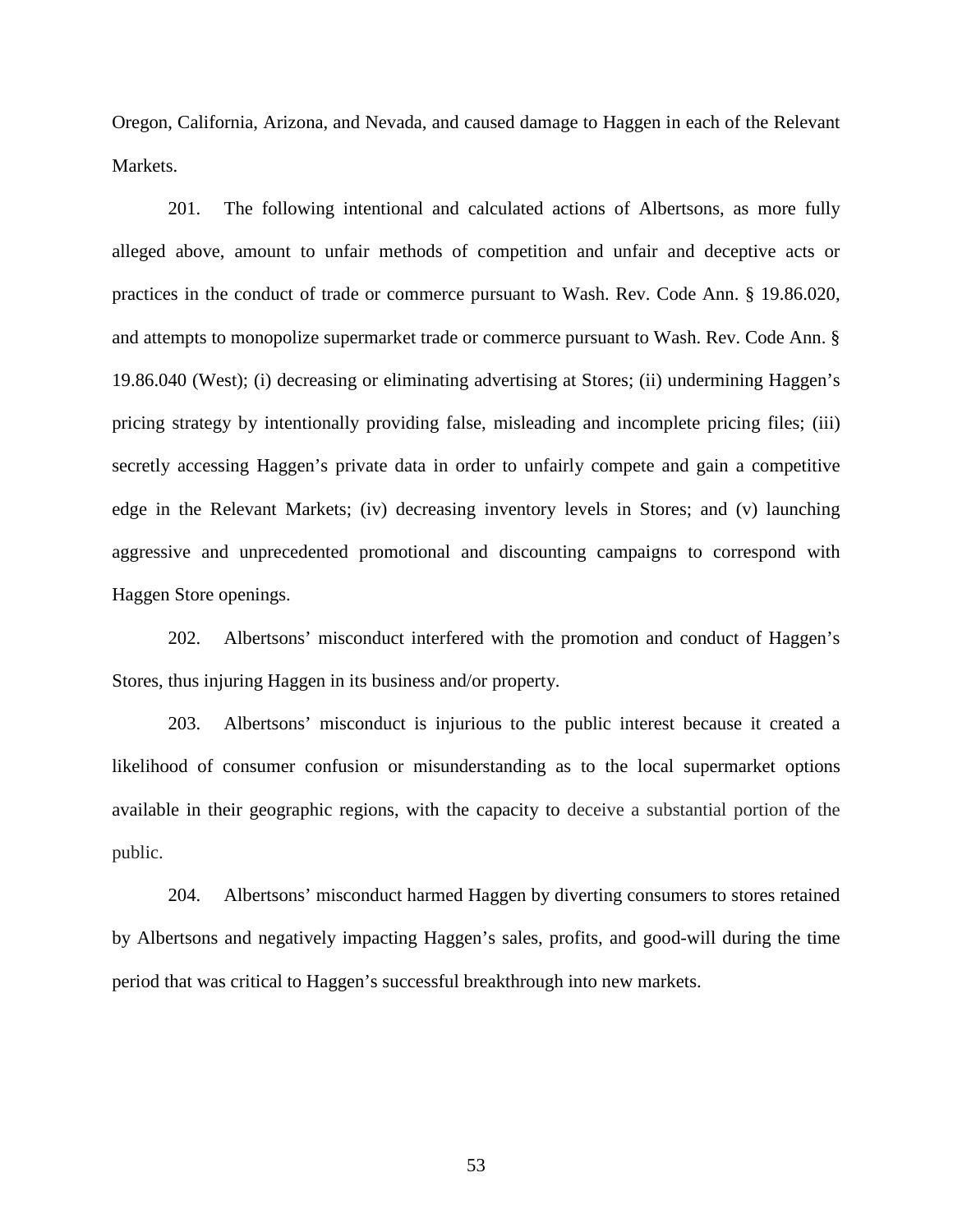Oregon, California, Arizona, and Nevada, and caused damage to Haggen in each of the Relevant Markets.

201. The following intentional and calculated actions of Albertsons, as more fully alleged above, amount to unfair methods of competition and unfair and deceptive acts or practices in the conduct of trade or commerce pursuant to Wash. Rev. Code Ann. § 19.86.020, and attempts to monopolize supermarket trade or commerce pursuant to Wash. Rev. Code Ann. § 19.86.040 (West); (i) decreasing or eliminating advertising at Stores; (ii) undermining Haggen's pricing strategy by intentionally providing false, misleading and incomplete pricing files; (iii) secretly accessing Haggen's private data in order to unfairly compete and gain a competitive edge in the Relevant Markets; (iv) decreasing inventory levels in Stores; and (v) launching aggressive and unprecedented promotional and discounting campaigns to correspond with Haggen Store openings.

202. Albertsons' misconduct interfered with the promotion and conduct of Haggen's Stores, thus injuring Haggen in its business and/or property.

203. Albertsons' misconduct is injurious to the public interest because it created a likelihood of consumer confusion or misunderstanding as to the local supermarket options available in their geographic regions, with the capacity to deceive a substantial portion of the public.

204. Albertsons' misconduct harmed Haggen by diverting consumers to stores retained by Albertsons and negatively impacting Haggen's sales, profits, and good-will during the time period that was critical to Haggen's successful breakthrough into new markets.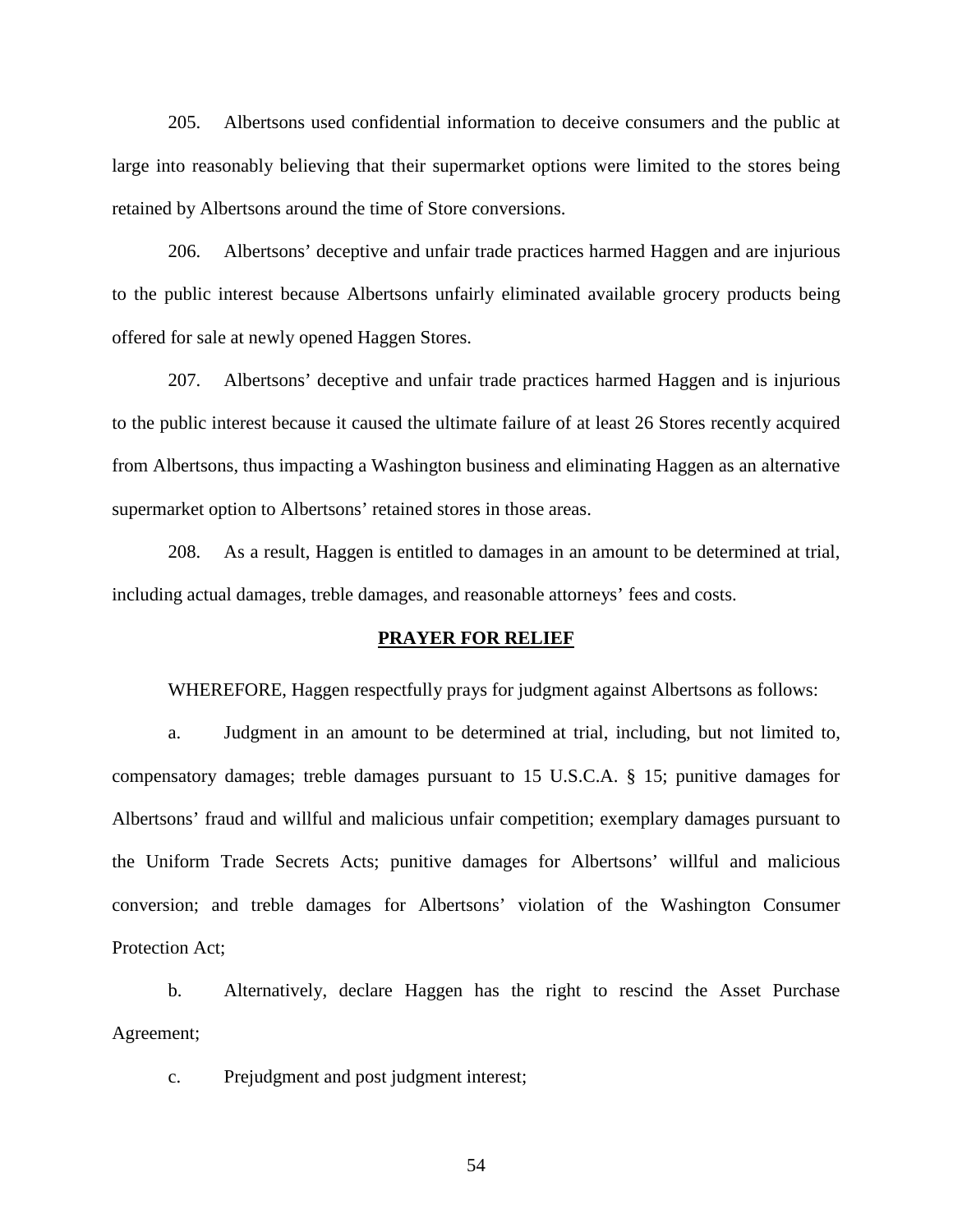205. Albertsons used confidential information to deceive consumers and the public at large into reasonably believing that their supermarket options were limited to the stores being retained by Albertsons around the time of Store conversions.

206. Albertsons' deceptive and unfair trade practices harmed Haggen and are injurious to the public interest because Albertsons unfairly eliminated available grocery products being offered for sale at newly opened Haggen Stores.

207. Albertsons' deceptive and unfair trade practices harmed Haggen and is injurious to the public interest because it caused the ultimate failure of at least 26 Stores recently acquired from Albertsons, thus impacting a Washington business and eliminating Haggen as an alternative supermarket option to Albertsons' retained stores in those areas.

208. As a result, Haggen is entitled to damages in an amount to be determined at trial, including actual damages, treble damages, and reasonable attorneys' fees and costs.

## **PRAYER FOR RELIEF**

WHEREFORE, Haggen respectfully prays for judgment against Albertsons as follows:

a. Judgment in an amount to be determined at trial, including, but not limited to, compensatory damages; treble damages pursuant to 15 U.S.C.A. § 15; punitive damages for Albertsons' fraud and willful and malicious unfair competition; exemplary damages pursuant to the Uniform Trade Secrets Acts; punitive damages for Albertsons' willful and malicious conversion; and treble damages for Albertsons' violation of the Washington Consumer Protection Act;

b. Alternatively, declare Haggen has the right to rescind the Asset Purchase Agreement;

c. Prejudgment and post judgment interest;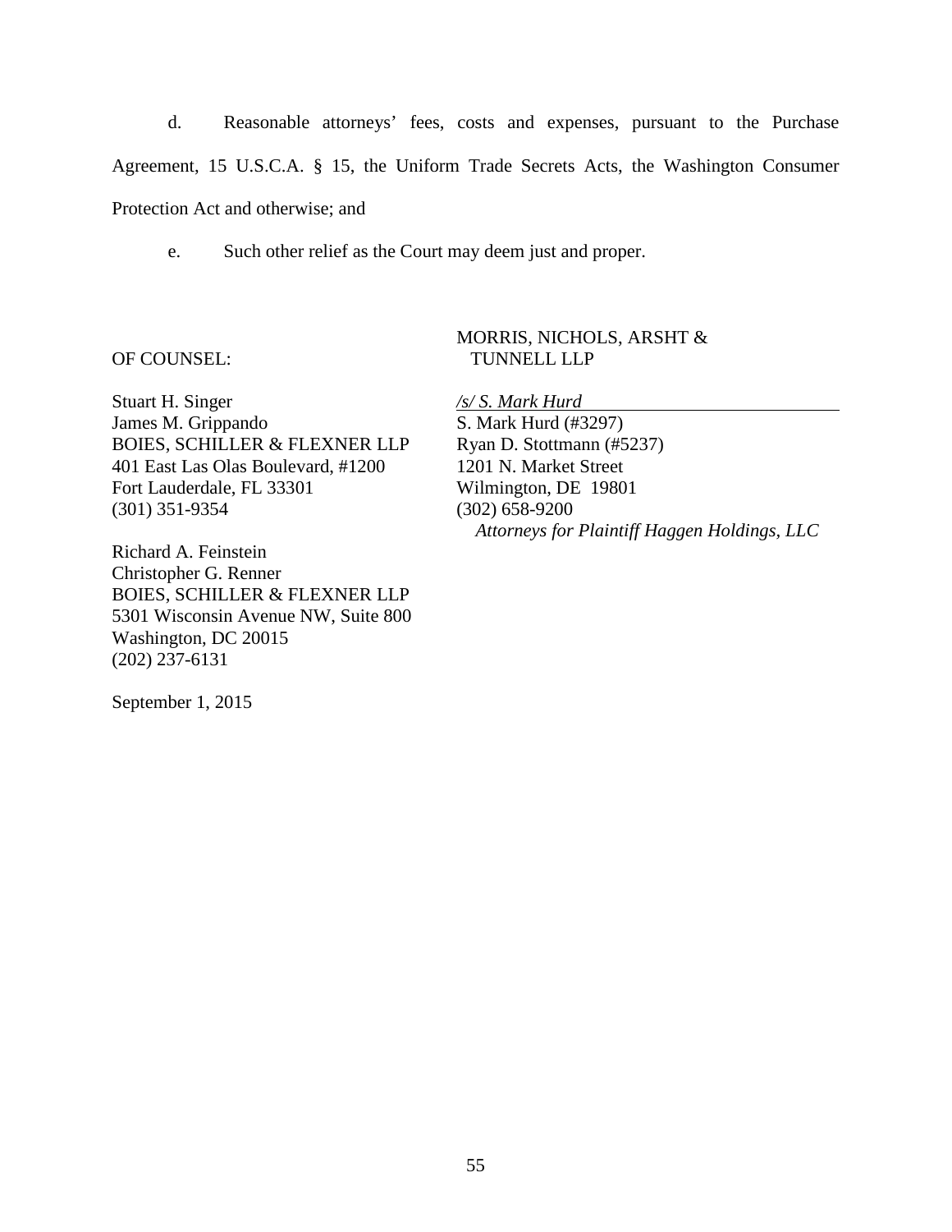d. Reasonable attorneys' fees, costs and expenses, pursuant to the Purchase Agreement, 15 U.S.C.A. § 15, the Uniform Trade Secrets Acts, the Washington Consumer Protection Act and otherwise; and

e. Such other relief as the Court may deem just and proper.

MORRIS, NICHOLS, ARSHT & TUNNELL LLP

*/s/ S. Mark Hurd*

S. Mark Hurd (#3297)
Ryan D. Stottmann (#5237)
1201 N. Market Street
Wilmington, DE 19801
(302) 658-9200
*Attorneys for Plaintiff Haggen Holdings, LLC*

OF COUNSEL:

Stuart H. Singer
James M. Grippando
BOIES, SCHILLER & FLEXNER LLP
401 East Las Olas Boulevard, #1200
Fort Lauderdale, FL 33301
(301) 351-9354

Richard A. Feinstein
Christopher G. Renner
BOIES, SCHILLER & FLEXNER LLP
5301 Wisconsin Avenue NW, Suite 800
Washington, DC 20015
(202) 237-6131

September 1, 2015